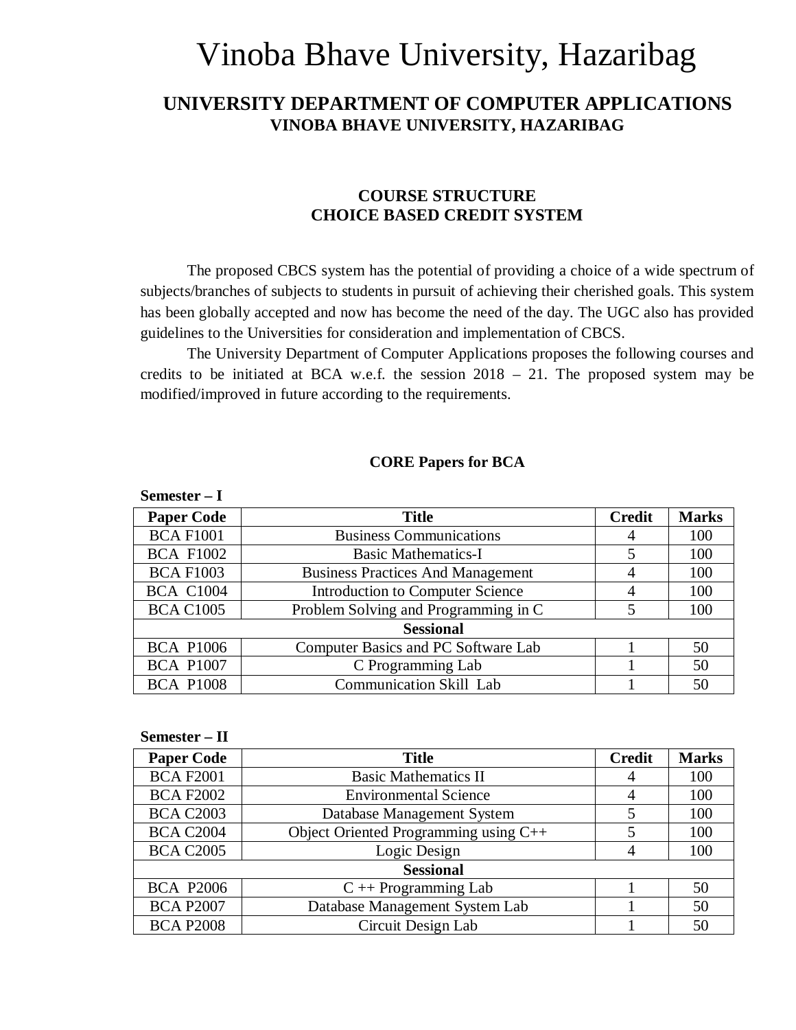# Vinoba Bhave University, Hazaribag

## UNIVERSITY DEPARTMENT OF COMPUTER APPLICATIONS
### VINOBA BHAVE UNIVERSITY, HAZARIBAG

### COURSE STRUCTURE
### CHOICE BASED CREDIT SYSTEM

The proposed CBCS system has the potential of providing a choice of a wide spectrum of subjects/branches of subjects to students in pursuit of achieving their cherished goals. This system has been globally accepted and now has become the need of the day. The UGC also has provided guidelines to the Universities for consideration and implementation of CBCS.

The University Department of Computer Applications proposes the following courses and credits to be initiated at BCA w.e.f. the session 2018 – 21. The proposed system may be modified/improved in future according to the requirements.

**CORE Papers for BCA**

**Semester – I**

| Paper Code | Title | Credit | Marks |
|---|---|---|---|
| BCA F1001 | Business Communications | 4 | 100 |
| BCA F1002 | Basic Mathematics-I | 5 | 100 |
| BCA F1003 | Business Practices And Management | 4 | 100 |
| BCA C1004 | Introduction to Computer Science | 4 | 100 |
| BCA C1005 | Problem Solving and Programming in C | 5 | 100 |
| **Sessional** | | | |
| BCA P1006 | Computer Basics and PC Software Lab | 1 | 50 |
| BCA P1007 | C Programming Lab | 1 | 50 |
| BCA P1008 | Communication Skill Lab | 1 | 50 |

**Semester – II**

| Paper Code | Title | Credit | Marks |
|---|---|---|---|
| BCA F2001 | Basic Mathematics II | 4 | 100 |
| BCA F2002 | Environmental Science | 4 | 100 |
| BCA C2003 | Database Management System | 5 | 100 |
| BCA C2004 | Object Oriented Programming using C++ | 5 | 100 |
| BCA C2005 | Logic Design | 4 | 100 |
| **Sessional** | | | |
| BCA P2006 | C ++ Programming Lab | 1 | 50 |
| BCA P2007 | Database Management System Lab | 1 | 50 |
| BCA P2008 | Circuit Design Lab | 1 | 50 |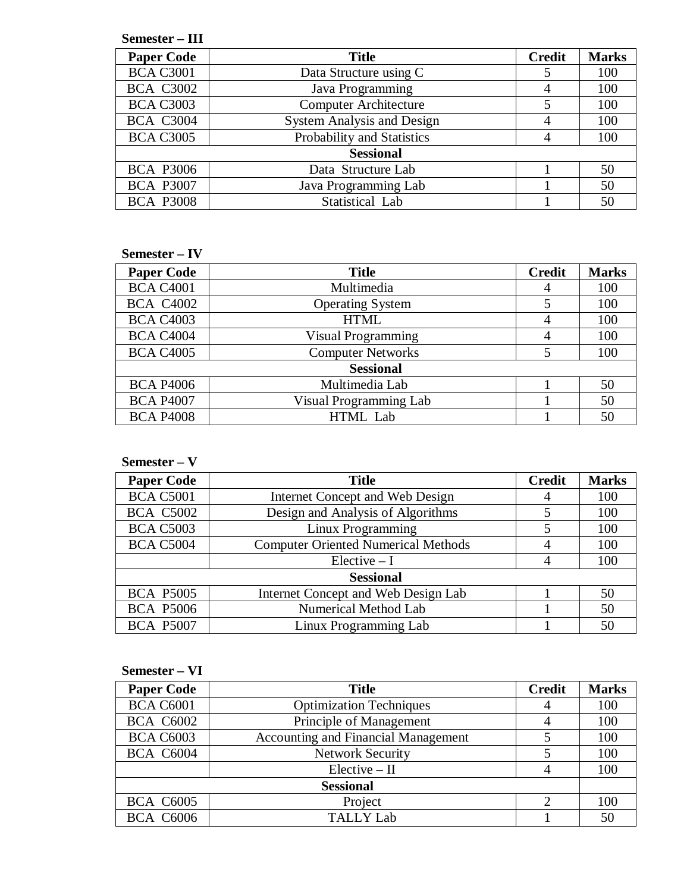**Semester – III**

| Paper Code | Title | Credit | Marks |
|---|---|---|---|
| BCA C3001 | Data Structure using C | 5 | 100 |
| BCA C3002 | Java Programming | 4 | 100 |
| BCA C3003 | Computer Architecture | 5 | 100 |
| BCA C3004 | System Analysis and Design | 4 | 100 |
| BCA C3005 | Probability and Statistics | 4 | 100 |
| **Sessional** | | | |
| BCA P3006 | Data Structure Lab | 1 | 50 |
| BCA P3007 | Java Programming Lab | 1 | 50 |
| BCA P3008 | Statistical Lab | 1 | 50 |

**Semester – IV**

| Paper Code | Title | Credit | Marks |
|---|---|---|---|
| BCA C4001 | Multimedia | 4 | 100 |
| BCA C4002 | Operating System | 5 | 100 |
| BCA C4003 | HTML | 4 | 100 |
| BCA C4004 | Visual Programming | 4 | 100 |
| BCA C4005 | Computer Networks | 5 | 100 |
| **Sessional** | | | |
| BCA P4006 | Multimedia Lab | 1 | 50 |
| BCA P4007 | Visual Programming Lab | 1 | 50 |
| BCA P4008 | HTML Lab | 1 | 50 |

**Semester – V**

| Paper Code | Title | Credit | Marks |
|---|---|---|---|
| BCA C5001 | Internet Concept and Web Design | 4 | 100 |
| BCA C5002 | Design and Analysis of Algorithms | 5 | 100 |
| BCA C5003 | Linux Programming | 5 | 100 |
| BCA C5004 | Computer Oriented Numerical Methods | 4 | 100 |
| | Elective – I | 4 | 100 |
| **Sessional** | | | |
| BCA P5005 | Internet Concept and Web Design Lab | 1 | 50 |
| BCA P5006 | Numerical Method Lab | 1 | 50 |
| BCA P5007 | Linux Programming Lab | 1 | 50 |

**Semester – VI**

| Paper Code | Title | Credit | Marks |
|---|---|---|---|
| BCA C6001 | Optimization Techniques | 4 | 100 |
| BCA C6002 | Principle of Management | 4 | 100 |
| BCA C6003 | Accounting and Financial Management | 5 | 100 |
| BCA C6004 | Network Security | 5 | 100 |
| | Elective – II | 4 | 100 |
| **Sessional** | | | |
| BCA C6005 | Project | 2 | 100 |
| BCA C6006 | TALLY Lab | 1 | 50 |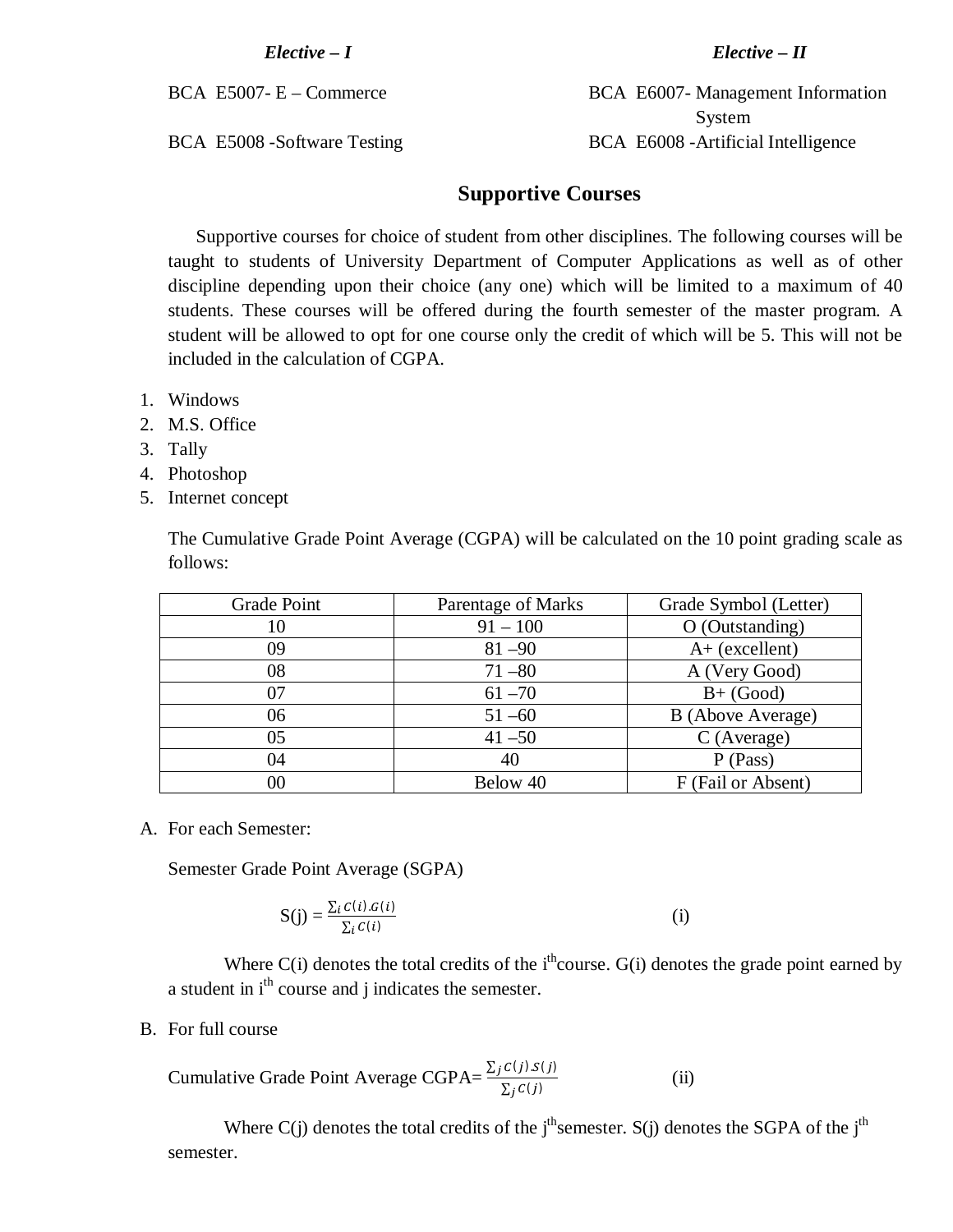*Elective – I*

BCA E5007- E – Commerce

BCA E5008 -Software Testing

*Elective – II*

BCA E6007- Management Information System

BCA E6008 -Artificial Intelligence

## Supportive Courses

Supportive courses for choice of student from other disciplines. The following courses will be taught to students of University Department of Computer Applications as well as of other discipline depending upon their choice (any one) which will be limited to a maximum of 40 students. These courses will be offered during the fourth semester of the master program. A student will be allowed to opt for one course only the credit of which will be 5. This will not be included in the calculation of CGPA.

1. Windows
2. M.S. Office
3. Tally
4. Photoshop
5. Internet concept

The Cumulative Grade Point Average (CGPA) will be calculated on the 10 point grading scale as follows:

| Grade Point | Parentage of Marks | Grade Symbol (Letter) |
|---|---|---|
| 10 | 91 – 100 | O (Outstanding) |
| 09 | 81 –90 | A+ (excellent) |
| 08 | 71 –80 | A (Very Good) |
| 07 | 61 –70 | B+ (Good) |
| 06 | 51 –60 | B (Above Average) |
| 05 | 41 –50 | C (Average) |
| 04 | 40 | P (Pass) |
| 00 | Below 40 | F (Fail or Absent) |

A. For each Semester:

Semester Grade Point Average (SGPA)

$$S(j) = \frac{\sum_i C(i).G(i)}{\sum_i C(i)} \qquad \text{(i)}$$

Where C(i) denotes the total credits of the $i^{th}$ course. G(i) denotes the grade point earned by a student in $i^{th}$ course and j indicates the semester.

B. For full course

$$\text{Cumulative Grade Point Average CGPA} = \frac{\sum_j C(j).S(j)}{\sum_j C(j)} \qquad \text{(ii)}$$

Where C(j) denotes the total credits of the $j^{th}$ semester. S(j) denotes the SGPA of the $j^{th}$ semester.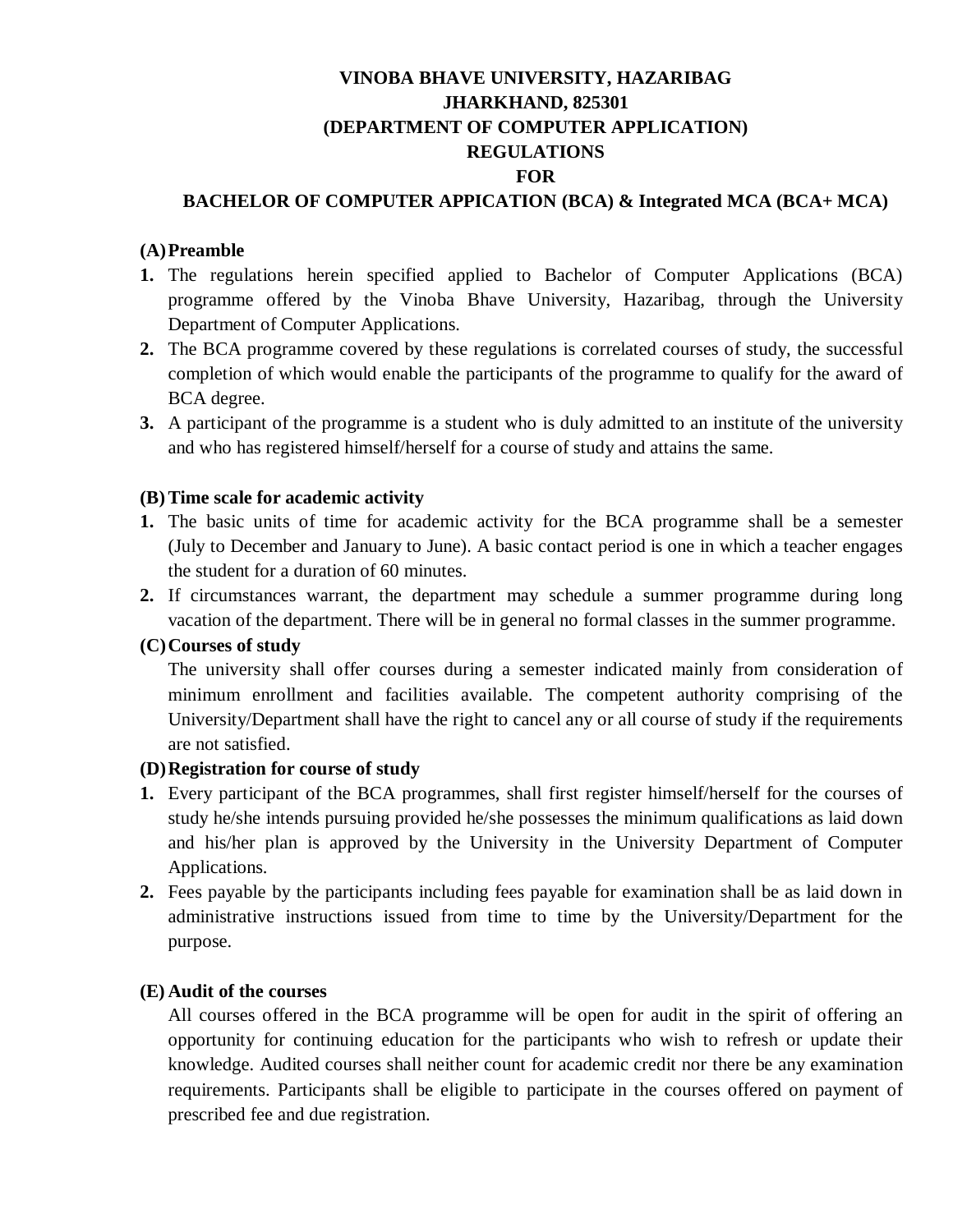# VINOBA BHAVE UNIVERSITY, HAZARIBAG
# JHARKHAND, 825301
# (DEPARTMENT OF COMPUTER APPLICATION)
# REGULATIONS
# FOR
# BACHELOR OF COMPUTER APPICATION (BCA) & Integrated MCA (BCA+ MCA)

## (A) Preamble

1. The regulations herein specified applied to Bachelor of Computer Applications (BCA) programme offered by the Vinoba Bhave University, Hazaribag, through the University Department of Computer Applications.
2. The BCA programme covered by these regulations is correlated courses of study, the successful completion of which would enable the participants of the programme to qualify for the award of BCA degree.
3. A participant of the programme is a student who is duly admitted to an institute of the university and who has registered himself/herself for a course of study and attains the same.

## (B) Time scale for academic activity

1. The basic units of time for academic activity for the BCA programme shall be a semester (July to December and January to June). A basic contact period is one in which a teacher engages the student for a duration of 60 minutes.
2. If circumstances warrant, the department may schedule a summer programme during long vacation of the department. There will be in general no formal classes in the summer programme.

## (C) Courses of study

The university shall offer courses during a semester indicated mainly from consideration of minimum enrollment and facilities available. The competent authority comprising of the University/Department shall have the right to cancel any or all course of study if the requirements are not satisfied.

## (D) Registration for course of study

1. Every participant of the BCA programmes, shall first register himself/herself for the courses of study he/she intends pursuing provided he/she possesses the minimum qualifications as laid down and his/her plan is approved by the University in the University Department of Computer Applications.
2. Fees payable by the participants including fees payable for examination shall be as laid down in administrative instructions issued from time to time by the University/Department for the purpose.

## (E) Audit of the courses

All courses offered in the BCA programme will be open for audit in the spirit of offering an opportunity for continuing education for the participants who wish to refresh or update their knowledge. Audited courses shall neither count for academic credit nor there be any examination requirements. Participants shall be eligible to participate in the courses offered on payment of prescribed fee and due registration.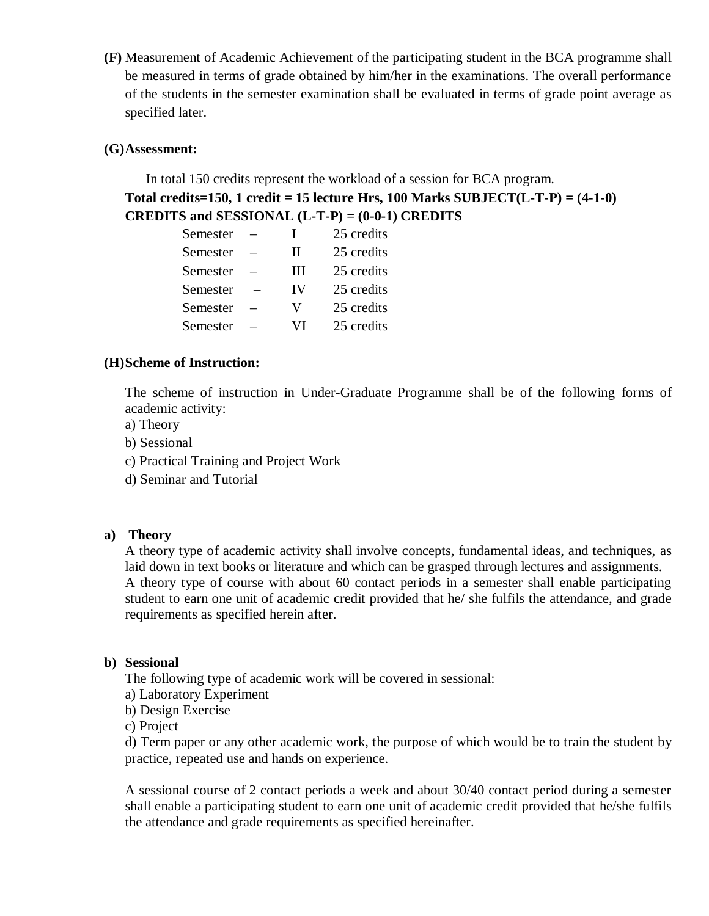**(F)** Measurement of Academic Achievement of the participating student in the BCA programme shall be measured in terms of grade obtained by him/her in the examinations. The overall performance of the students in the semester examination shall be evaluated in terms of grade point average as specified later.

**(G) Assessment:**

In total 150 credits represent the workload of a session for BCA program.

**Total credits=150, 1 credit = 15 lecture Hrs, 100 Marks SUBJECT(L-T-P) = (4-1-0) CREDITS and SESSIONAL (L-T-P) = (0-0-1) CREDITS**

| | | | |
|---|---|---|---|
| Semester | – | I | 25 credits |
| Semester | – | II | 25 credits |
| Semester | – | III | 25 credits |
| Semester | – | IV | 25 credits |
| Semester | – | V | 25 credits |
| Semester | – | VI | 25 credits |

**(H) Scheme of Instruction:**

The scheme of instruction in Under-Graduate Programme shall be of the following forms of academic activity:

a) Theory

b) Sessional

c) Practical Training and Project Work

d) Seminar and Tutorial

**a) Theory**

A theory type of academic activity shall involve concepts, fundamental ideas, and techniques, as laid down in text books or literature and which can be grasped through lectures and assignments.

A theory type of course with about 60 contact periods in a semester shall enable participating student to earn one unit of academic credit provided that he/ she fulfils the attendance, and grade requirements as specified herein after.

**b) Sessional**

The following type of academic work will be covered in sessional:

a) Laboratory Experiment

b) Design Exercise

c) Project

d) Term paper or any other academic work, the purpose of which would be to train the student by practice, repeated use and hands on experience.

A sessional course of 2 contact periods a week and about 30/40 contact period during a semester shall enable a participating student to earn one unit of academic credit provided that he/she fulfils the attendance and grade requirements as specified hereinafter.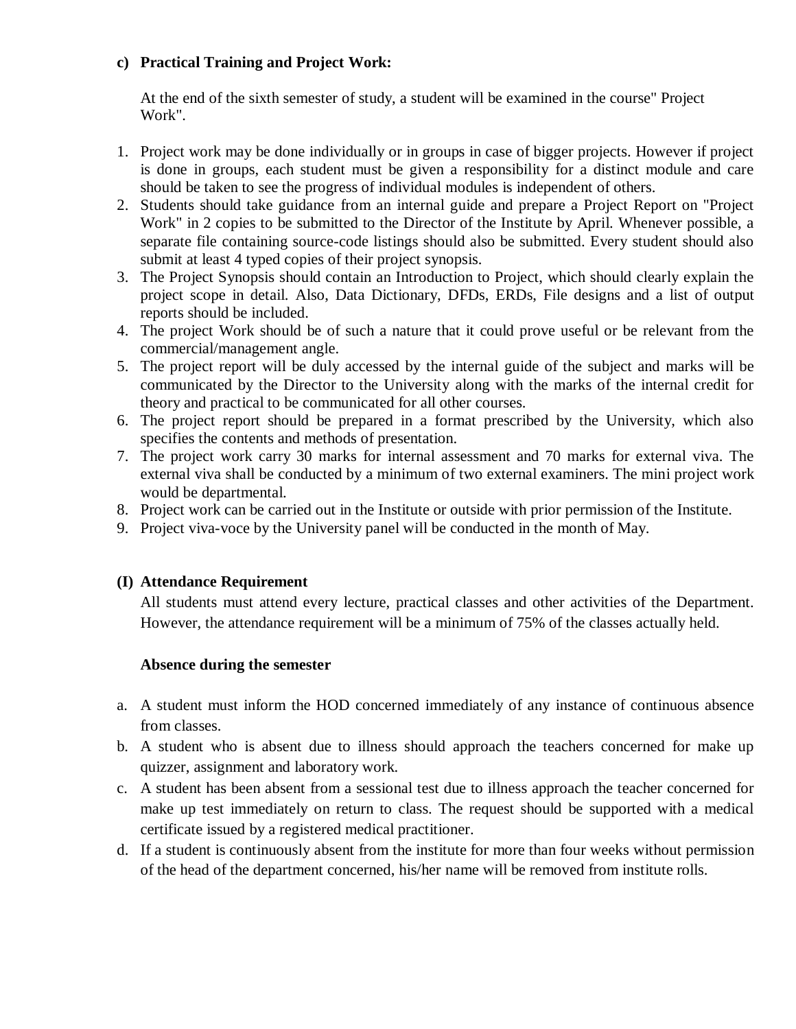**c) Practical Training and Project Work:**

At the end of the sixth semester of study, a student will be examined in the course" Project Work".

1. Project work may be done individually or in groups in case of bigger projects. However if project is done in groups, each student must be given a responsibility for a distinct module and care should be taken to see the progress of individual modules is independent of others.
2. Students should take guidance from an internal guide and prepare a Project Report on "Project Work" in 2 copies to be submitted to the Director of the Institute by April. Whenever possible, a separate file containing source-code listings should also be submitted. Every student should also submit at least 4 typed copies of their project synopsis.
3. The Project Synopsis should contain an Introduction to Project, which should clearly explain the project scope in detail. Also, Data Dictionary, DFDs, ERDs, File designs and a list of output reports should be included.
4. The project Work should be of such a nature that it could prove useful or be relevant from the commercial/management angle.
5. The project report will be duly accessed by the internal guide of the subject and marks will be communicated by the Director to the University along with the marks of the internal credit for theory and practical to be communicated for all other courses.
6. The project report should be prepared in a format prescribed by the University, which also specifies the contents and methods of presentation.
7. The project work carry 30 marks for internal assessment and 70 marks for external viva. The external viva shall be conducted by a minimum of two external examiners. The mini project work would be departmental.
8. Project work can be carried out in the Institute or outside with prior permission of the Institute.
9. Project viva-voce by the University panel will be conducted in the month of May.

**(I) Attendance Requirement**

All students must attend every lecture, practical classes and other activities of the Department. However, the attendance requirement will be a minimum of 75% of the classes actually held.

**Absence during the semester**

a. A student must inform the HOD concerned immediately of any instance of continuous absence from classes.
b. A student who is absent due to illness should approach the teachers concerned for make up quizzer, assignment and laboratory work.
c. A student has been absent from a sessional test due to illness approach the teacher concerned for make up test immediately on return to class. The request should be supported with a medical certificate issued by a registered medical practitioner.
d. If a student is continuously absent from the institute for more than four weeks without permission of the head of the department concerned, his/her name will be removed from institute rolls.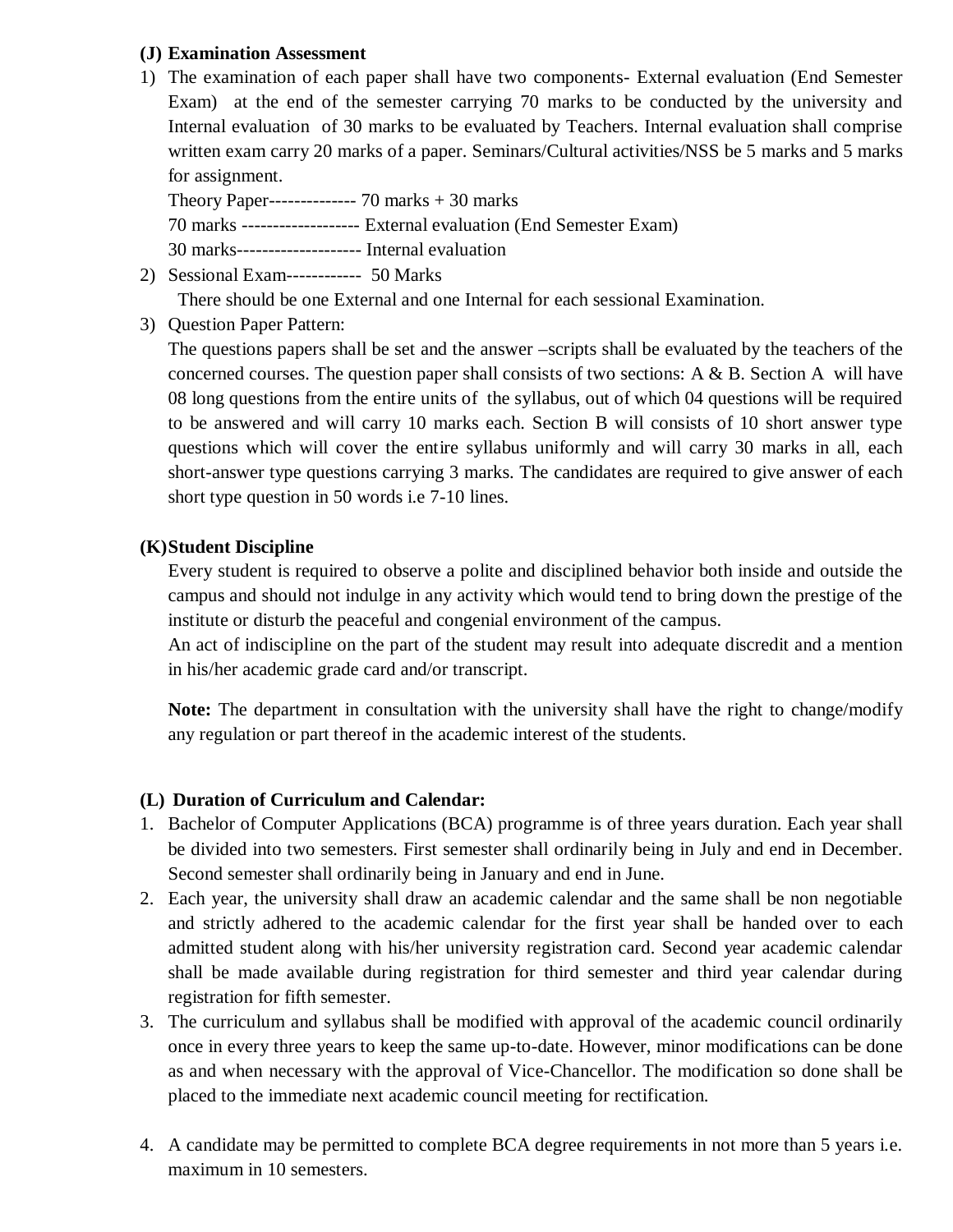**(J) Examination Assessment**

1) The examination of each paper shall have two components- External evaluation (End Semester Exam) at the end of the semester carrying 70 marks to be conducted by the university and Internal evaluation of 30 marks to be evaluated by Teachers. Internal evaluation shall comprise written exam carry 20 marks of a paper. Seminars/Cultural activities/NSS be 5 marks and 5 marks for assignment.

   Theory Paper-------------- 70 marks + 30 marks

   70 marks ------------------- External evaluation (End Semester Exam)

   30 marks-------------------- Internal evaluation

2) Sessional Exam------------ 50 Marks

   There should be one External and one Internal for each sessional Examination.

3) Question Paper Pattern:

   The questions papers shall be set and the answer –scripts shall be evaluated by the teachers of the concerned courses. The question paper shall consists of two sections: A & B. Section A will have 08 long questions from the entire units of the syllabus, out of which 04 questions will be required to be answered and will carry 10 marks each. Section B will consists of 10 short answer type questions which will cover the entire syllabus uniformly and will carry 30 marks in all, each short-answer type questions carrying 3 marks. The candidates are required to give answer of each short type question in 50 words i.e 7-10 lines.

**(K) Student Discipline**

Every student is required to observe a polite and disciplined behavior both inside and outside the campus and should not indulge in any activity which would tend to bring down the prestige of the institute or disturb the peaceful and congenial environment of the campus.

An act of indiscipline on the part of the student may result into adequate discredit and a mention in his/her academic grade card and/or transcript.

**Note:** The department in consultation with the university shall have the right to change/modify any regulation or part thereof in the academic interest of the students.

**(L) Duration of Curriculum and Calendar:**

1. Bachelor of Computer Applications (BCA) programme is of three years duration. Each year shall be divided into two semesters. First semester shall ordinarily being in July and end in December. Second semester shall ordinarily being in January and end in June.
2. Each year, the university shall draw an academic calendar and the same shall be non negotiable and strictly adhered to the academic calendar for the first year shall be handed over to each admitted student along with his/her university registration card. Second year academic calendar shall be made available during registration for third semester and third year calendar during registration for fifth semester.
3. The curriculum and syllabus shall be modified with approval of the academic council ordinarily once in every three years to keep the same up-to-date. However, minor modifications can be done as and when necessary with the approval of Vice-Chancellor. The modification so done shall be placed to the immediate next academic council meeting for rectification.
4. A candidate may be permitted to complete BCA degree requirements in not more than 5 years i.e. maximum in 10 semesters.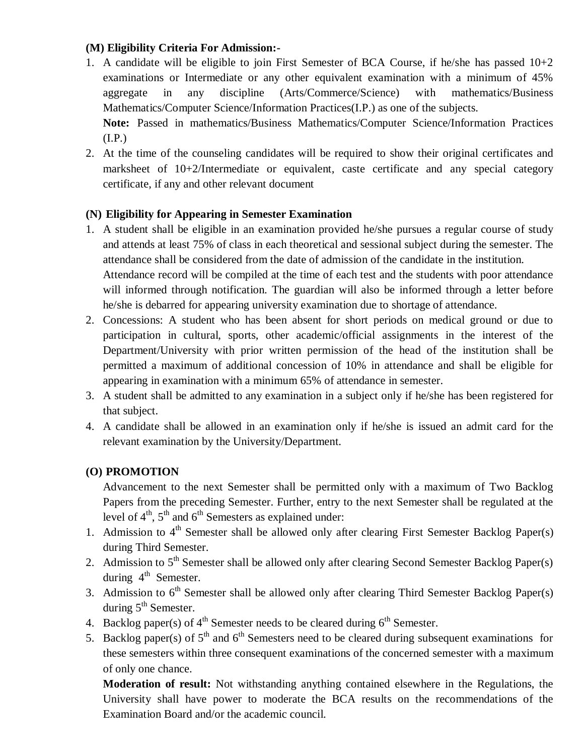**(M) Eligibility Criteria For Admission:-**

1. A candidate will be eligible to join First Semester of BCA Course, if he/she has passed 10+2 examinations or Intermediate or any other equivalent examination with a minimum of 45% aggregate in any discipline (Arts/Commerce/Science) with mathematics/Business Mathematics/Computer Science/Information Practices(I.P.) as one of the subjects.

   **Note:** Passed in mathematics/Business Mathematics/Computer Science/Information Practices (I.P.)

2. At the time of the counseling candidates will be required to show their original certificates and marksheet of 10+2/Intermediate or equivalent, caste certificate and any special category certificate, if any and other relevant document

**(N) Eligibility for Appearing in Semester Examination**

1. A student shall be eligible in an examination provided he/she pursues a regular course of study and attends at least 75% of class in each theoretical and sessional subject during the semester. The attendance shall be considered from the date of admission of the candidate in the institution.

   Attendance record will be compiled at the time of each test and the students with poor attendance will informed through notification. The guardian will also be informed through a letter before he/she is debarred for appearing university examination due to shortage of attendance.

2. Concessions: A student who has been absent for short periods on medical ground or due to participation in cultural, sports, other academic/official assignments in the interest of the Department/University with prior written permission of the head of the institution shall be permitted a maximum of additional concession of 10% in attendance and shall be eligible for appearing in examination with a minimum 65% of attendance in semester.
3. A student shall be admitted to any examination in a subject only if he/she has been registered for that subject.
4. A candidate shall be allowed in an examination only if he/she is issued an admit card for the relevant examination by the University/Department.

**(O) PROMOTION**

Advancement to the next Semester shall be permitted only with a maximum of Two Backlog Papers from the preceding Semester. Further, entry to the next Semester shall be regulated at the level of 4th, 5th and 6th Semesters as explained under:

1. Admission to 4th Semester shall be allowed only after clearing First Semester Backlog Paper(s) during Third Semester.
2. Admission to 5th Semester shall be allowed only after clearing Second Semester Backlog Paper(s) during 4th Semester.
3. Admission to 6th Semester shall be allowed only after clearing Third Semester Backlog Paper(s) during 5th Semester.
4. Backlog paper(s) of 4th Semester needs to be cleared during 6th Semester.
5. Backlog paper(s) of 5th and 6th Semesters need to be cleared during subsequent examinations for these semesters within three consequent examinations of the concerned semester with a maximum of only one chance.

   **Moderation of result:** Not withstanding anything contained elsewhere in the Regulations, the University shall have power to moderate the BCA results on the recommendations of the Examination Board and/or the academic council.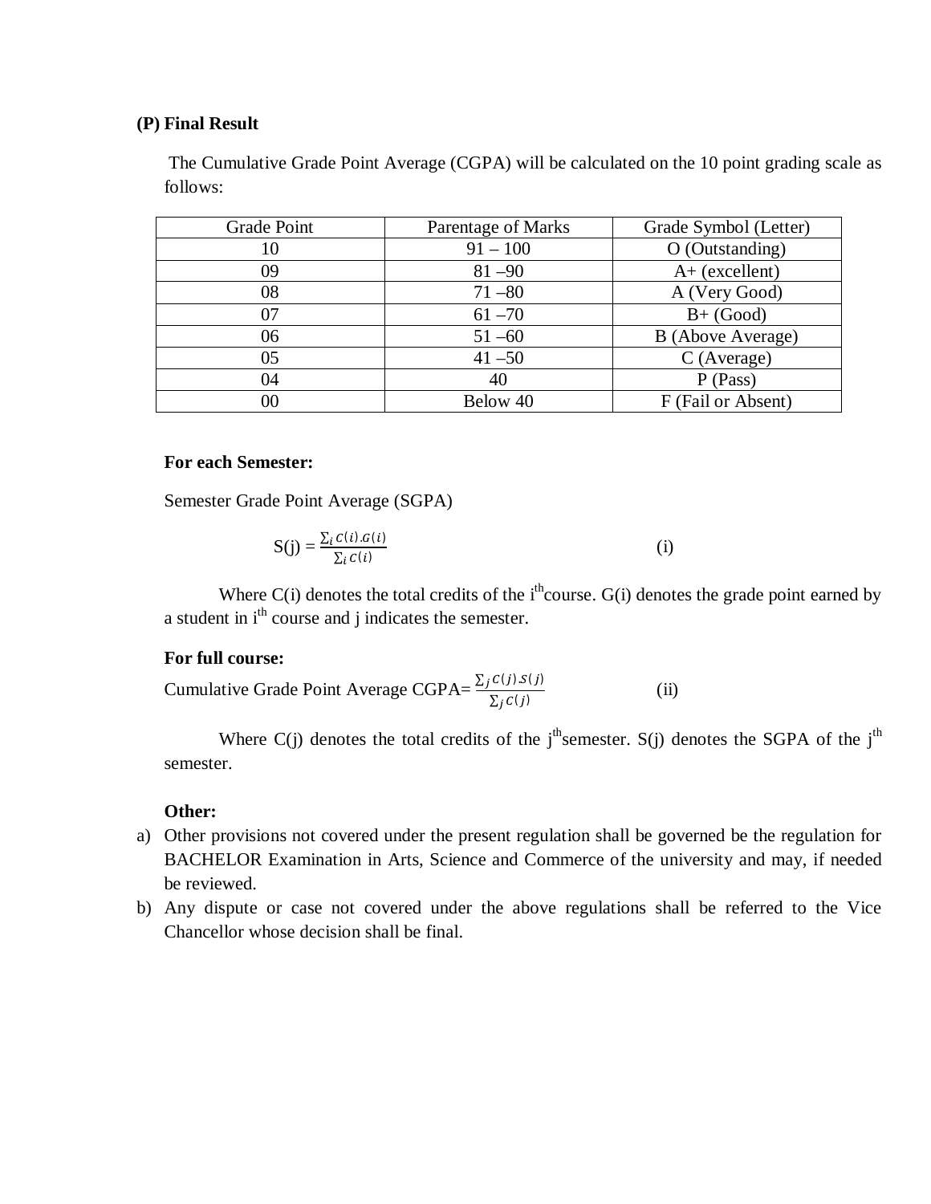### (P) Final Result

The Cumulative Grade Point Average (CGPA) will be calculated on the 10 point grading scale as follows:

| Grade Point | Parentage of Marks | Grade Symbol (Letter) |
|---|---|---|
| 10 | 91 – 100 | O (Outstanding) |
| 09 | 81 –90 | A+ (excellent) |
| 08 | 71 –80 | A (Very Good) |
| 07 | 61 –70 | B+ (Good) |
| 06 | 51 –60 | B (Above Average) |
| 05 | 41 –50 | C (Average) |
| 04 | 40 | P (Pass) |
| 00 | Below 40 | F (Fail or Absent) |

**For each Semester:**

Semester Grade Point Average (SGPA)

$$S(j) = \frac{\sum_i C(i).G(i)}{\sum_i C(i)} \qquad \text{(i)}$$

Where C(i) denotes the total credits of the $i^{th}$ course. G(i) denotes the grade point earned by a student in $i^{th}$ course and j indicates the semester.

**For full course:**

Cumulative Grade Point Average CGPA= $\frac{\sum_j C(j).S(j)}{\sum_j C(j)}$ (ii)

Where C(j) denotes the total credits of the $j^{th}$ semester. S(j) denotes the SGPA of the $j^{th}$ semester.

**Other:**

a) Other provisions not covered under the present regulation shall be governed be the regulation for BACHELOR Examination in Arts, Science and Commerce of the university and may, if needed be reviewed.

b) Any dispute or case not covered under the above regulations shall be referred to the Vice Chancellor whose decision shall be final.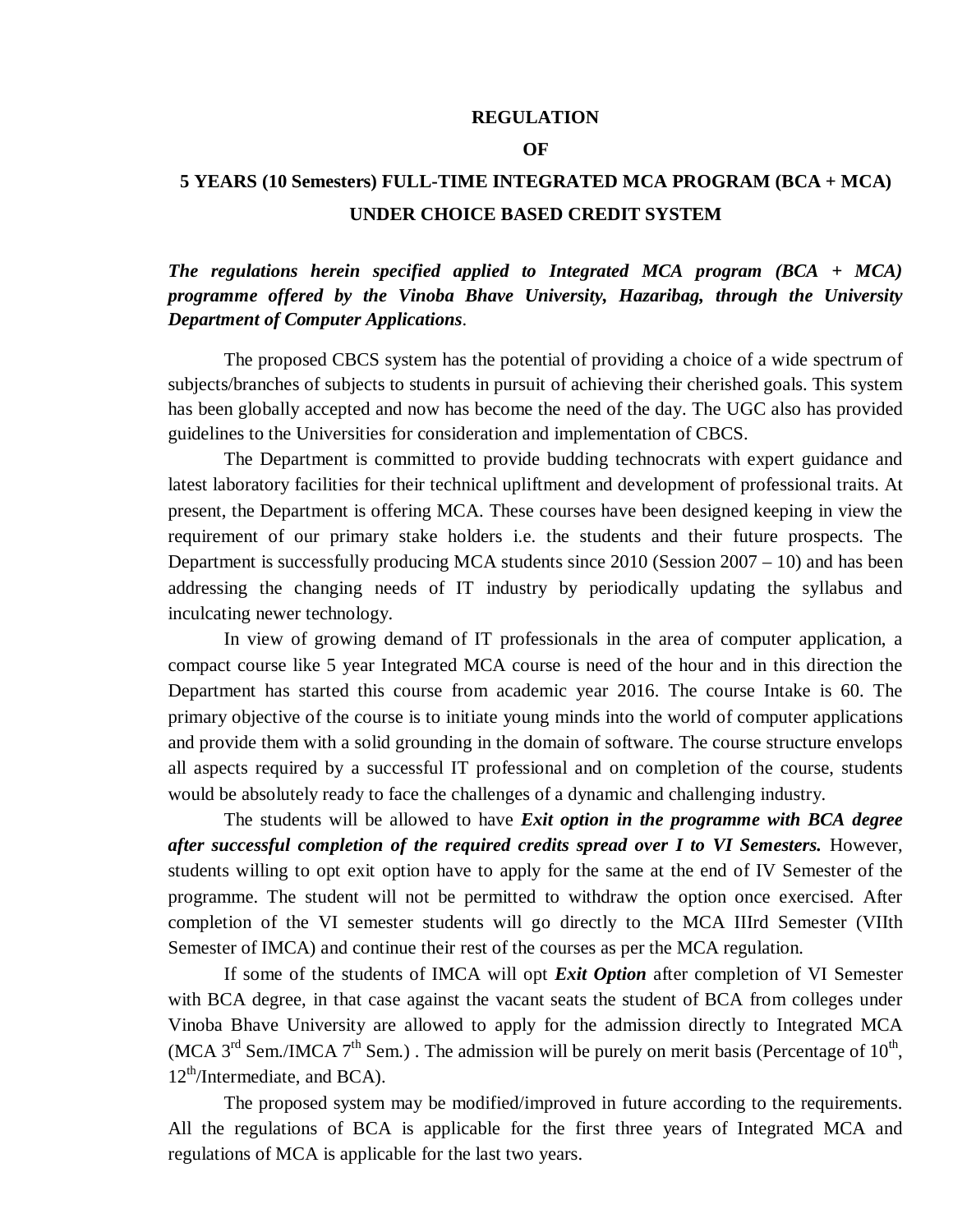# REGULATION

# OF

# 5 YEARS (10 Semesters) FULL-TIME INTEGRATED MCA PROGRAM (BCA + MCA) UNDER CHOICE BASED CREDIT SYSTEM

***The regulations herein specified applied to Integrated MCA program (BCA + MCA) programme offered by the Vinoba Bhave University, Hazaribag, through the University Department of Computer Applications***.

The proposed CBCS system has the potential of providing a choice of a wide spectrum of subjects/branches of subjects to students in pursuit of achieving their cherished goals. This system has been globally accepted and now has become the need of the day. The UGC also has provided guidelines to the Universities for consideration and implementation of CBCS.

The Department is committed to provide budding technocrats with expert guidance and latest laboratory facilities for their technical upliftment and development of professional traits. At present, the Department is offering MCA. These courses have been designed keeping in view the requirement of our primary stake holders i.e. the students and their future prospects. The Department is successfully producing MCA students since 2010 (Session 2007 – 10) and has been addressing the changing needs of IT industry by periodically updating the syllabus and inculcating newer technology.

In view of growing demand of IT professionals in the area of computer application, a compact course like 5 year Integrated MCA course is need of the hour and in this direction the Department has started this course from academic year 2016. The course Intake is 60. The primary objective of the course is to initiate young minds into the world of computer applications and provide them with a solid grounding in the domain of software. The course structure envelops all aspects required by a successful IT professional and on completion of the course, students would be absolutely ready to face the challenges of a dynamic and challenging industry.

The students will be allowed to have ***Exit option in the programme with BCA degree after successful completion of the required credits spread over I to VI Semesters.*** However, students willing to opt exit option have to apply for the same at the end of IV Semester of the programme. The student will not be permitted to withdraw the option once exercised. After completion of the VI semester students will go directly to the MCA IIIrd Semester (VIIth Semester of IMCA) and continue their rest of the courses as per the MCA regulation.

If some of the students of IMCA will opt ***Exit Option*** after completion of VI Semester with BCA degree, in that case against the vacant seats the student of BCA from colleges under Vinoba Bhave University are allowed to apply for the admission directly to Integrated MCA (MCA 3rd Sem./IMCA 7th Sem.) . The admission will be purely on merit basis (Percentage of 10th, 12th/Intermediate, and BCA).

The proposed system may be modified/improved in future according to the requirements. All the regulations of BCA is applicable for the first three years of Integrated MCA and regulations of MCA is applicable for the last two years.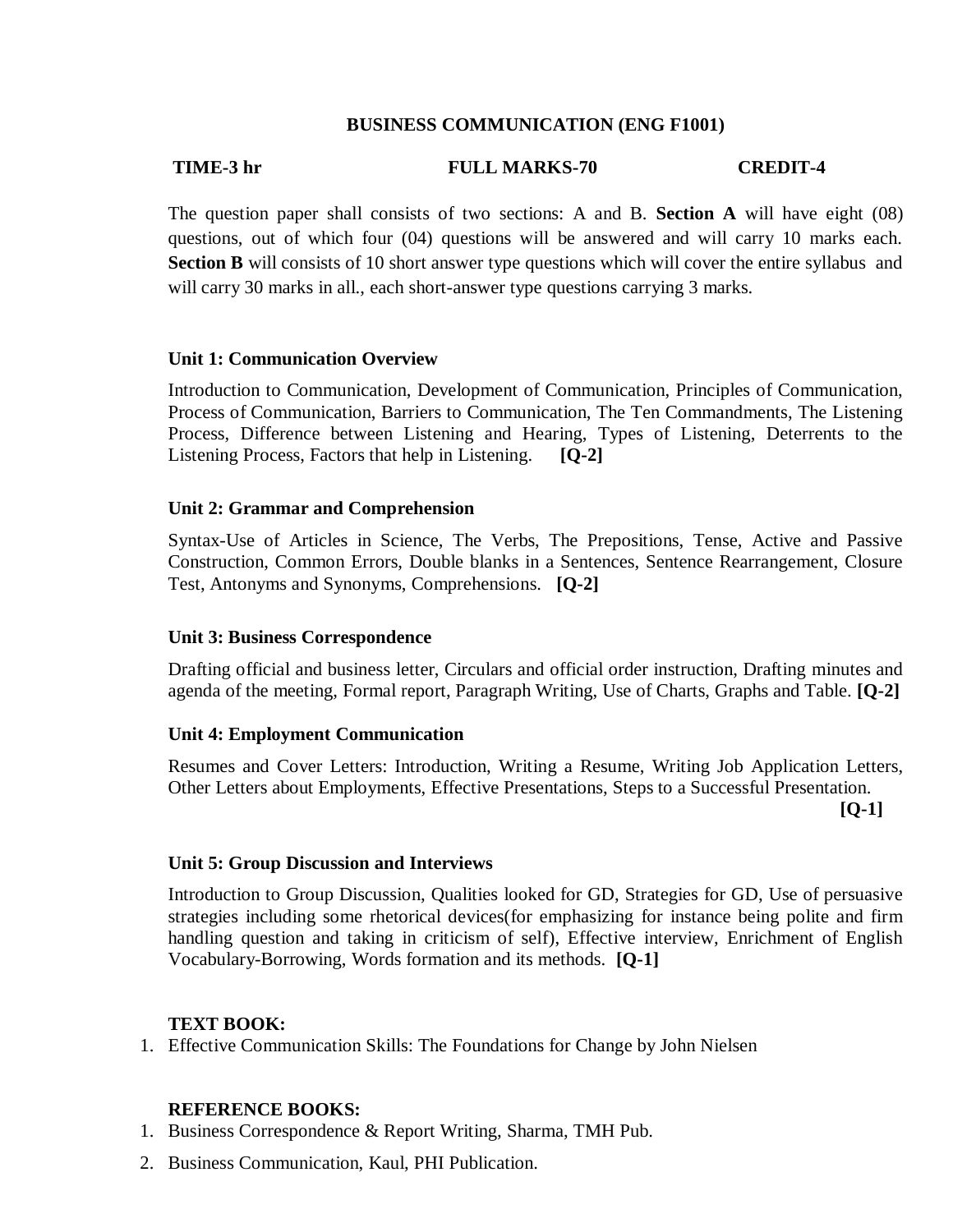## BUSINESS COMMUNICATION (ENG F1001)

**TIME-3 hr** **FULL MARKS-70** **CREDIT-4**

The question paper shall consists of two sections: A and B. **Section A** will have eight (08) questions, out of which four (04) questions will be answered and will carry 10 marks each. **Section B** will consists of 10 short answer type questions which will cover the entire syllabus and will carry 30 marks in all., each short-answer type questions carrying 3 marks.

### Unit 1: Communication Overview

Introduction to Communication, Development of Communication, Principles of Communication, Process of Communication, Barriers to Communication, The Ten Commandments, The Listening Process, Difference between Listening and Hearing, Types of Listening, Deterrents to the Listening Process, Factors that help in Listening. **[Q-2]**

### Unit 2: Grammar and Comprehension

Syntax-Use of Articles in Science, The Verbs, The Prepositions, Tense, Active and Passive Construction, Common Errors, Double blanks in a Sentences, Sentence Rearrangement, Closure Test, Antonyms and Synonyms, Comprehensions. **[Q-2]**

### Unit 3: Business Correspondence

Drafting official and business letter, Circulars and official order instruction, Drafting minutes and agenda of the meeting, Formal report, Paragraph Writing, Use of Charts, Graphs and Table. **[Q-2]**

### Unit 4: Employment Communication

Resumes and Cover Letters: Introduction, Writing a Resume, Writing Job Application Letters, Other Letters about Employments, Effective Presentations, Steps to a Successful Presentation. **[Q-1]**

### Unit 5: Group Discussion and Interviews

Introduction to Group Discussion, Qualities looked for GD, Strategies for GD, Use of persuasive strategies including some rhetorical devices(for emphasizing for instance being polite and firm handling question and taking in criticism of self), Effective interview, Enrichment of English Vocabulary-Borrowing, Words formation and its methods. **[Q-1]**

**TEXT BOOK:**

1. Effective Communication Skills: The Foundations for Change by John Nielsen

**REFERENCE BOOKS:**

1. Business Correspondence & Report Writing, Sharma, TMH Pub.
2. Business Communication, Kaul, PHI Publication.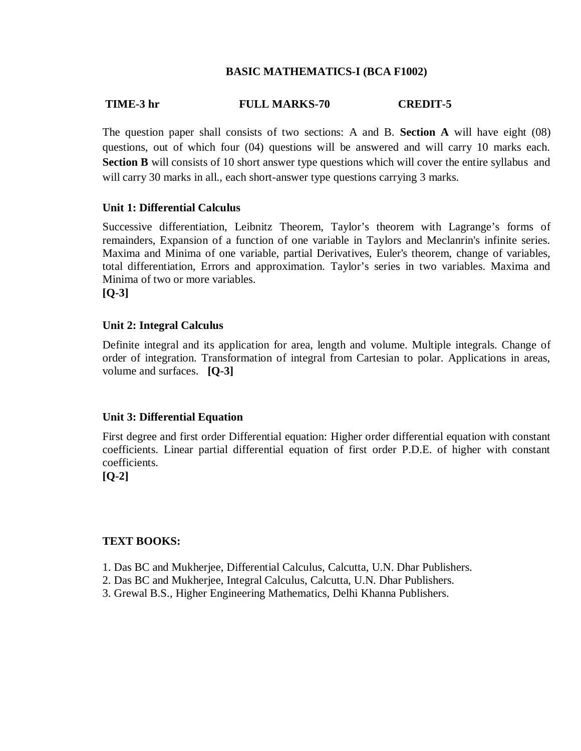## BASIC MATHEMATICS-I (BCA F1002)

**TIME-3 hr** **FULL MARKS-70** **CREDIT-5**

The question paper shall consists of two sections: A and B. **Section A** will have eight (08) questions, out of which four (04) questions will be answered and will carry 10 marks each. **Section B** will consists of 10 short answer type questions which will cover the entire syllabus and will carry 30 marks in all., each short-answer type questions carrying 3 marks.

**Unit 1: Differential Calculus**

Successive differentiation, Leibnitz Theorem, Taylor's theorem with Lagrange's forms of remainders, Expansion of a function of one variable in Taylors and Meclanrin's infinite series. Maxima and Minima of one variable, partial Derivatives, Euler's theorem, change of variables, total differentiation, Errors and approximation. Taylor's series in two variables. Maxima and Minima of two or more variables.
**[Q-3]**

**Unit 2: Integral Calculus**

Definite integral and its application for area, length and volume. Multiple integrals. Change of order of integration. Transformation of integral from Cartesian to polar. Applications in areas, volume and surfaces. **[Q-3]**

**Unit 3: Differential Equation**

First degree and first order Differential equation: Higher order differential equation with constant coefficients. Linear partial differential equation of first order P.D.E. of higher with constant coefficients.
**[Q-2]**

**TEXT BOOKS:**

1. Das BC and Mukherjee, Differential Calculus, Calcutta, U.N. Dhar Publishers.
2. Das BC and Mukherjee, Integral Calculus, Calcutta, U.N. Dhar Publishers.
3. Grewal B.S., Higher Engineering Mathematics, Delhi Khanna Publishers.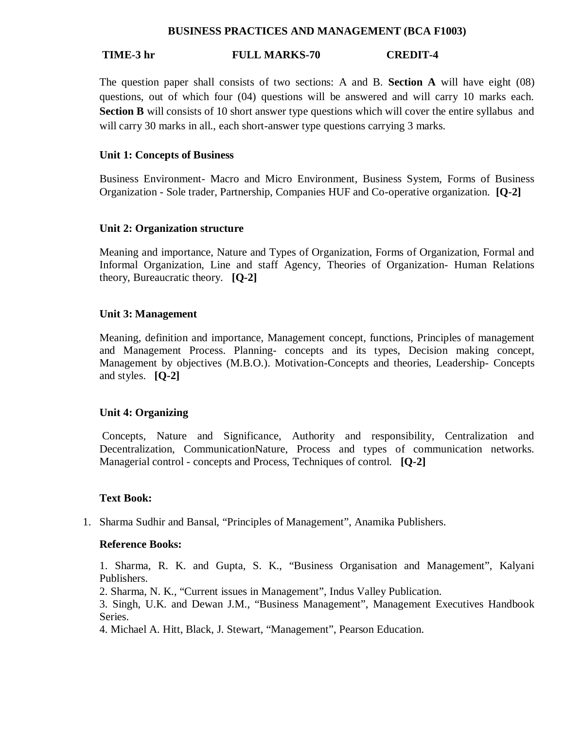## BUSINESS PRACTICES AND MANAGEMENT (BCA F1003)

**TIME-3 hr FULL MARKS-70 CREDIT-4**

The question paper shall consists of two sections: A and B. **Section A** will have eight (08) questions, out of which four (04) questions will be answered and will carry 10 marks each. **Section B** will consists of 10 short answer type questions which will cover the entire syllabus and will carry 30 marks in all., each short-answer type questions carrying 3 marks.

### Unit 1: Concepts of Business

Business Environment- Macro and Micro Environment, Business System, Forms of Business Organization - Sole trader, Partnership, Companies HUF and Co-operative organization. **[Q-2]**

### Unit 2: Organization structure

Meaning and importance, Nature and Types of Organization, Forms of Organization, Formal and Informal Organization, Line and staff Agency, Theories of Organization- Human Relations theory, Bureaucratic theory. **[Q-2]**

### Unit 3: Management

Meaning, definition and importance, Management concept, functions, Principles of management and Management Process. Planning- concepts and its types, Decision making concept, Management by objectives (M.B.O.). Motivation-Concepts and theories, Leadership- Concepts and styles. **[Q-2]**

### Unit 4: Organizing

Concepts, Nature and Significance, Authority and responsibility, Centralization and Decentralization, CommunicationNature, Process and types of communication networks. Managerial control - concepts and Process, Techniques of control. **[Q-2]**

### Text Book:

1. Sharma Sudhir and Bansal, "Principles of Management", Anamika Publishers.

### Reference Books:

1. Sharma, R. K. and Gupta, S. K., "Business Organisation and Management", Kalyani Publishers.
2. Sharma, N. K., "Current issues in Management", Indus Valley Publication.
3. Singh, U.K. and Dewan J.M., "Business Management", Management Executives Handbook Series.
4. Michael A. Hitt, Black, J. Stewart, "Management", Pearson Education.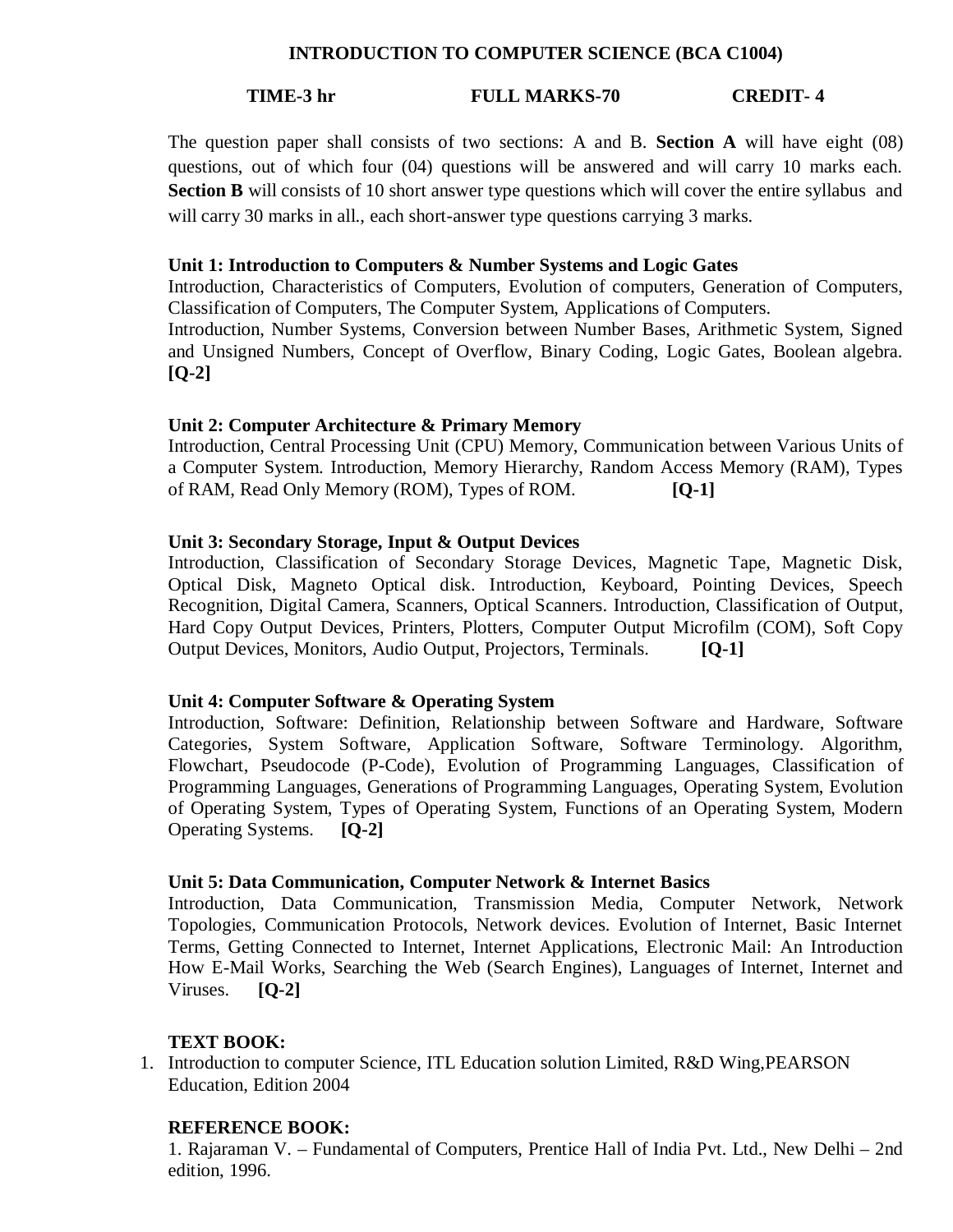## INTRODUCTION TO COMPUTER SCIENCE (BCA C1004)

**TIME-3 hr** **FULL MARKS-70** **CREDIT- 4**

The question paper shall consists of two sections: A and B. **Section A** will have eight (08) questions, out of which four (04) questions will be answered and will carry 10 marks each. **Section B** will consists of 10 short answer type questions which will cover the entire syllabus and will carry 30 marks in all., each short-answer type questions carrying 3 marks.

**Unit 1: Introduction to Computers & Number Systems and Logic Gates**

Introduction, Characteristics of Computers, Evolution of computers, Generation of Computers, Classification of Computers, The Computer System, Applications of Computers.

Introduction, Number Systems, Conversion between Number Bases, Arithmetic System, Signed and Unsigned Numbers, Concept of Overflow, Binary Coding, Logic Gates, Boolean algebra. **[Q-2]**

**Unit 2: Computer Architecture & Primary Memory**

Introduction, Central Processing Unit (CPU) Memory, Communication between Various Units of a Computer System. Introduction, Memory Hierarchy, Random Access Memory (RAM), Types of RAM, Read Only Memory (ROM), Types of ROM. **[Q-1]**

**Unit 3: Secondary Storage, Input & Output Devices**

Introduction, Classification of Secondary Storage Devices, Magnetic Tape, Magnetic Disk, Optical Disk, Magneto Optical disk. Introduction, Keyboard, Pointing Devices, Speech Recognition, Digital Camera, Scanners, Optical Scanners. Introduction, Classification of Output, Hard Copy Output Devices, Printers, Plotters, Computer Output Microfilm (COM), Soft Copy Output Devices, Monitors, Audio Output, Projectors, Terminals. **[Q-1]**

**Unit 4: Computer Software & Operating System**

Introduction, Software: Definition, Relationship between Software and Hardware, Software Categories, System Software, Application Software, Software Terminology. Algorithm, Flowchart, Pseudocode (P-Code), Evolution of Programming Languages, Classification of Programming Languages, Generations of Programming Languages, Operating System, Evolution of Operating System, Types of Operating System, Functions of an Operating System, Modern Operating Systems. **[Q-2]**

**Unit 5: Data Communication, Computer Network & Internet Basics**

Introduction, Data Communication, Transmission Media, Computer Network, Network Topologies, Communication Protocols, Network devices. Evolution of Internet, Basic Internet Terms, Getting Connected to Internet, Internet Applications, Electronic Mail: An Introduction How E-Mail Works, Searching the Web (Search Engines), Languages of Internet, Internet and Viruses. **[Q-2]**

**TEXT BOOK:**

1. Introduction to computer Science, ITL Education solution Limited, R&D Wing,PEARSON Education, Edition 2004

**REFERENCE BOOK:**

1. Rajaraman V. – Fundamental of Computers, Prentice Hall of India Pvt. Ltd., New Delhi – 2nd edition, 1996.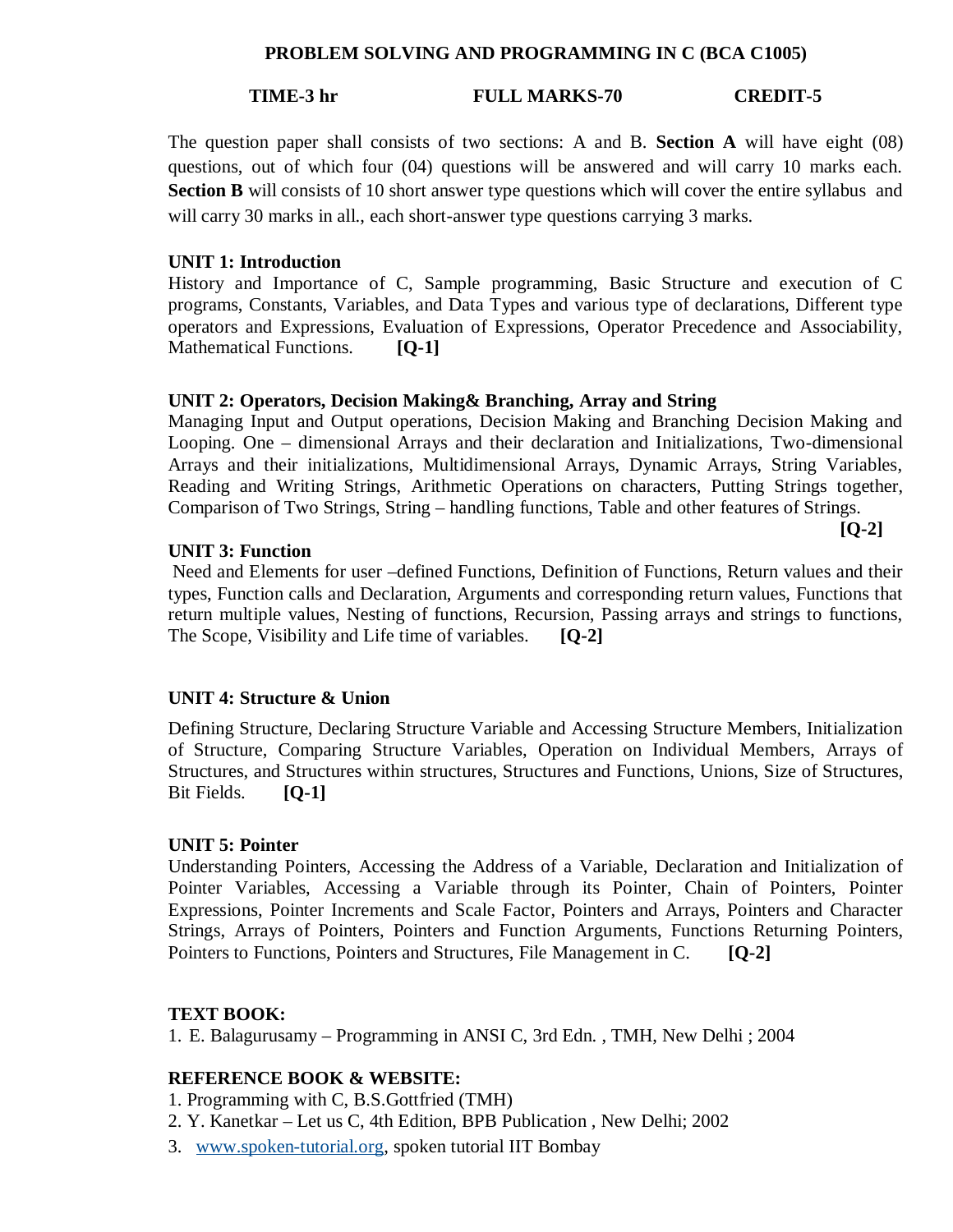## PROBLEM SOLVING AND PROGRAMMING IN C (BCA C1005)

**TIME-3 hr** **FULL MARKS-70** **CREDIT-5**

The question paper shall consists of two sections: A and B. **Section A** will have eight (08) questions, out of which four (04) questions will be answered and will carry 10 marks each. **Section B** will consists of 10 short answer type questions which will cover the entire syllabus and will carry 30 marks in all., each short-answer type questions carrying 3 marks.

### UNIT 1: Introduction

History and Importance of C, Sample programming, Basic Structure and execution of C programs, Constants, Variables, and Data Types and various type of declarations, Different type operators and Expressions, Evaluation of Expressions, Operator Precedence and Associability, Mathematical Functions. **[Q-1]**

### UNIT 2: Operators, Decision Making& Branching, Array and String

Managing Input and Output operations, Decision Making and Branching Decision Making and Looping. One – dimensional Arrays and their declaration and Initializations, Two-dimensional Arrays and their initializations, Multidimensional Arrays, Dynamic Arrays, String Variables, Reading and Writing Strings, Arithmetic Operations on characters, Putting Strings together, Comparison of Two Strings, String – handling functions, Table and other features of Strings. **[Q-2]**

### UNIT 3: Function

Need and Elements for user –defined Functions, Definition of Functions, Return values and their types, Function calls and Declaration, Arguments and corresponding return values, Functions that return multiple values, Nesting of functions, Recursion, Passing arrays and strings to functions, The Scope, Visibility and Life time of variables. **[Q-2]**

### UNIT 4: Structure & Union

Defining Structure, Declaring Structure Variable and Accessing Structure Members, Initialization of Structure, Comparing Structure Variables, Operation on Individual Members, Arrays of Structures, and Structures within structures, Structures and Functions, Unions, Size of Structures, Bit Fields. **[Q-1]**

### UNIT 5: Pointer

Understanding Pointers, Accessing the Address of a Variable, Declaration and Initialization of Pointer Variables, Accessing a Variable through its Pointer, Chain of Pointers, Pointer Expressions, Pointer Increments and Scale Factor, Pointers and Arrays, Pointers and Character Strings, Arrays of Pointers, Pointers and Function Arguments, Functions Returning Pointers, Pointers to Functions, Pointers and Structures, File Management in C. **[Q-2]**

### TEXT BOOK:

1. E. Balagurusamy – Programming in ANSI C, 3rd Edn. , TMH, New Delhi ; 2004

### REFERENCE BOOK & WEBSITE:

1. Programming with C, B.S.Gottfried (TMH)
2. Y. Kanetkar – Let us C, 4th Edition, BPB Publication , New Delhi; 2002
3. www.spoken-tutorial.org, spoken tutorial IIT Bombay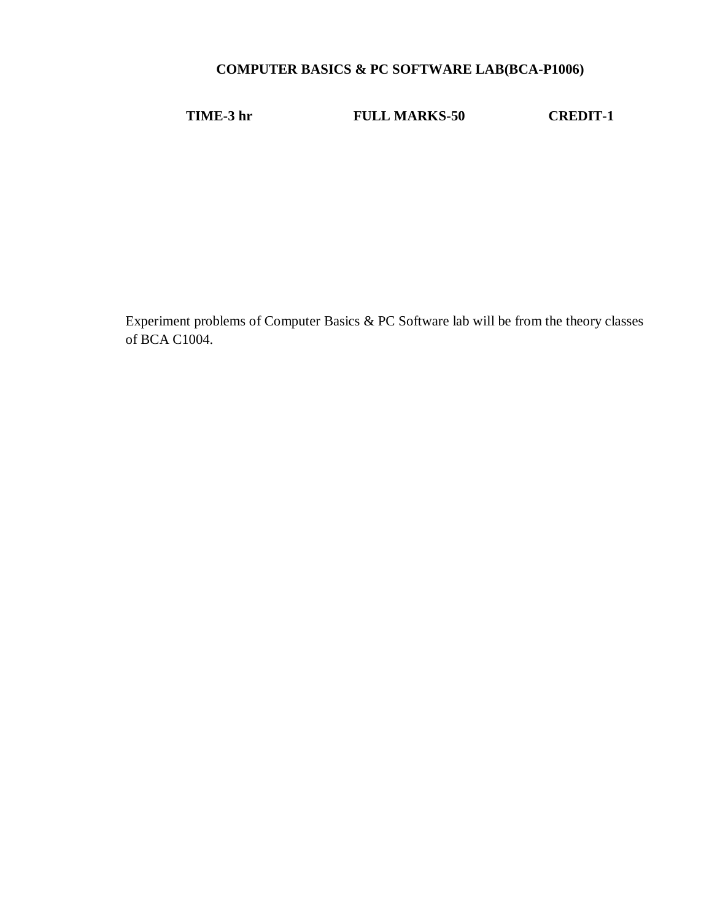## COMPUTER BASICS & PC SOFTWARE LAB(BCA-P1006)

**TIME-3 hr** **FULL MARKS-50** **CREDIT-1**

Experiment problems of Computer Basics & PC Software lab will be from the theory classes of BCA C1004.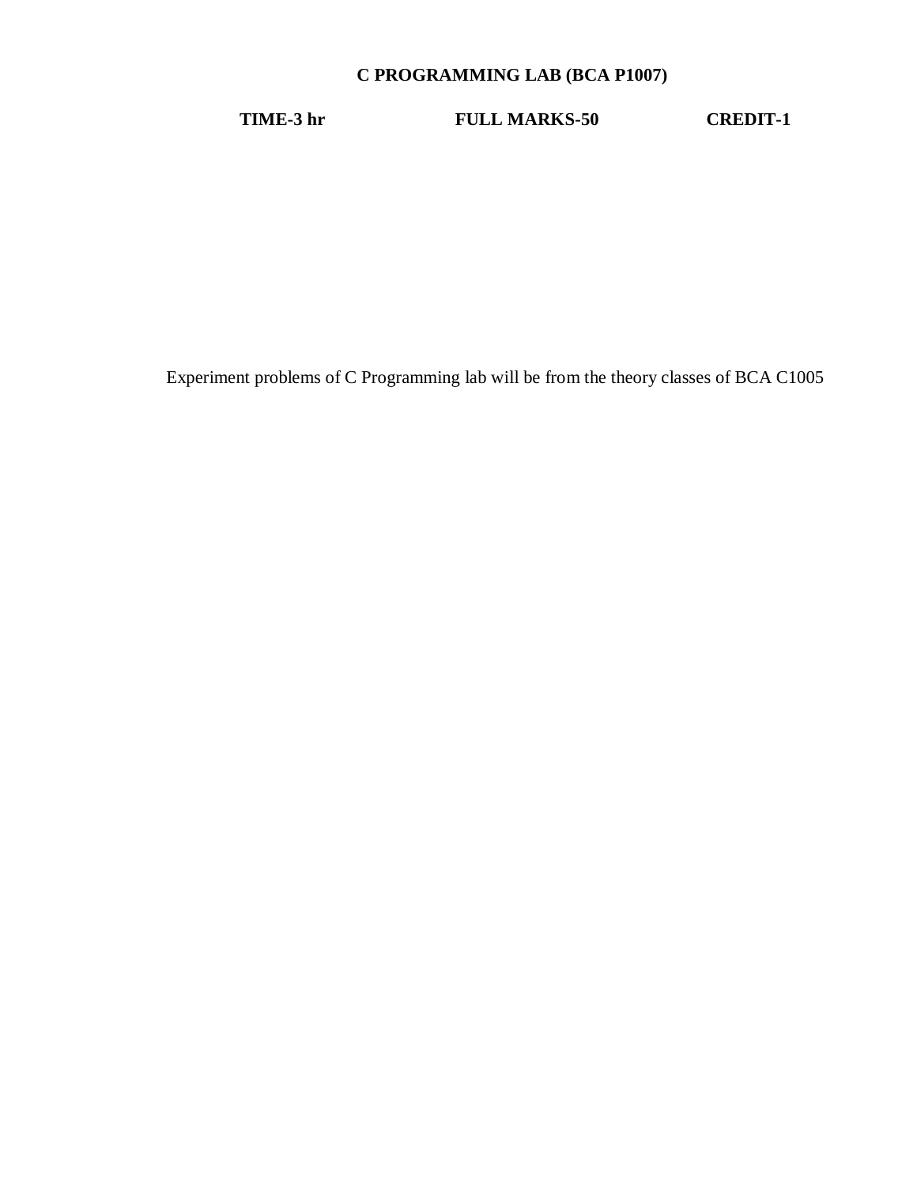## C PROGRAMMING LAB (BCA P1007)

**TIME-3 hr** **FULL MARKS-50** **CREDIT-1**

Experiment problems of C Programming lab will be from the theory classes of BCA C1005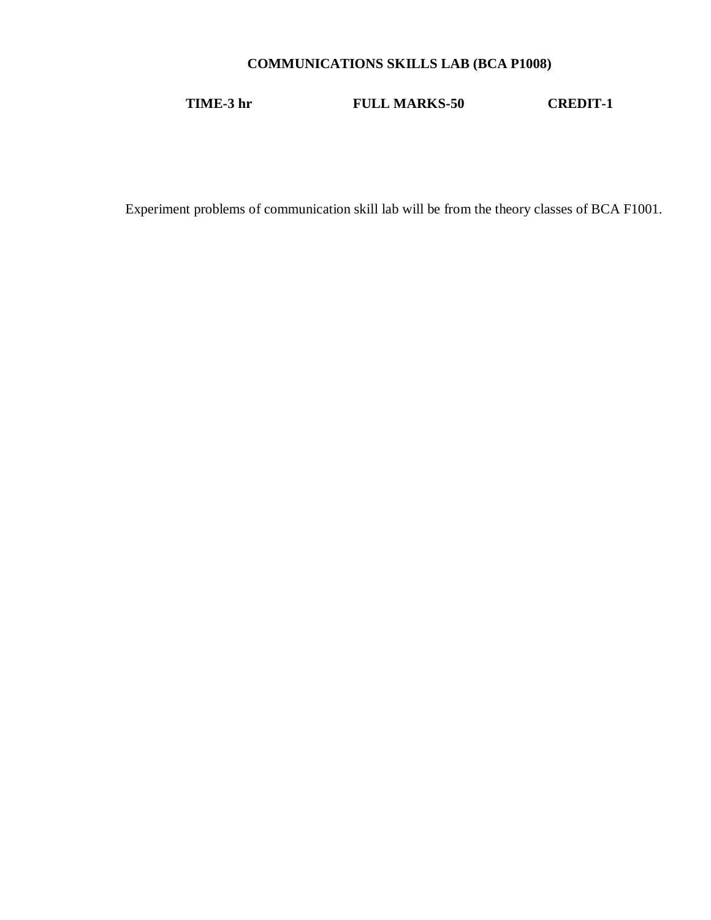## COMMUNICATIONS SKILLS LAB (BCA P1008)

**TIME-3 hr** **FULL MARKS-50** **CREDIT-1**

Experiment problems of communication skill lab will be from the theory classes of BCA F1001.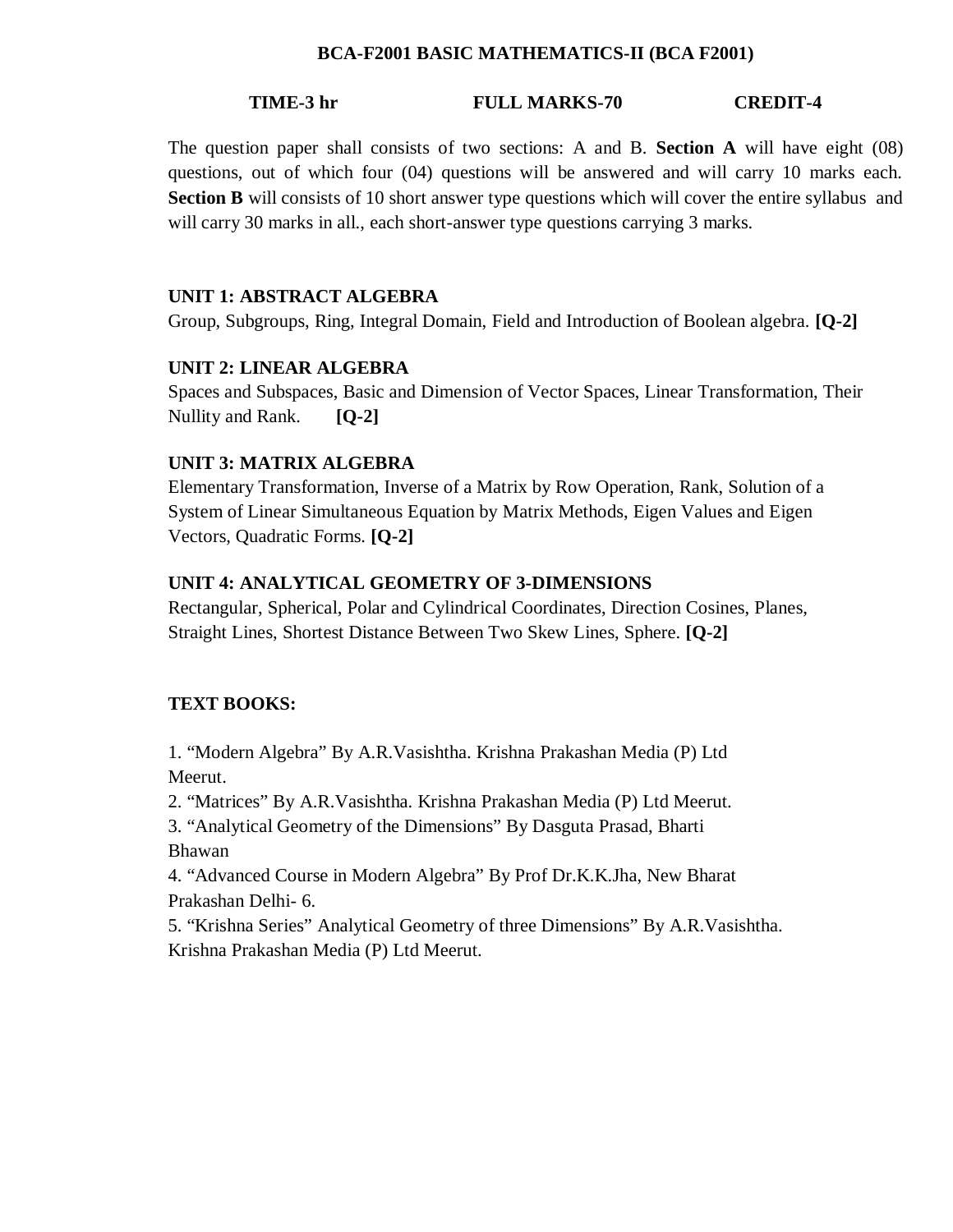# BCA-F2001 BASIC MATHEMATICS-II (BCA F2001)

**TIME-3 hr** **FULL MARKS-70** **CREDIT-4**

The question paper shall consists of two sections: A and B. **Section A** will have eight (08) questions, out of which four (04) questions will be answered and will carry 10 marks each. **Section B** will consists of 10 short answer type questions which will cover the entire syllabus and will carry 30 marks in all., each short-answer type questions carrying 3 marks.

## UNIT 1: ABSTRACT ALGEBRA

Group, Subgroups, Ring, Integral Domain, Field and Introduction of Boolean algebra. **[Q-2]**

## UNIT 2: LINEAR ALGEBRA

Spaces and Subspaces, Basic and Dimension of Vector Spaces, Linear Transformation, Their Nullity and Rank. **[Q-2]**

## UNIT 3: MATRIX ALGEBRA

Elementary Transformation, Inverse of a Matrix by Row Operation, Rank, Solution of a System of Linear Simultaneous Equation by Matrix Methods, Eigen Values and Eigen Vectors, Quadratic Forms. **[Q-2]**

## UNIT 4: ANALYTICAL GEOMETRY OF 3-DIMENSIONS

Rectangular, Spherical, Polar and Cylindrical Coordinates, Direction Cosines, Planes, Straight Lines, Shortest Distance Between Two Skew Lines, Sphere. **[Q-2]**

## TEXT BOOKS:

1. "Modern Algebra" By A.R.Vasishtha. Krishna Prakashan Media (P) Ltd Meerut.
2. "Matrices" By A.R.Vasishtha. Krishna Prakashan Media (P) Ltd Meerut.
3. "Analytical Geometry of the Dimensions" By Dasguta Prasad, Bharti Bhawan
4. "Advanced Course in Modern Algebra" By Prof Dr.K.K.Jha, New Bharat Prakashan Delhi- 6.
5. "Krishna Series" Analytical Geometry of three Dimensions" By A.R.Vasishtha. Krishna Prakashan Media (P) Ltd Meerut.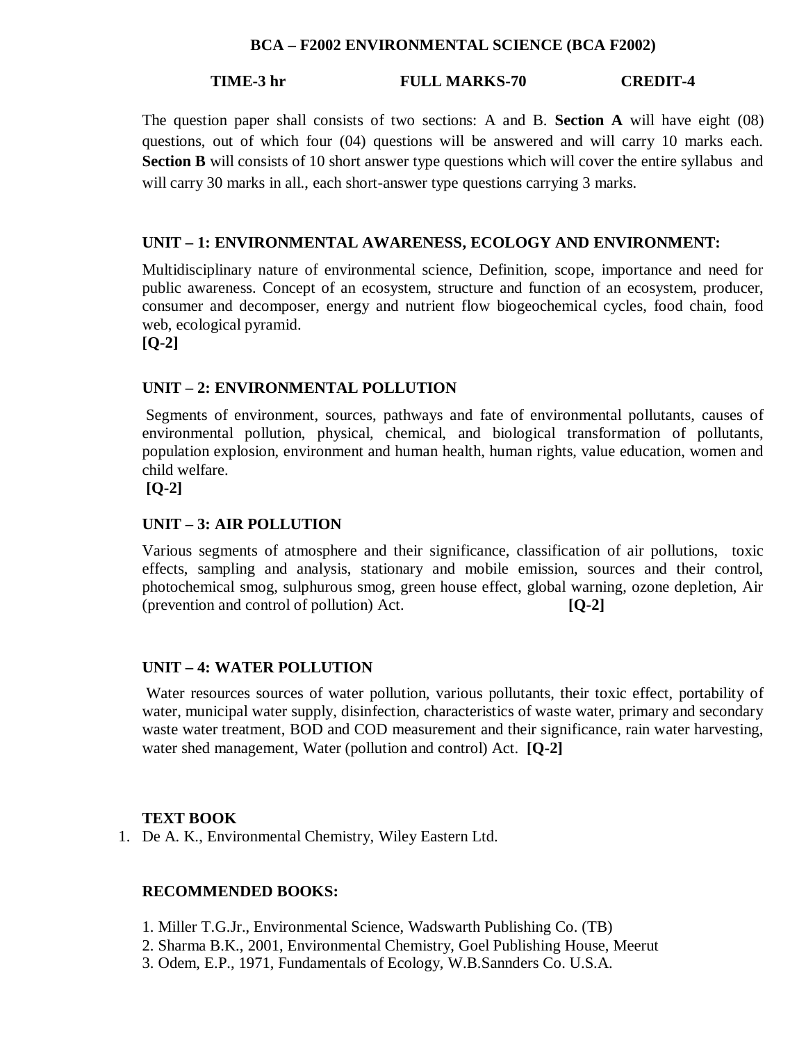## BCA – F2002 ENVIRONMENTAL SCIENCE (BCA F2002)

**TIME-3 hr FULL MARKS-70 CREDIT-4**

The question paper shall consists of two sections: A and B. **Section A** will have eight (08) questions, out of which four (04) questions will be answered and will carry 10 marks each. **Section B** will consists of 10 short answer type questions which will cover the entire syllabus and will carry 30 marks in all., each short-answer type questions carrying 3 marks.

### UNIT – 1: ENVIRONMENTAL AWARENESS, ECOLOGY AND ENVIRONMENT:

Multidisciplinary nature of environmental science, Definition, scope, importance and need for public awareness. Concept of an ecosystem, structure and function of an ecosystem, producer, consumer and decomposer, energy and nutrient flow biogeochemical cycles, food chain, food web, ecological pyramid.
**[Q-2]**

### UNIT – 2: ENVIRONMENTAL POLLUTION

Segments of environment, sources, pathways and fate of environmental pollutants, causes of environmental pollution, physical, chemical, and biological transformation of pollutants, population explosion, environment and human health, human rights, value education, women and child welfare.
**[Q-2]**

### UNIT – 3: AIR POLLUTION

Various segments of atmosphere and their significance, classification of air pollutions, toxic effects, sampling and analysis, stationary and mobile emission, sources and their control, photochemical smog, sulphurous smog, green house effect, global warning, ozone depletion, Air (prevention and control of pollution) Act. **[Q-2]**

### UNIT – 4: WATER POLLUTION

Water resources sources of water pollution, various pollutants, their toxic effect, portability of water, municipal water supply, disinfection, characteristics of waste water, primary and secondary waste water treatment, BOD and COD measurement and their significance, rain water harvesting, water shed management, Water (pollution and control) Act. **[Q-2]**

### TEXT BOOK

1. De A. K., Environmental Chemistry, Wiley Eastern Ltd.

### RECOMMENDED BOOKS:

1. Miller T.G.Jr., Environmental Science, Wadswarth Publishing Co. (TB)
2. Sharma B.K., 2001, Environmental Chemistry, Goel Publishing House, Meerut
3. Odem, E.P., 1971, Fundamentals of Ecology, W.B.Sannders Co. U.S.A.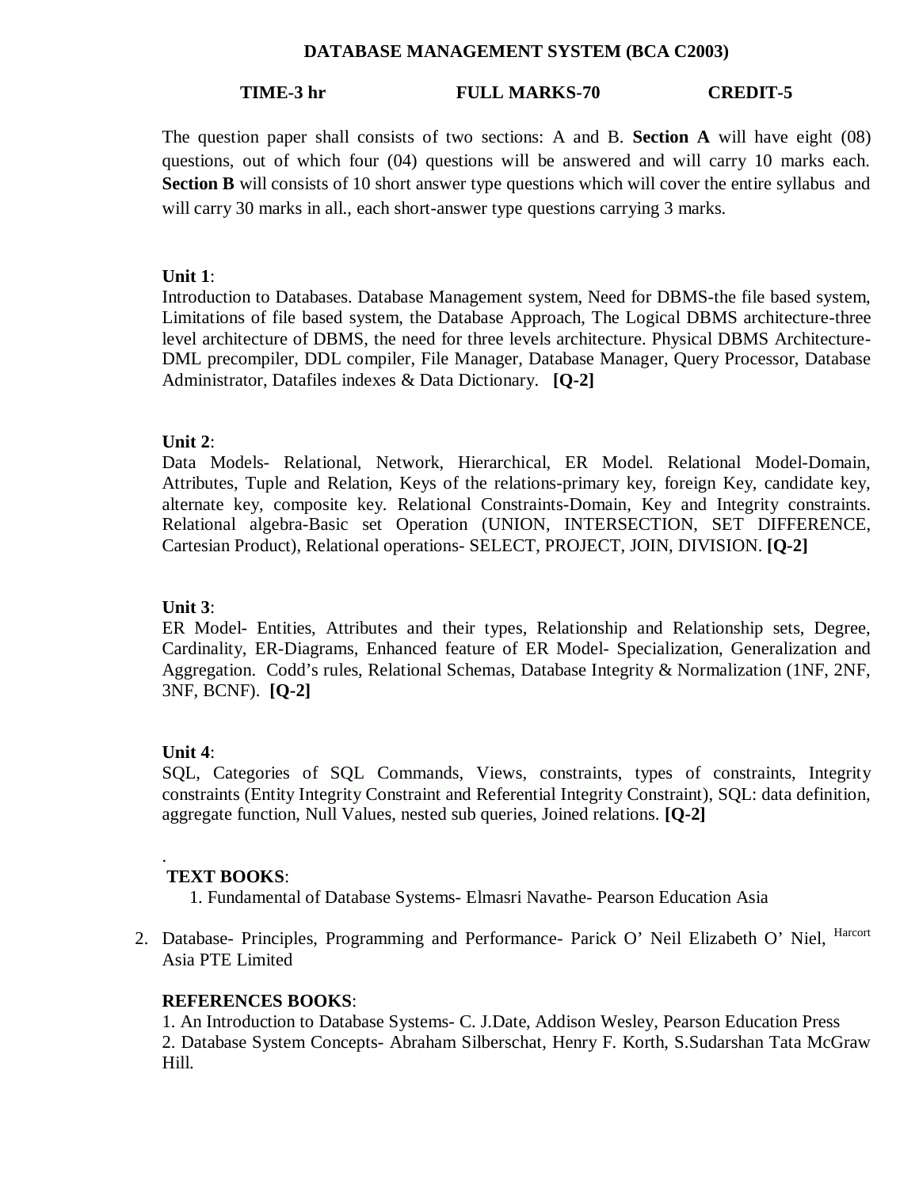# DATABASE MANAGEMENT SYSTEM (BCA C2003)

**TIME-3 hr** **FULL MARKS-70** **CREDIT-5**

The question paper shall consists of two sections: A and B. **Section A** will have eight (08) questions, out of which four (04) questions will be answered and will carry 10 marks each. **Section B** will consists of 10 short answer type questions which will cover the entire syllabus and will carry 30 marks in all., each short-answer type questions carrying 3 marks.

**Unit 1**:
Introduction to Databases. Database Management system, Need for DBMS-the file based system, Limitations of file based system, the Database Approach, The Logical DBMS architecture-three level architecture of DBMS, the need for three levels architecture. Physical DBMS Architecture-DML precompiler, DDL compiler, File Manager, Database Manager, Query Processor, Database Administrator, Datafiles indexes & Data Dictionary. **[Q-2]**

**Unit 2**:
Data Models- Relational, Network, Hierarchical, ER Model. Relational Model-Domain, Attributes, Tuple and Relation, Keys of the relations-primary key, foreign Key, candidate key, alternate key, composite key. Relational Constraints-Domain, Key and Integrity constraints. Relational algebra-Basic set Operation (UNION, INTERSECTION, SET DIFFERENCE, Cartesian Product), Relational operations- SELECT, PROJECT, JOIN, DIVISION. **[Q-2]**

**Unit 3**:
ER Model- Entities, Attributes and their types, Relationship and Relationship sets, Degree, Cardinality, ER-Diagrams, Enhanced feature of ER Model- Specialization, Generalization and Aggregation. Codd's rules, Relational Schemas, Database Integrity & Normalization (1NF, 2NF, 3NF, BCNF). **[Q-2]**

**Unit 4**:
SQL, Categories of SQL Commands, Views, constraints, types of constraints, Integrity constraints (Entity Integrity Constraint and Referential Integrity Constraint), SQL: data definition, aggregate function, Null Values, nested sub queries, Joined relations. **[Q-2]**

**TEXT BOOKS**:

1. Fundamental of Database Systems- Elmasri Navathe- Pearson Education Asia
2. Database- Principles, Programming and Performance- Parick O' Neil Elizabeth O' Niel, Harcort Asia PTE Limited

**REFERENCES BOOKS**:

1. An Introduction to Database Systems- C. J.Date, Addison Wesley, Pearson Education Press
2. Database System Concepts- Abraham Silberschat, Henry F. Korth, S.Sudarshan Tata McGraw Hill.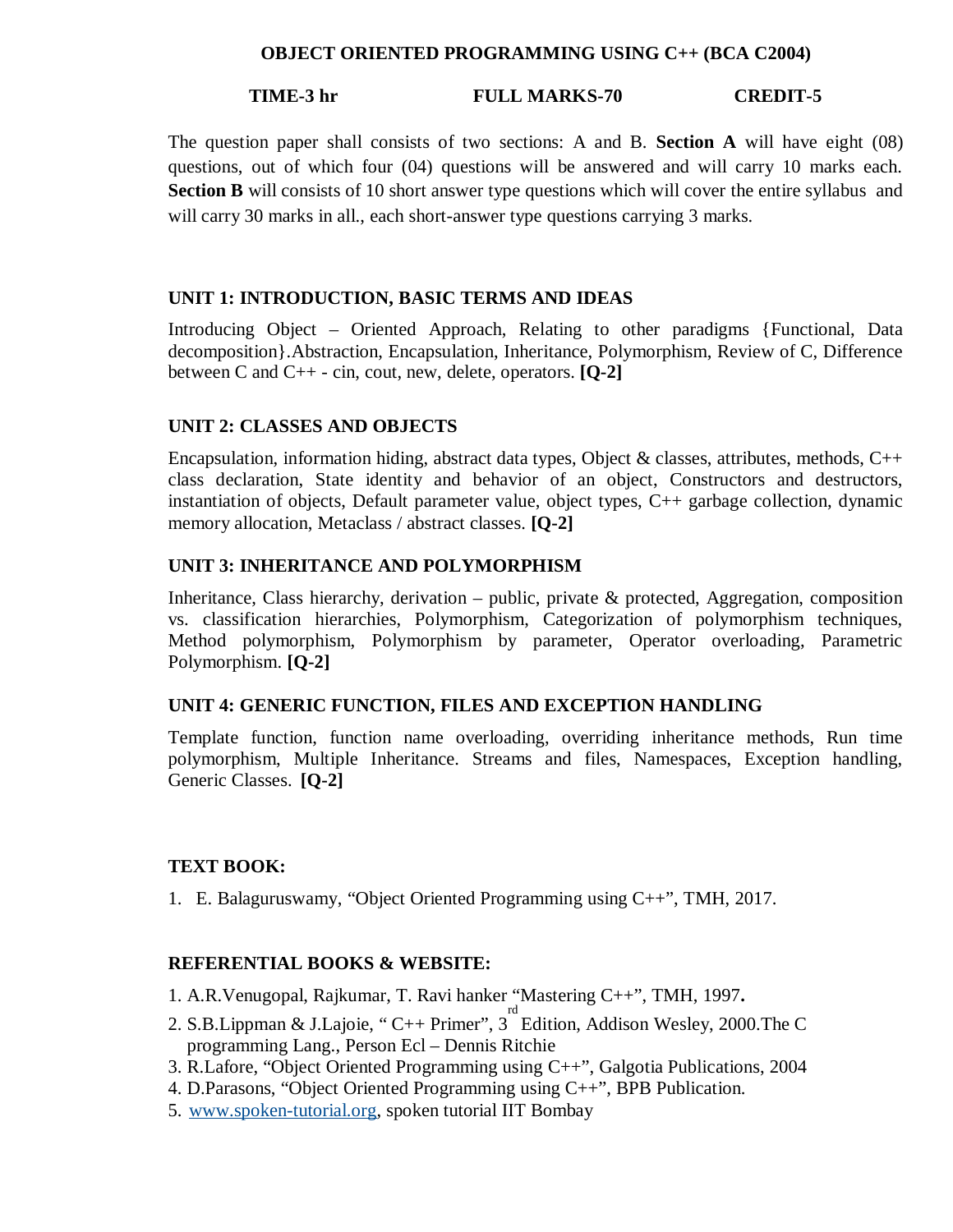# OBJECT ORIENTED PROGRAMMING USING C++ (BCA C2004)

**TIME-3 hr** **FULL MARKS-70** **CREDIT-5**

The question paper shall consists of two sections: A and B. **Section A** will have eight (08) questions, out of which four (04) questions will be answered and will carry 10 marks each. **Section B** will consists of 10 short answer type questions which will cover the entire syllabus and will carry 30 marks in all., each short-answer type questions carrying 3 marks.

## UNIT 1: INTRODUCTION, BASIC TERMS AND IDEAS

Introducing Object – Oriented Approach, Relating to other paradigms {Functional, Data decomposition}.Abstraction, Encapsulation, Inheritance, Polymorphism, Review of C, Difference between C and C++ - cin, cout, new, delete, operators. **[Q-2]**

## UNIT 2: CLASSES AND OBJECTS

Encapsulation, information hiding, abstract data types, Object & classes, attributes, methods, C++ class declaration, State identity and behavior of an object, Constructors and destructors, instantiation of objects, Default parameter value, object types, C++ garbage collection, dynamic memory allocation, Metaclass / abstract classes. **[Q-2]**

## UNIT 3: INHERITANCE AND POLYMORPHISM

Inheritance, Class hierarchy, derivation – public, private & protected, Aggregation, composition vs. classification hierarchies, Polymorphism, Categorization of polymorphism techniques, Method polymorphism, Polymorphism by parameter, Operator overloading, Parametric Polymorphism. **[Q-2]**

## UNIT 4: GENERIC FUNCTION, FILES AND EXCEPTION HANDLING

Template function, function name overloading, overriding inheritance methods, Run time polymorphism, Multiple Inheritance. Streams and files, Namespaces, Exception handling, Generic Classes. **[Q-2]**

## TEXT BOOK:

1. E. Balaguruswamy, "Object Oriented Programming using C++", TMH, 2017.

## REFERENTIAL BOOKS & WEBSITE:

1. A.R.Venugopal, Rajkumar, T. Ravi hanker "Mastering C++", TMH, 1997**.**
2. S.B.Lippman & J.Lajoie, " C++ Primer", 3rd Edition, Addison Wesley, 2000.The C programming Lang., Person Ecl – Dennis Ritchie
3. R.Lafore, "Object Oriented Programming using C++", Galgotia Publications, 2004
4. D.Parasons, "Object Oriented Programming using C++", BPB Publication.
5. [www.spoken-tutorial.org](http://www.spoken-tutorial.org), spoken tutorial IIT Bombay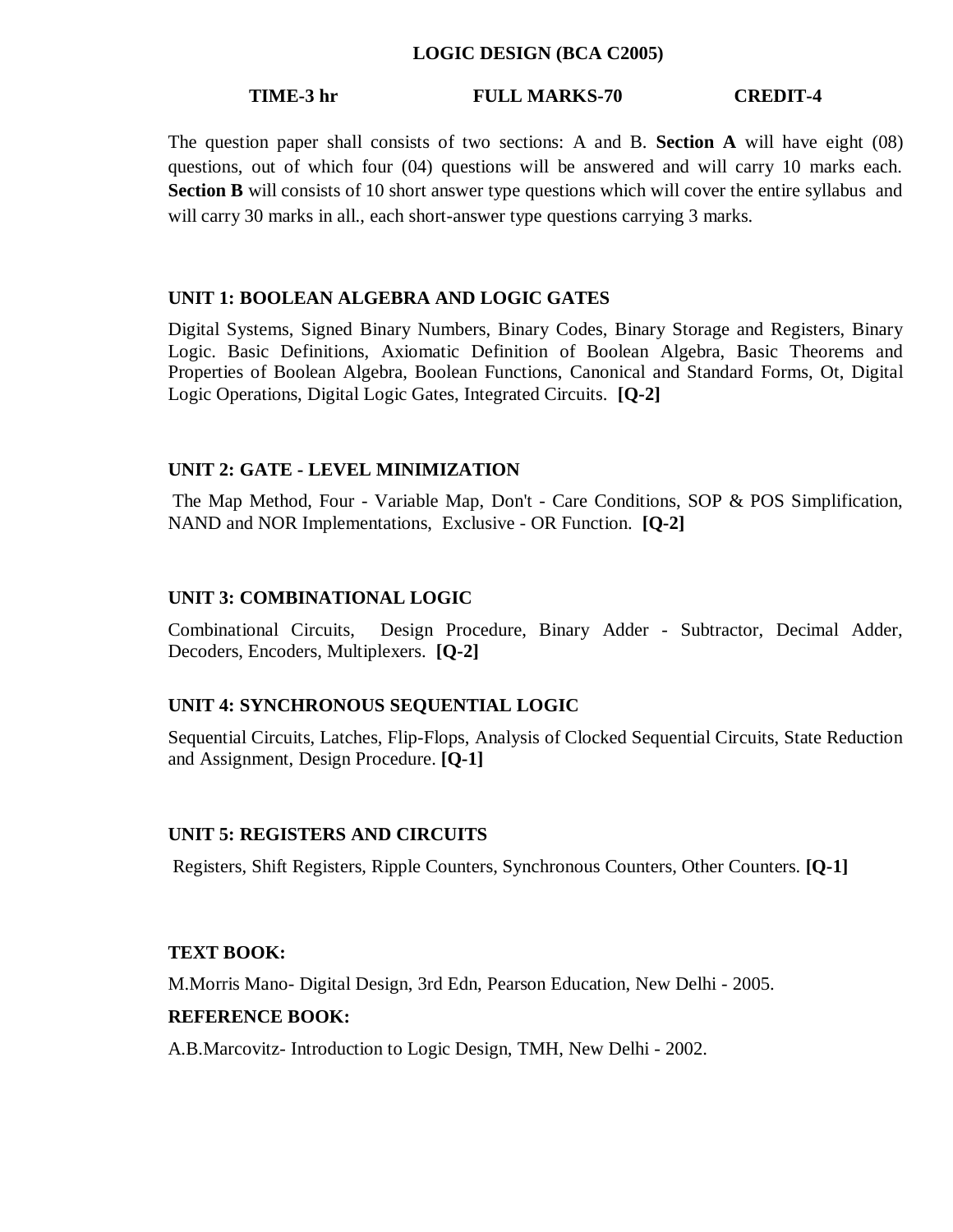# LOGIC DESIGN (BCA C2005)

**TIME-3 hr** **FULL MARKS-70** **CREDIT-4**

The question paper shall consists of two sections: A and B. **Section A** will have eight (08) questions, out of which four (04) questions will be answered and will carry 10 marks each. **Section B** will consists of 10 short answer type questions which will cover the entire syllabus and will carry 30 marks in all., each short-answer type questions carrying 3 marks.

### UNIT 1: BOOLEAN ALGEBRA AND LOGIC GATES

Digital Systems, Signed Binary Numbers, Binary Codes, Binary Storage and Registers, Binary Logic. Basic Definitions, Axiomatic Definition of Boolean Algebra, Basic Theorems and Properties of Boolean Algebra, Boolean Functions, Canonical and Standard Forms, Ot, Digital Logic Operations, Digital Logic Gates, Integrated Circuits. **[Q-2]**

### UNIT 2: GATE - LEVEL MINIMIZATION

The Map Method, Four - Variable Map, Don't - Care Conditions, SOP & POS Simplification, NAND and NOR Implementations, Exclusive - OR Function. **[Q-2]**

### UNIT 3: COMBINATIONAL LOGIC

Combinational Circuits, Design Procedure, Binary Adder - Subtractor, Decimal Adder, Decoders, Encoders, Multiplexers. **[Q-2]**

### UNIT 4: SYNCHRONOUS SEQUENTIAL LOGIC

Sequential Circuits, Latches, Flip-Flops, Analysis of Clocked Sequential Circuits, State Reduction and Assignment, Design Procedure. **[Q-1]**

### UNIT 5: REGISTERS AND CIRCUITS

Registers, Shift Registers, Ripple Counters, Synchronous Counters, Other Counters. **[Q-1]**

### TEXT BOOK:

M.Morris Mano- Digital Design, 3rd Edn, Pearson Education, New Delhi - 2005.

### REFERENCE BOOK:

A.B.Marcovitz- Introduction to Logic Design, TMH, New Delhi - 2002.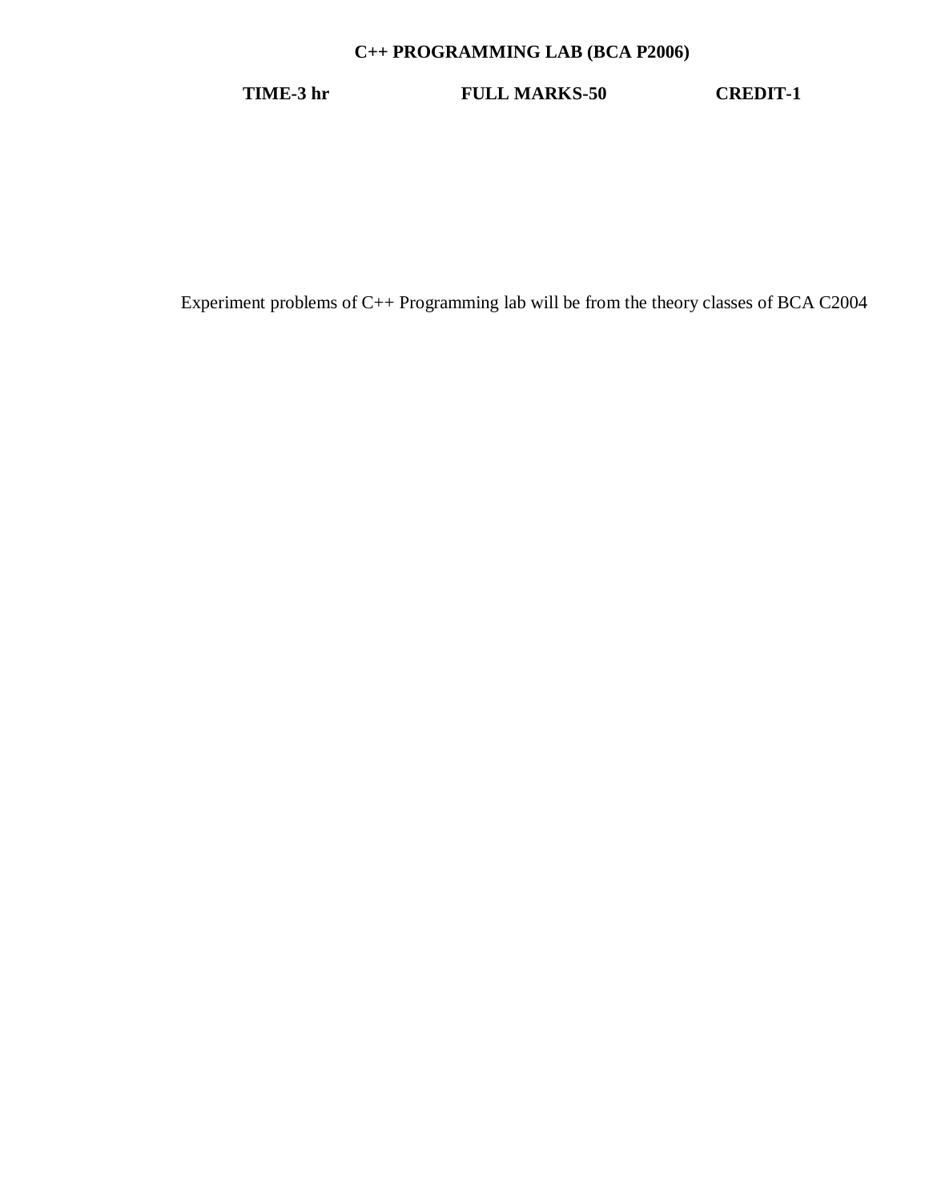## C++ PROGRAMMING LAB (BCA P2006)

**TIME-3 hr** **FULL MARKS-50** **CREDIT-1**

Experiment problems of C++ Programming lab will be from the theory classes of BCA C2004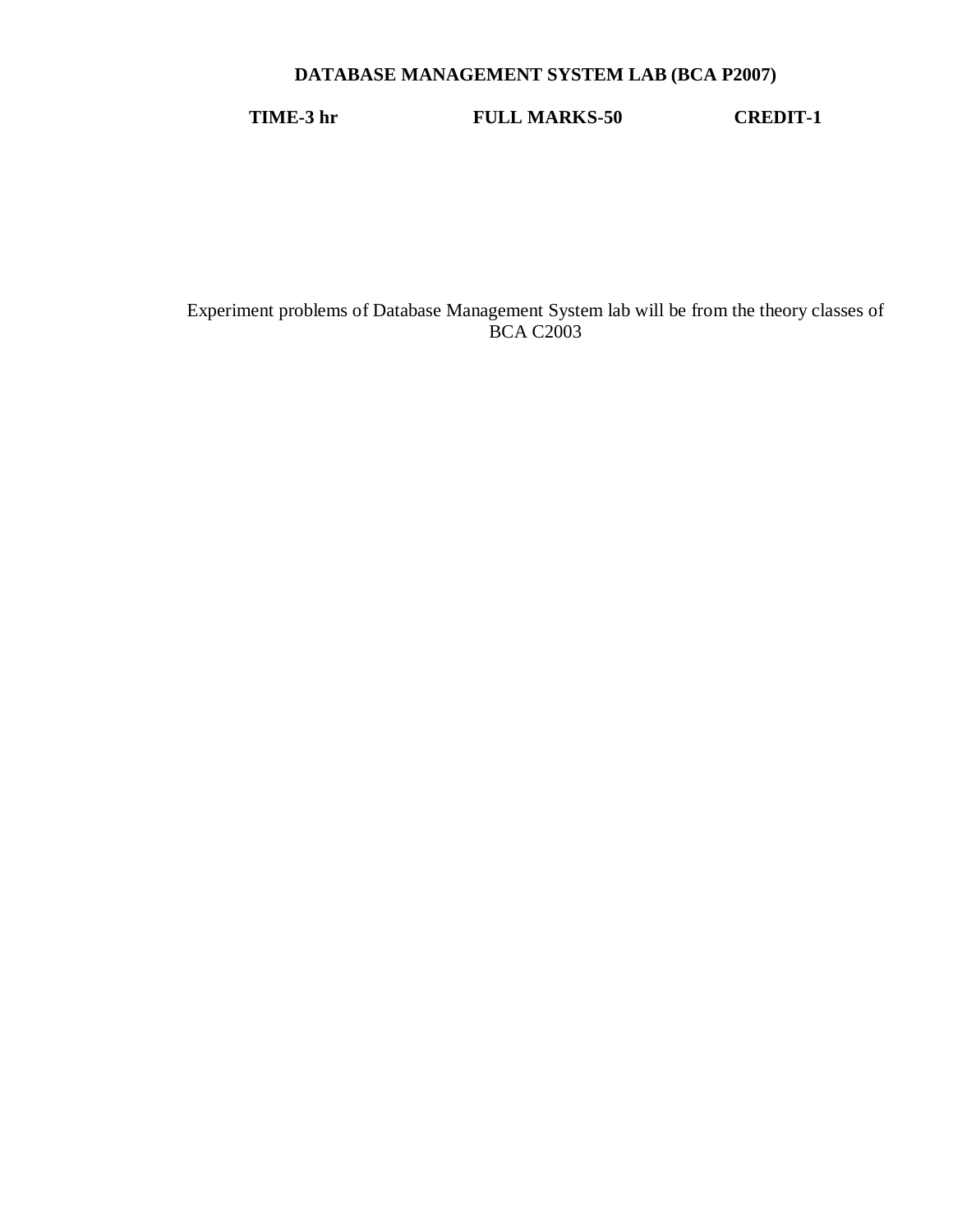## DATABASE MANAGEMENT SYSTEM LAB (BCA P2007)

**TIME-3 hr** **FULL MARKS-50** **CREDIT-1**

Experiment problems of Database Management System lab will be from the theory classes of BCA C2003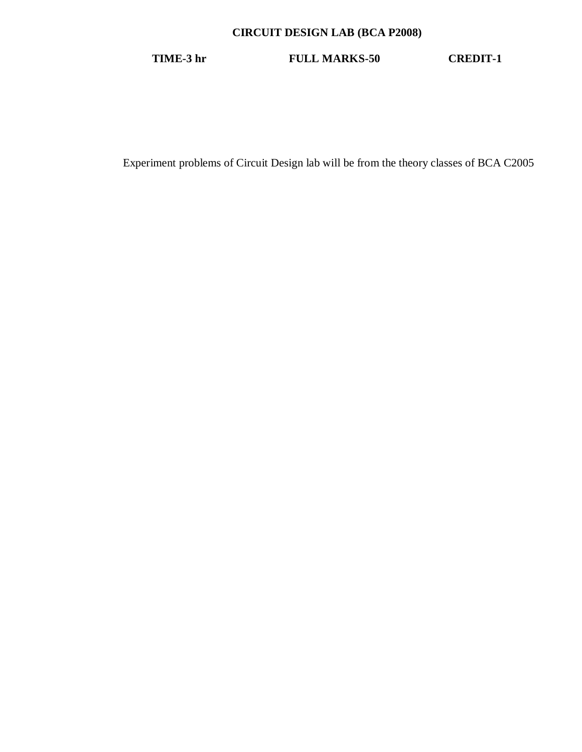# CIRCUIT DESIGN LAB (BCA P2008)

**TIME-3 hr** **FULL MARKS-50** **CREDIT-1**

Experiment problems of Circuit Design lab will be from the theory classes of BCA C2005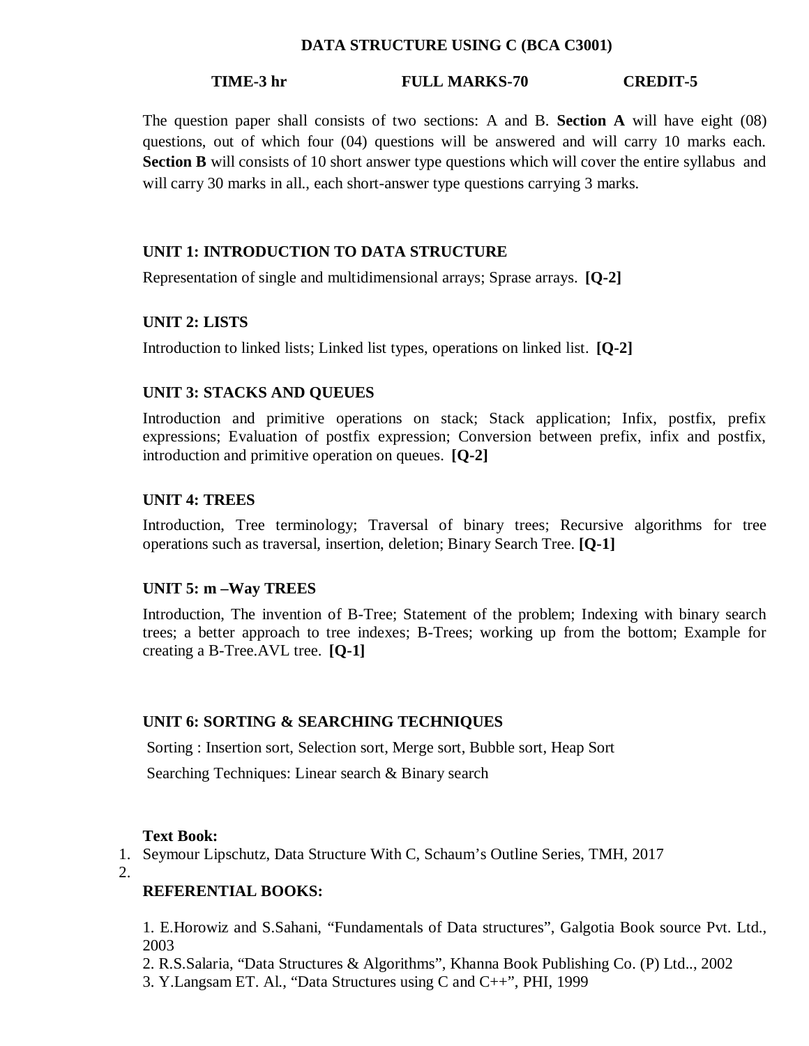## DATA STRUCTURE USING C (BCA C3001)

**TIME-3 hr** **FULL MARKS-70** **CREDIT-5**

The question paper shall consists of two sections: A and B. **Section A** will have eight (08) questions, out of which four (04) questions will be answered and will carry 10 marks each. **Section B** will consists of 10 short answer type questions which will cover the entire syllabus and will carry 30 marks in all., each short-answer type questions carrying 3 marks.

### UNIT 1: INTRODUCTION TO DATA STRUCTURE

Representation of single and multidimensional arrays; Sprase arrays. **[Q-2]**

### UNIT 2: LISTS

Introduction to linked lists; Linked list types, operations on linked list. **[Q-2]**

### UNIT 3: STACKS AND QUEUES

Introduction and primitive operations on stack; Stack application; Infix, postfix, prefix expressions; Evaluation of postfix expression; Conversion between prefix, infix and postfix, introduction and primitive operation on queues. **[Q-2]**

### UNIT 4: TREES

Introduction, Tree terminology; Traversal of binary trees; Recursive algorithms for tree operations such as traversal, insertion, deletion; Binary Search Tree. **[Q-1]**

### UNIT 5: m –Way TREES

Introduction, The invention of B-Tree; Statement of the problem; Indexing with binary search trees; a better approach to tree indexes; B-Trees; working up from the bottom; Example for creating a B-Tree.AVL tree. **[Q-1]**

### UNIT 6: SORTING & SEARCHING TECHNIQUES

Sorting : Insertion sort, Selection sort, Merge sort, Bubble sort, Heap Sort

Searching Techniques: Linear search & Binary search

**Text Book:**

1. Seymour Lipschutz, Data Structure With C, Schaum's Outline Series, TMH, 2017
2. 

**REFERENTIAL BOOKS:**

1. E.Horowiz and S.Sahani, "Fundamentals of Data structures", Galgotia Book source Pvt. Ltd., 2003
2. R.S.Salaria, "Data Structures & Algorithms", Khanna Book Publishing Co. (P) Ltd.., 2002
3. Y.Langsam ET. Al., "Data Structures using C and C++", PHI, 1999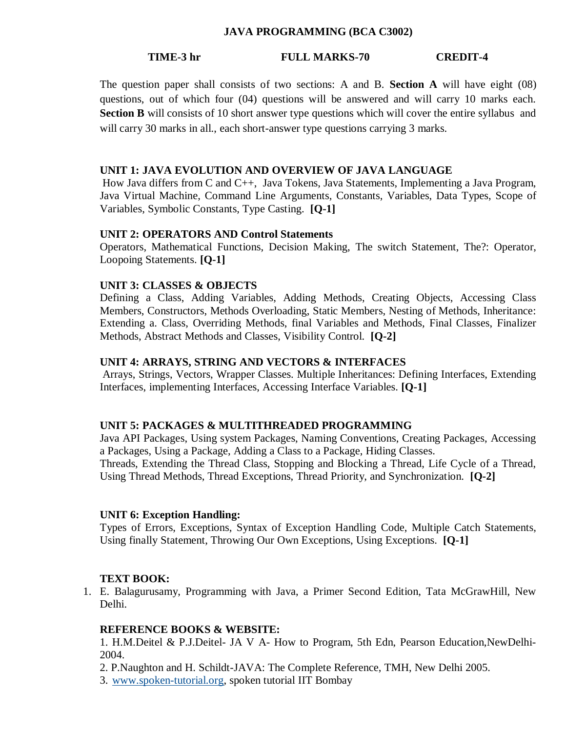## JAVA PROGRAMMING (BCA C3002)

**TIME-3 hr** **FULL MARKS-70** **CREDIT-4**

The question paper shall consists of two sections: A and B. **Section A** will have eight (08) questions, out of which four (04) questions will be answered and will carry 10 marks each. **Section B** will consists of 10 short answer type questions which will cover the entire syllabus and will carry 30 marks in all., each short-answer type questions carrying 3 marks.

### UNIT 1: JAVA EVOLUTION AND OVERVIEW OF JAVA LANGUAGE

How Java differs from C and C++, Java Tokens, Java Statements, Implementing a Java Program, Java Virtual Machine, Command Line Arguments, Constants, Variables, Data Types, Scope of Variables, Symbolic Constants, Type Casting. **[Q-1]**

### UNIT 2: OPERATORS AND Control Statements

Operators, Mathematical Functions, Decision Making, The switch Statement, The?: Operator, Loopoing Statements. **[Q-1]**

### UNIT 3: CLASSES & OBJECTS

Defining a Class, Adding Variables, Adding Methods, Creating Objects, Accessing Class Members, Constructors, Methods Overloading, Static Members, Nesting of Methods, Inheritance: Extending a. Class, Overriding Methods, final Variables and Methods, Final Classes, Finalizer Methods, Abstract Methods and Classes, Visibility Control. **[Q-2]**

### UNIT 4: ARRAYS, STRING AND VECTORS & INTERFACES

Arrays, Strings, Vectors, Wrapper Classes. Multiple Inheritances: Defining Interfaces, Extending Interfaces, implementing Interfaces, Accessing Interface Variables. **[Q-1]**

### UNIT 5: PACKAGES & MULTITHREADED PROGRAMMING

Java API Packages, Using system Packages, Naming Conventions, Creating Packages, Accessing a Packages, Using a Package, Adding a Class to a Package, Hiding Classes.
Threads, Extending the Thread Class, Stopping and Blocking a Thread, Life Cycle of a Thread, Using Thread Methods, Thread Exceptions, Thread Priority, and Synchronization. **[Q-2]**

### UNIT 6: Exception Handling:

Types of Errors, Exceptions, Syntax of Exception Handling Code, Multiple Catch Statements, Using finally Statement, Throwing Our Own Exceptions, Using Exceptions. **[Q-1]**

### TEXT BOOK:

1. E. Balagurusamy, Programming with Java, a Primer Second Edition, Tata McGrawHill, New Delhi.

### REFERENCE BOOKS & WEBSITE:

1. H.M.Deitel & P.J.Deitel- JA V A- How to Program, 5th Edn, Pearson Education,NewDelhi-2004.
2. P.Naughton and H. Schildt-JAVA: The Complete Reference, TMH, New Delhi 2005.
3. www.spoken-tutorial.org, spoken tutorial IIT Bombay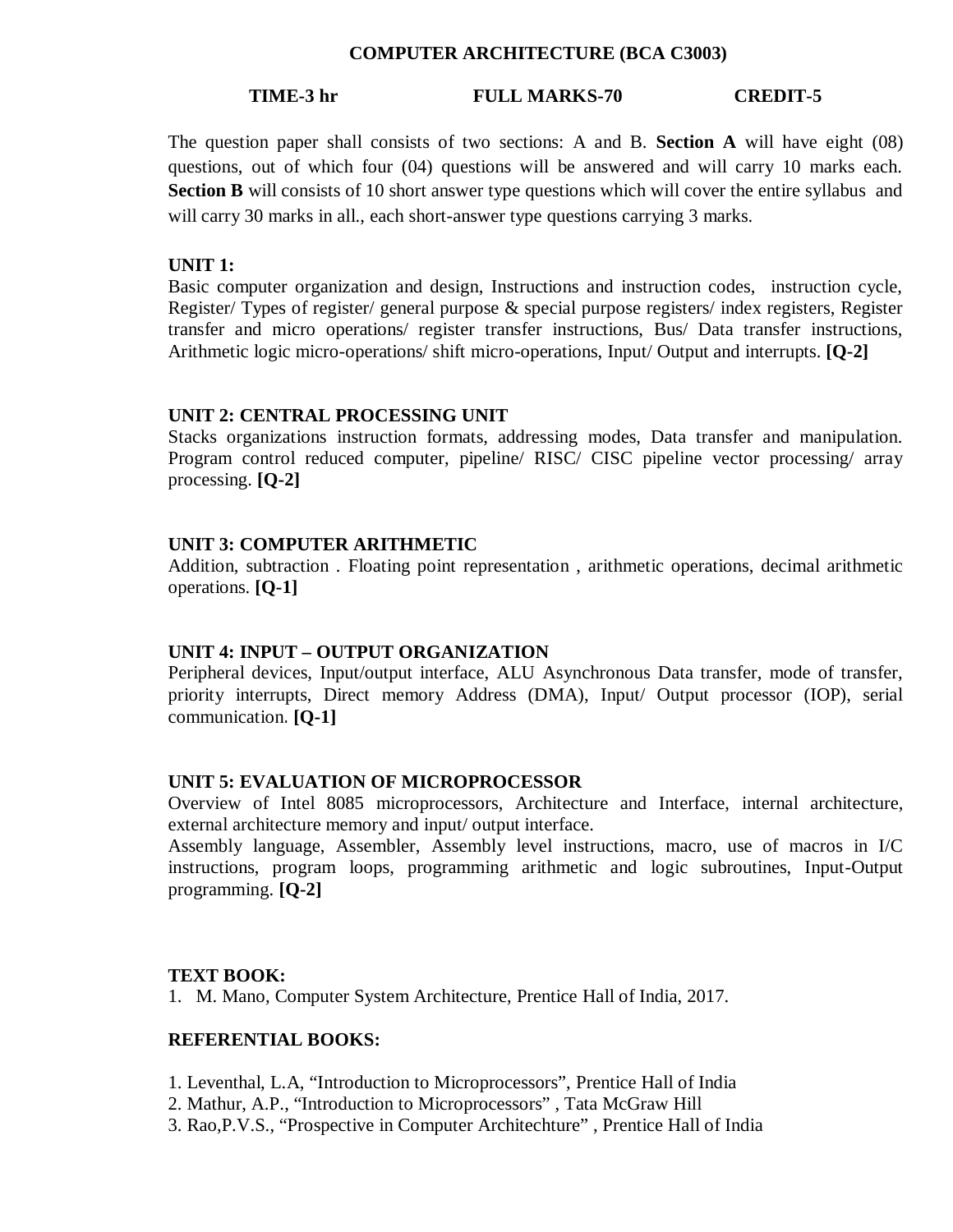# COMPUTER ARCHITECTURE (BCA C3003)

**TIME-3 hr** **FULL MARKS-70** **CREDIT-5**

The question paper shall consists of two sections: A and B. **Section A** will have eight (08) questions, out of which four (04) questions will be answered and will carry 10 marks each. **Section B** will consists of 10 short answer type questions which will cover the entire syllabus and will carry 30 marks in all., each short-answer type questions carrying 3 marks.

**UNIT 1:**
Basic computer organization and design, Instructions and instruction codes, instruction cycle, Register/ Types of register/ general purpose & special purpose registers/ index registers, Register transfer and micro operations/ register transfer instructions, Bus/ Data transfer instructions, Arithmetic logic micro-operations/ shift micro-operations, Input/ Output and interrupts. **[Q-2]**

**UNIT 2: CENTRAL PROCESSING UNIT**
Stacks organizations instruction formats, addressing modes, Data transfer and manipulation. Program control reduced computer, pipeline/ RISC/ CISC pipeline vector processing/ array processing. **[Q-2]**

**UNIT 3: COMPUTER ARITHMETIC**
Addition, subtraction . Floating point representation , arithmetic operations, decimal arithmetic operations. **[Q-1]**

**UNIT 4: INPUT – OUTPUT ORGANIZATION**
Peripheral devices, Input/output interface, ALU Asynchronous Data transfer, mode of transfer, priority interrupts, Direct memory Address (DMA), Input/ Output processor (IOP), serial communication. **[Q-1]**

**UNIT 5: EVALUATION OF MICROPROCESSOR**
Overview of Intel 8085 microprocessors, Architecture and Interface, internal architecture, external architecture memory and input/ output interface.
Assembly language, Assembler, Assembly level instructions, macro, use of macros in I/C instructions, program loops, programming arithmetic and logic subroutines, Input-Output programming. **[Q-2]**

**TEXT BOOK:**
1. M. Mano, Computer System Architecture, Prentice Hall of India, 2017.

**REFERENTIAL BOOKS:**

1. Leventhal, L.A, “Introduction to Microprocessors”, Prentice Hall of India
2. Mathur, A.P., “Introduction to Microprocessors” , Tata McGraw Hill
3. Rao,P.V.S., “Prospective in Computer Architechture” , Prentice Hall of India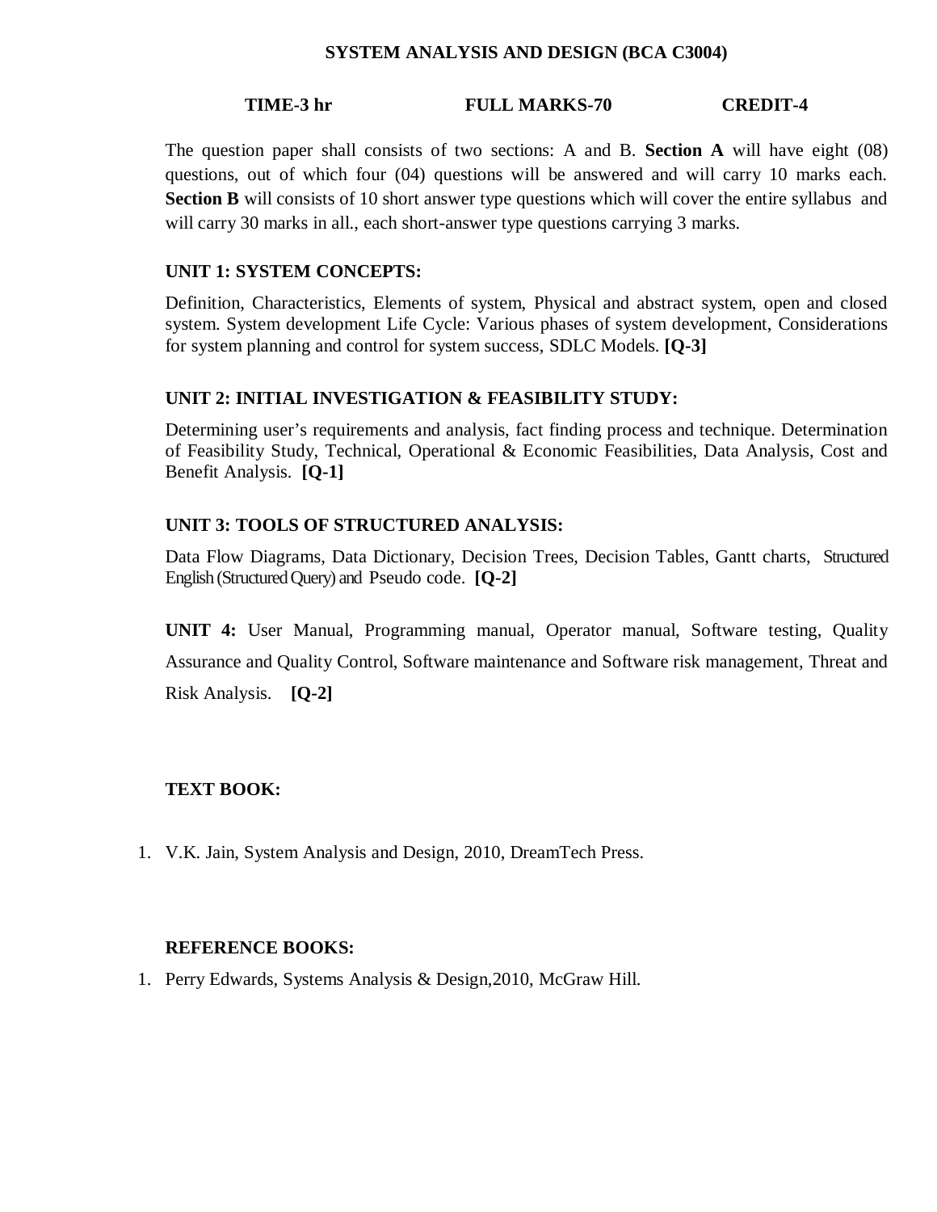# SYSTEM ANALYSIS AND DESIGN (BCA C3004)

**TIME-3 hr** **FULL MARKS-70** **CREDIT-4**

The question paper shall consists of two sections: A and B. **Section A** will have eight (08) questions, out of which four (04) questions will be answered and will carry 10 marks each. **Section B** will consists of 10 short answer type questions which will cover the entire syllabus and will carry 30 marks in all., each short-answer type questions carrying 3 marks.

**UNIT 1: SYSTEM CONCEPTS:**

Definition, Characteristics, Elements of system, Physical and abstract system, open and closed system. System development Life Cycle: Various phases of system development, Considerations for system planning and control for system success, SDLC Models. **[Q-3]**

**UNIT 2: INITIAL INVESTIGATION & FEASIBILITY STUDY:**

Determining user's requirements and analysis, fact finding process and technique. Determination of Feasibility Study, Technical, Operational & Economic Feasibilities, Data Analysis, Cost and Benefit Analysis. **[Q-1]**

**UNIT 3: TOOLS OF STRUCTURED ANALYSIS:**

Data Flow Diagrams, Data Dictionary, Decision Trees, Decision Tables, Gantt charts, Structured English (Structured Query) and Pseudo code. **[Q-2]**

**UNIT 4:** User Manual, Programming manual, Operator manual, Software testing, Quality Assurance and Quality Control, Software maintenance and Software risk management, Threat and Risk Analysis. **[Q-2]**

**TEXT BOOK:**

1. V.K. Jain, System Analysis and Design, 2010, DreamTech Press.

**REFERENCE BOOKS:**

1. Perry Edwards, Systems Analysis & Design,2010, McGraw Hill.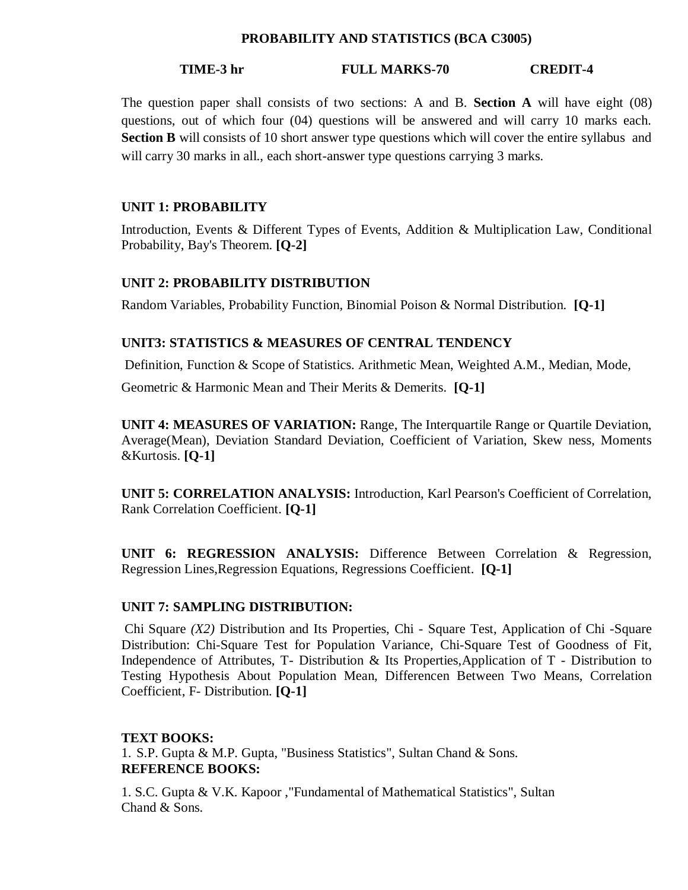# PROBABILITY AND STATISTICS (BCA C3005)

**TIME-3 hr** **FULL MARKS-70** **CREDIT-4**

The question paper shall consists of two sections: A and B. **Section A** will have eight (08) questions, out of which four (04) questions will be answered and will carry 10 marks each. **Section B** will consists of 10 short answer type questions which will cover the entire syllabus and will carry 30 marks in all., each short-answer type questions carrying 3 marks.

## UNIT 1: PROBABILITY

Introduction, Events & Different Types of Events, Addition & Multiplication Law, Conditional Probability, Bay's Theorem. **[Q-2]**

## UNIT 2: PROBABILITY DISTRIBUTION

Random Variables, Probability Function, Binomial Poison & Normal Distribution. **[Q-1]**

## UNIT3: STATISTICS & MEASURES OF CENTRAL TENDENCY

Definition, Function & Scope of Statistics. Arithmetic Mean, Weighted A.M., Median, Mode, Geometric & Harmonic Mean and Their Merits & Demerits. **[Q-1]**

**UNIT 4: MEASURES OF VARIATION:** Range, The Interquartile Range or Quartile Deviation, Average(Mean), Deviation Standard Deviation, Coefficient of Variation, Skew ness, Moments &Kurtosis. **[Q-1]**

**UNIT 5: CORRELATION ANALYSIS:** Introduction, Karl Pearson's Coefficient of Correlation, Rank Correlation Coefficient. **[Q-1]**

**UNIT 6: REGRESSION ANALYSIS:** Difference Between Correlation & Regression, Regression Lines,Regression Equations, Regressions Coefficient. **[Q-1]**

## UNIT 7: SAMPLING DISTRIBUTION:

Chi Square *(X2)* Distribution and Its Properties, Chi - Square Test, Application of Chi -Square Distribution: Chi-Square Test for Population Variance, Chi-Square Test of Goodness of Fit, Independence of Attributes, T- Distribution & Its Properties,Application of T - Distribution to Testing Hypothesis About Population Mean, Differencen Between Two Means, Correlation Coefficient, F- Distribution. **[Q-1]**

**TEXT BOOKS:**

1. S.P. Gupta & M.P. Gupta, "Business Statistics", Sultan Chand & Sons.

**REFERENCE BOOKS:**

1. S.C. Gupta & V.K. Kapoor ,"Fundamental of Mathematical Statistics", Sultan Chand & Sons.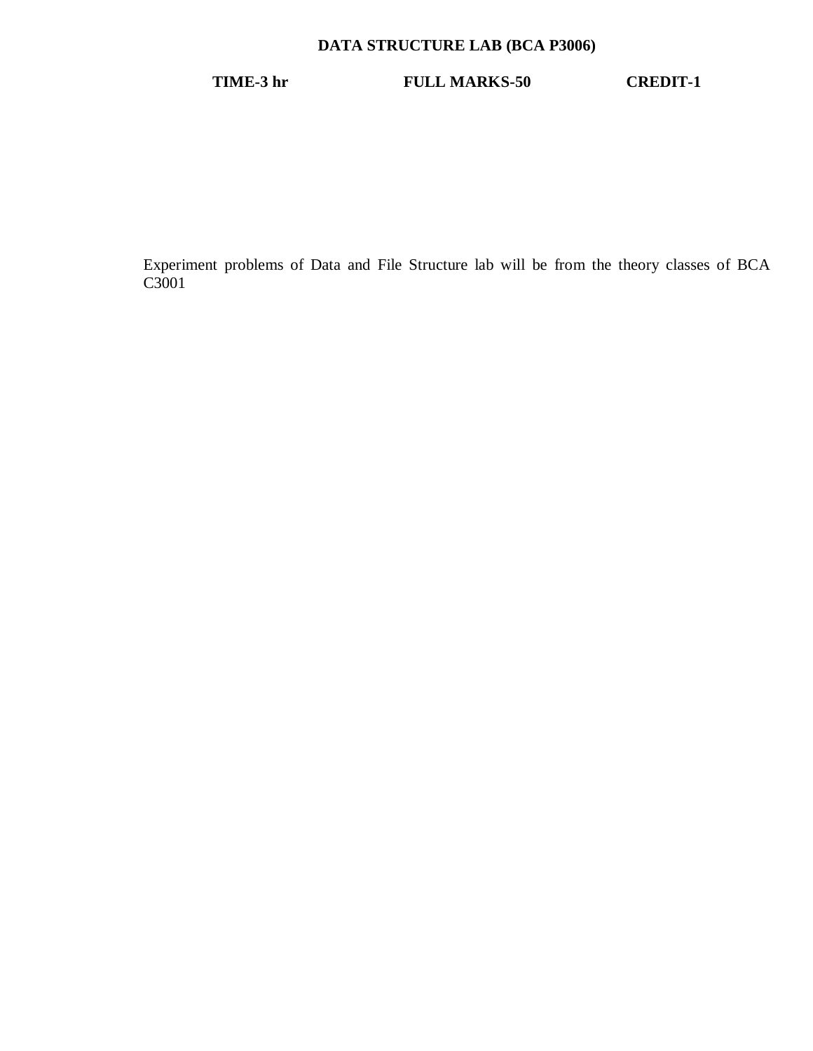# DATA STRUCTURE LAB (BCA P3006)

**TIME-3 hr** **FULL MARKS-50** **CREDIT-1**

Experiment problems of Data and File Structure lab will be from the theory classes of BCA C3001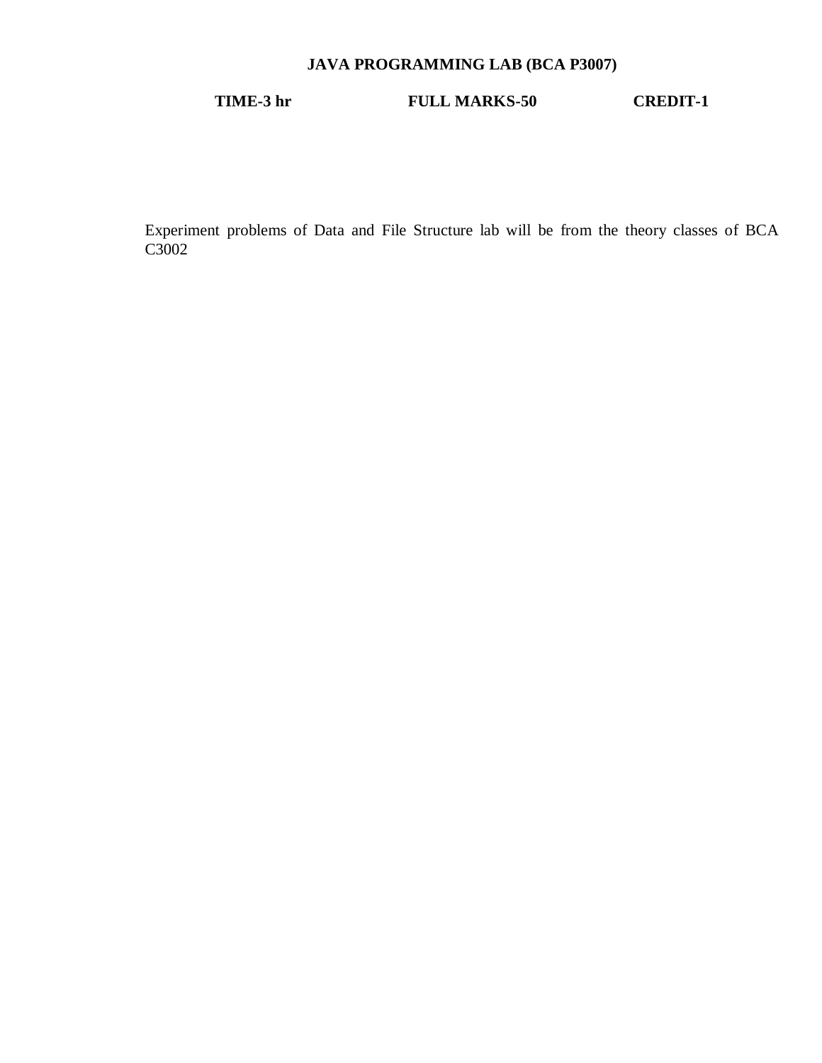# JAVA PROGRAMMING LAB (BCA P3007)

**TIME-3 hr** **FULL MARKS-50** **CREDIT-1**

Experiment problems of Data and File Structure lab will be from the theory classes of BCA C3002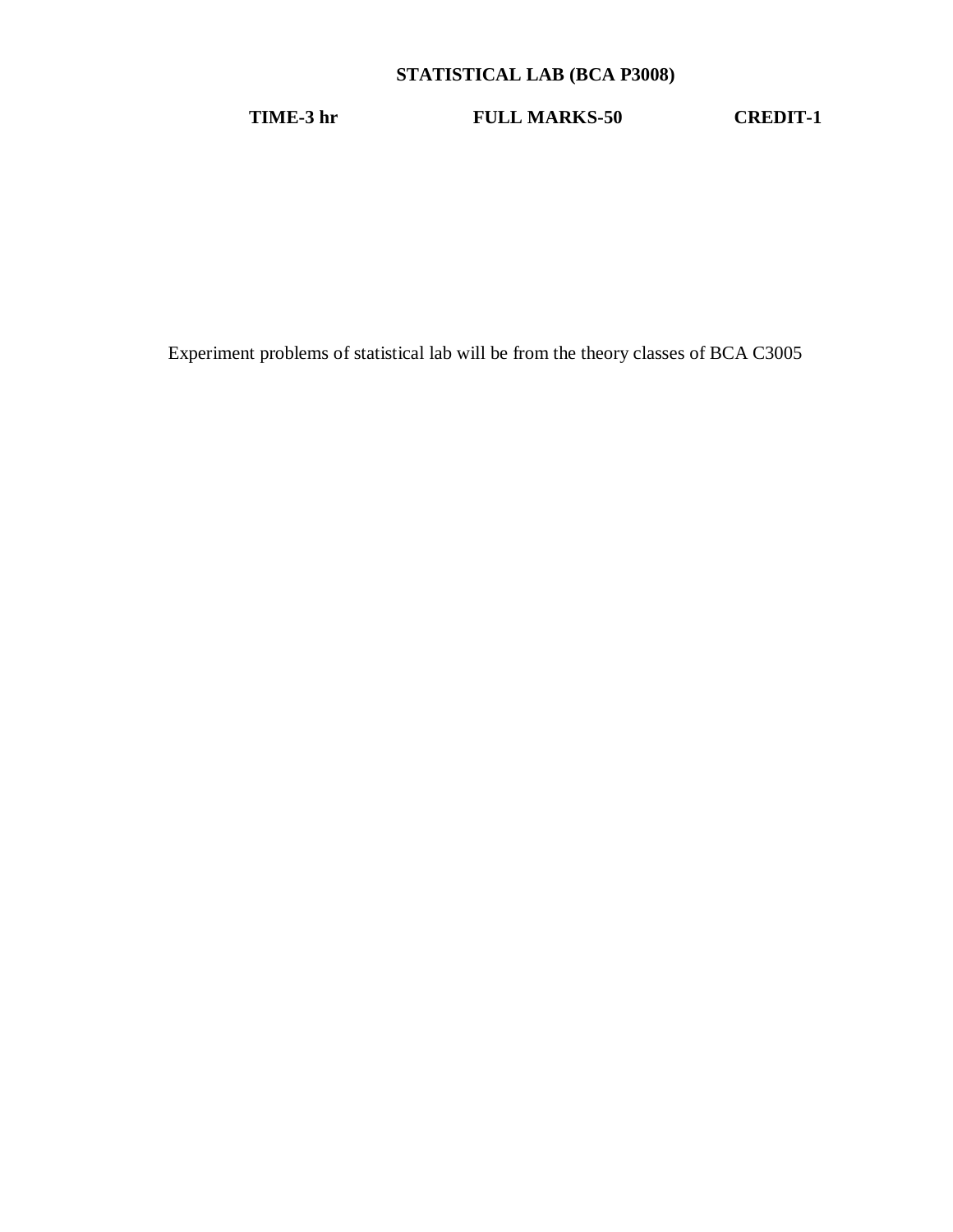## STATISTICAL LAB (BCA P3008)

**TIME-3 hr** **FULL MARKS-50** **CREDIT-1**

Experiment problems of statistical lab will be from the theory classes of BCA C3005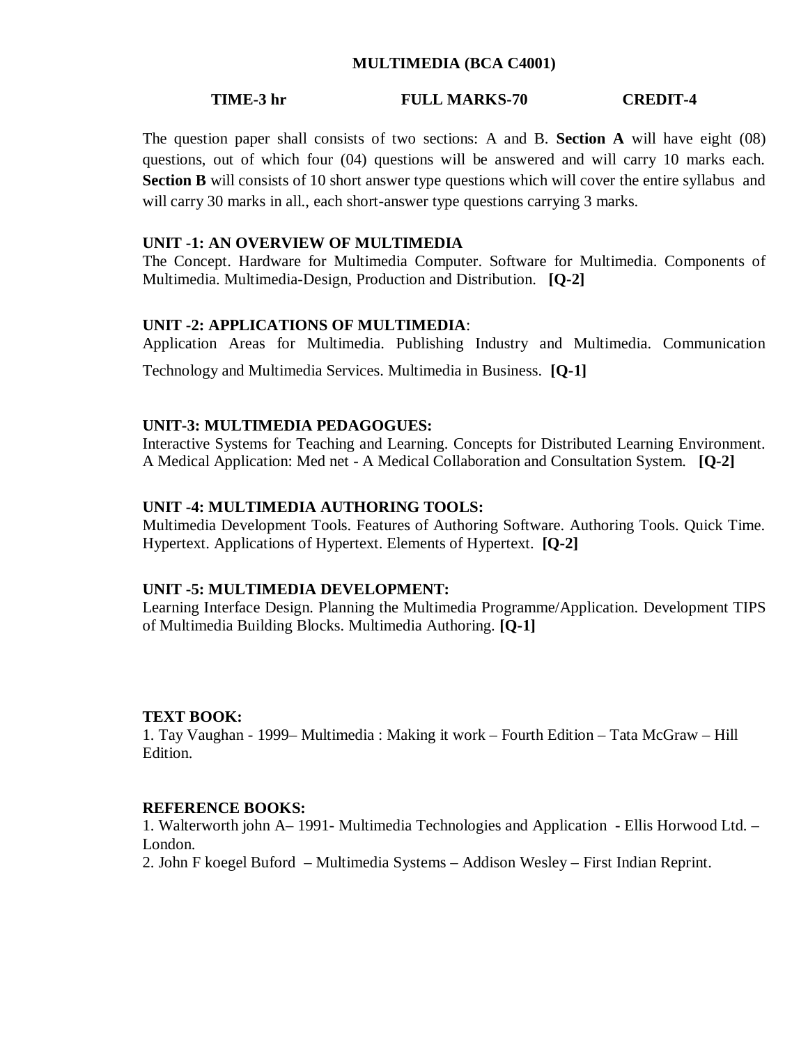# MULTIMEDIA (BCA C4001)

**TIME-3 hr** **FULL MARKS-70** **CREDIT-4**

The question paper shall consists of two sections: A and B. **Section A** will have eight (08) questions, out of which four (04) questions will be answered and will carry 10 marks each. **Section B** will consists of 10 short answer type questions which will cover the entire syllabus and will carry 30 marks in all., each short-answer type questions carrying 3 marks.

**UNIT -1: AN OVERVIEW OF MULTIMEDIA**
The Concept. Hardware for Multimedia Computer. Software for Multimedia. Components of Multimedia. Multimedia-Design, Production and Distribution. **[Q-2]**

**UNIT -2: APPLICATIONS OF MULTIMEDIA**:
Application Areas for Multimedia. Publishing Industry and Multimedia. Communication Technology and Multimedia Services. Multimedia in Business. **[Q-1]**

**UNIT-3: MULTIMEDIA PEDAGOGUES:**
Interactive Systems for Teaching and Learning. Concepts for Distributed Learning Environment. A Medical Application: Med net - A Medical Collaboration and Consultation System. **[Q-2]**

**UNIT -4: MULTIMEDIA AUTHORING TOOLS:**
Multimedia Development Tools. Features of Authoring Software. Authoring Tools. Quick Time. Hypertext. Applications of Hypertext. Elements of Hypertext. **[Q-2]**

**UNIT -5: MULTIMEDIA DEVELOPMENT:**
Learning Interface Design. Planning the Multimedia Programme/Application. Development TIPS of Multimedia Building Blocks. Multimedia Authoring. **[Q-1]**

**TEXT BOOK:**
1. Tay Vaughan - 1999– Multimedia : Making it work – Fourth Edition – Tata McGraw – Hill Edition.

**REFERENCE BOOKS:**
1. Walterworth john A– 1991- Multimedia Technologies and Application - Ellis Horwood Ltd. – London.
2. John F koegel Buford – Multimedia Systems – Addison Wesley – First Indian Reprint.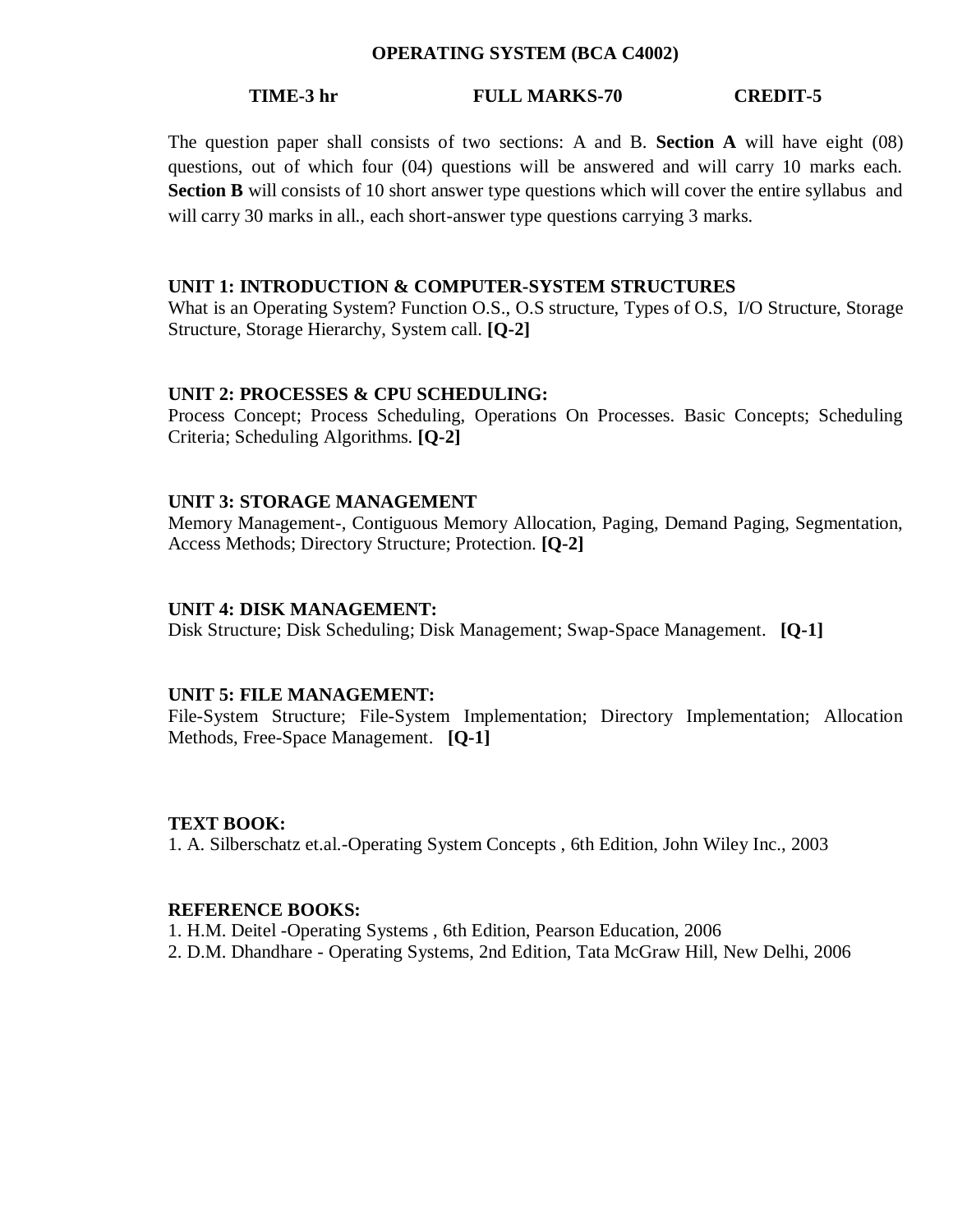# OPERATING SYSTEM (BCA C4002)

**TIME-3 hr** **FULL MARKS-70** **CREDIT-5**

The question paper shall consists of two sections: A and B. **Section A** will have eight (08) questions, out of which four (04) questions will be answered and will carry 10 marks each. **Section B** will consists of 10 short answer type questions which will cover the entire syllabus and will carry 30 marks in all., each short-answer type questions carrying 3 marks.

### UNIT 1: INTRODUCTION & COMPUTER-SYSTEM STRUCTURES

What is an Operating System? Function O.S., O.S structure, Types of O.S, I/O Structure, Storage Structure, Storage Hierarchy, System call. **[Q-2]**

### UNIT 2: PROCESSES & CPU SCHEDULING:

Process Concept; Process Scheduling, Operations On Processes. Basic Concepts; Scheduling Criteria; Scheduling Algorithms. **[Q-2]**

### UNIT 3: STORAGE MANAGEMENT

Memory Management-, Contiguous Memory Allocation, Paging, Demand Paging, Segmentation, Access Methods; Directory Structure; Protection. **[Q-2]**

### UNIT 4: DISK MANAGEMENT:

Disk Structure; Disk Scheduling; Disk Management; Swap-Space Management. **[Q-1]**

### UNIT 5: FILE MANAGEMENT:

File-System Structure; File-System Implementation; Directory Implementation; Allocation Methods, Free-Space Management. **[Q-1]**

### TEXT BOOK:

1. A. Silberschatz et.al.-Operating System Concepts , 6th Edition, John Wiley Inc., 2003

### REFERENCE BOOKS:

1. H.M. Deitel -Operating Systems , 6th Edition, Pearson Education, 2006
2. D.M. Dhandhare - Operating Systems, 2nd Edition, Tata McGraw Hill, New Delhi, 2006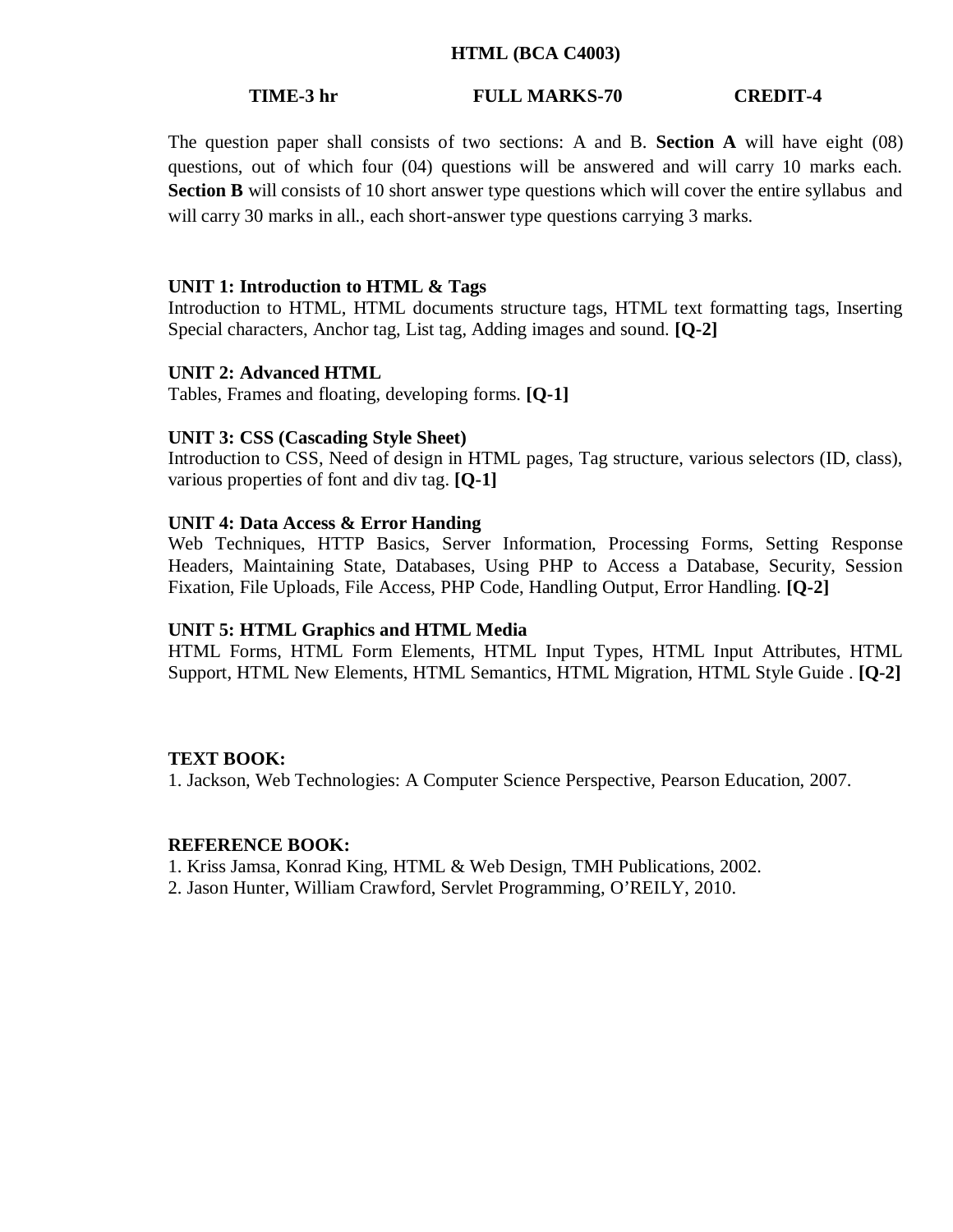## HTML (BCA C4003)

**TIME-3 hr** **FULL MARKS-70** **CREDIT-4**

The question paper shall consists of two sections: A and B. **Section A** will have eight (08) questions, out of which four (04) questions will be answered and will carry 10 marks each. **Section B** will consists of 10 short answer type questions which will cover the entire syllabus and will carry 30 marks in all., each short-answer type questions carrying 3 marks.

**UNIT 1: Introduction to HTML & Tags**
Introduction to HTML, HTML documents structure tags, HTML text formatting tags, Inserting Special characters, Anchor tag, List tag, Adding images and sound. **[Q-2]**

**UNIT 2: Advanced HTML**
Tables, Frames and floating, developing forms. **[Q-1]**

**UNIT 3: CSS (Cascading Style Sheet)**
Introduction to CSS, Need of design in HTML pages, Tag structure, various selectors (ID, class), various properties of font and div tag. **[Q-1]**

**UNIT 4: Data Access & Error Handing**
Web Techniques, HTTP Basics, Server Information, Processing Forms, Setting Response Headers, Maintaining State, Databases, Using PHP to Access a Database, Security, Session Fixation, File Uploads, File Access, PHP Code, Handling Output, Error Handling. **[Q-2]**

**UNIT 5: HTML Graphics and HTML Media**
HTML Forms, HTML Form Elements, HTML Input Types, HTML Input Attributes, HTML Support, HTML New Elements, HTML Semantics, HTML Migration, HTML Style Guide . **[Q-2]**

**TEXT BOOK:**
1. Jackson, Web Technologies: A Computer Science Perspective, Pearson Education, 2007.

**REFERENCE BOOK:**
1. Kriss Jamsa, Konrad King, HTML & Web Design, TMH Publications, 2002.
2. Jason Hunter, William Crawford, Servlet Programming, O'REILY, 2010.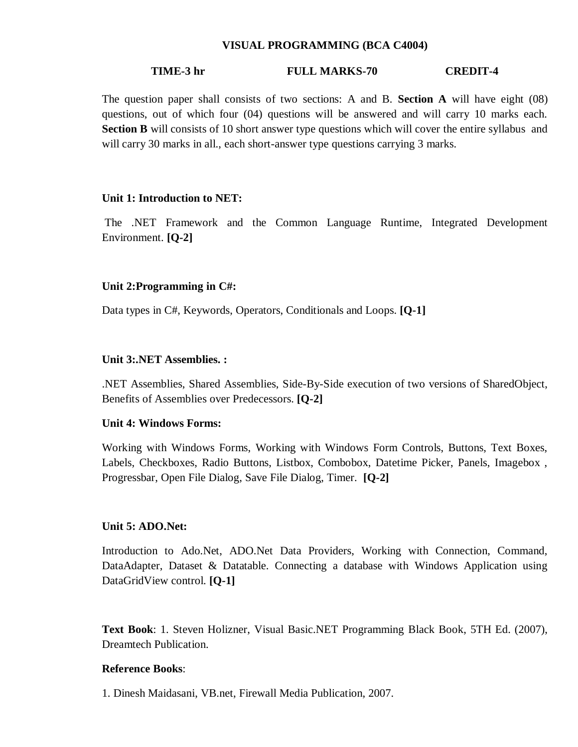# VISUAL PROGRAMMING (BCA C4004)

**TIME-3 hr** **FULL MARKS-70** **CREDIT-4**

The question paper shall consists of two sections: A and B. **Section A** will have eight (08) questions, out of which four (04) questions will be answered and will carry 10 marks each. **Section B** will consists of 10 short answer type questions which will cover the entire syllabus and will carry 30 marks in all., each short-answer type questions carrying 3 marks.

**Unit 1: Introduction to NET:**

The .NET Framework and the Common Language Runtime, Integrated Development Environment. **[Q-2]**

**Unit 2:Programming in C#:**

Data types in C#, Keywords, Operators, Conditionals and Loops. **[Q-1]**

**Unit 3:.NET Assemblies. :**

.NET Assemblies, Shared Assemblies, Side-By-Side execution of two versions of SharedObject, Benefits of Assemblies over Predecessors. **[Q-2]**

**Unit 4: Windows Forms:**

Working with Windows Forms, Working with Windows Form Controls, Buttons, Text Boxes, Labels, Checkboxes, Radio Buttons, Listbox, Combobox, Datetime Picker, Panels, Imagebox , Progressbar, Open File Dialog, Save File Dialog, Timer. **[Q-2]**

**Unit 5: ADO.Net:**

Introduction to Ado.Net, ADO.Net Data Providers, Working with Connection, Command, DataAdapter, Dataset & Datatable. Connecting a database with Windows Application using DataGridView control. **[Q-1]**

**Text Book**: 1. Steven Holizner, Visual Basic.NET Programming Black Book, 5TH Ed. (2007), Dreamtech Publication.

**Reference Books**:

1. Dinesh Maidasani, VB.net, Firewall Media Publication, 2007.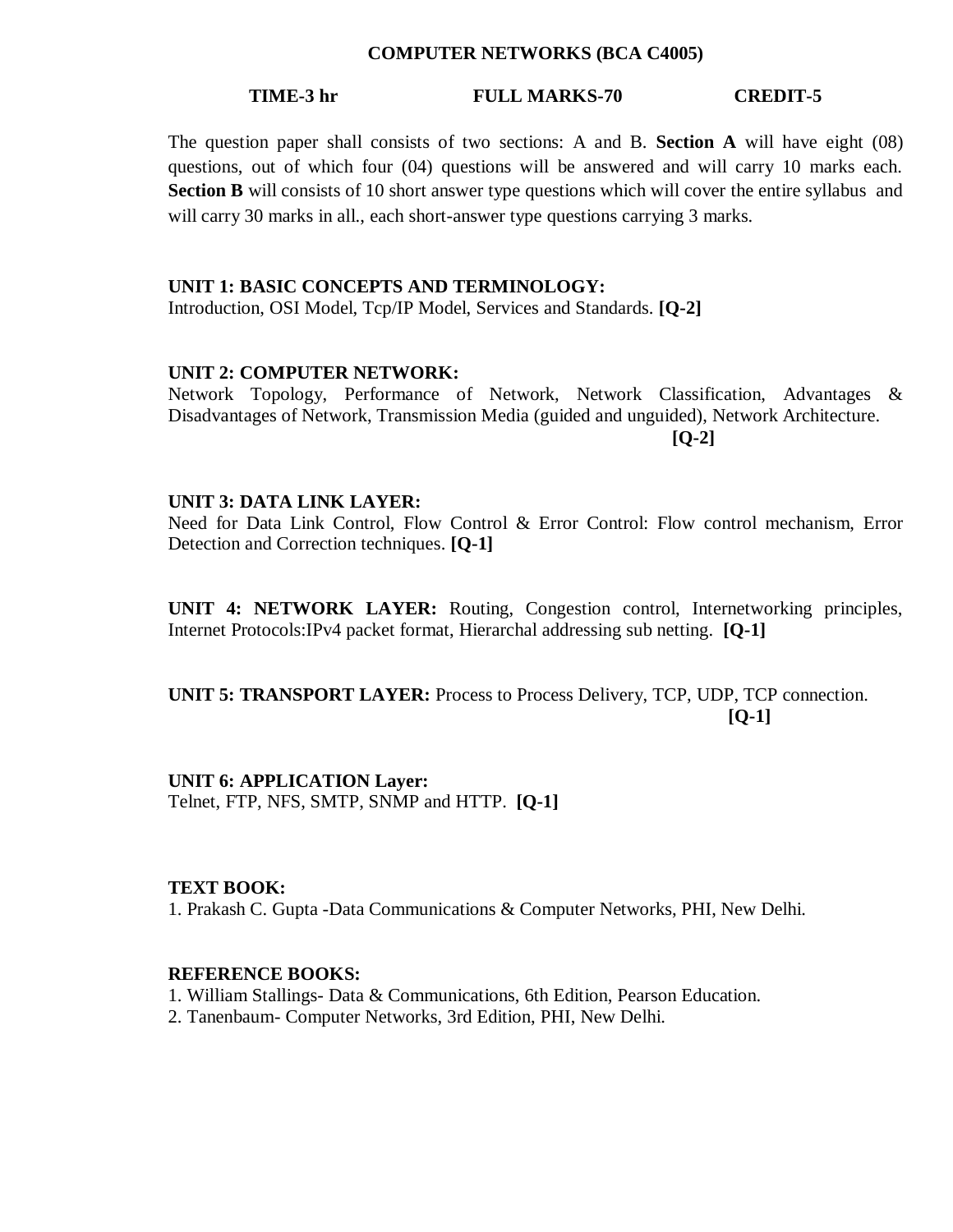## COMPUTER NETWORKS (BCA C4005)

**TIME-3 hr** **FULL MARKS-70** **CREDIT-5**

The question paper shall consists of two sections: A and B. **Section A** will have eight (08) questions, out of which four (04) questions will be answered and will carry 10 marks each. **Section B** will consists of 10 short answer type questions which will cover the entire syllabus and will carry 30 marks in all., each short-answer type questions carrying 3 marks.

**UNIT 1: BASIC CONCEPTS AND TERMINOLOGY:**
Introduction, OSI Model, Tcp/IP Model, Services and Standards. **[Q-2]**

**UNIT 2: COMPUTER NETWORK:**
Network Topology, Performance of Network, Network Classification, Advantages & Disadvantages of Network, Transmission Media (guided and unguided), Network Architecture. **[Q-2]**

**UNIT 3: DATA LINK LAYER:**
Need for Data Link Control, Flow Control & Error Control: Flow control mechanism, Error Detection and Correction techniques. **[Q-1]**

**UNIT 4: NETWORK LAYER:** Routing, Congestion control, Internetworking principles, Internet Protocols:IPv4 packet format, Hierarchal addressing sub netting. **[Q-1]**

**UNIT 5: TRANSPORT LAYER:** Process to Process Delivery, TCP, UDP, TCP connection. **[Q-1]**

**UNIT 6: APPLICATION Layer:**
Telnet, FTP, NFS, SMTP, SNMP and HTTP. **[Q-1]**

**TEXT BOOK:**
1. Prakash C. Gupta -Data Communications & Computer Networks, PHI, New Delhi.

**REFERENCE BOOKS:**
1. William Stallings- Data & Communications, 6th Edition, Pearson Education.
2. Tanenbaum- Computer Networks, 3rd Edition, PHI, New Delhi.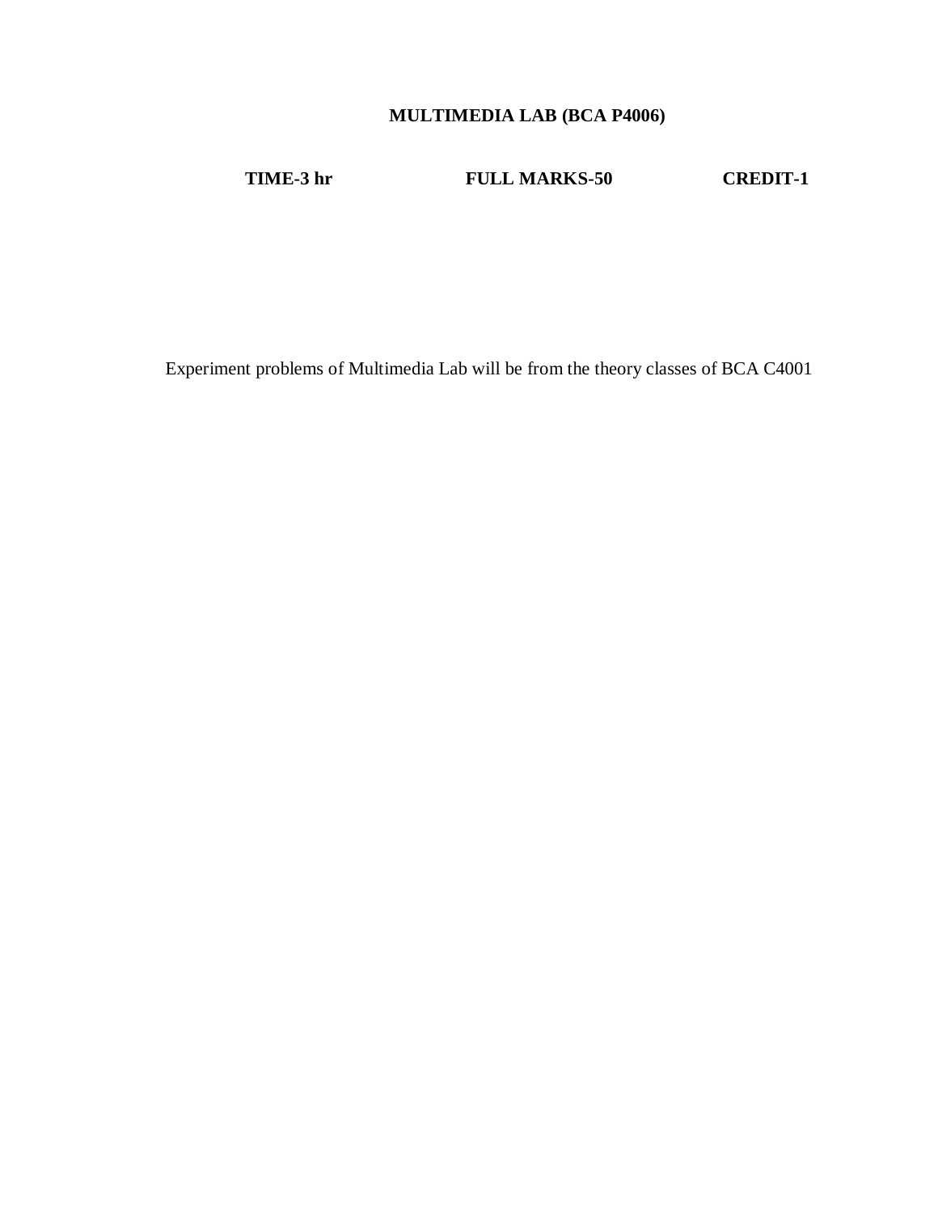## MULTIMEDIA LAB (BCA P4006)

**TIME-3 hr** **FULL MARKS-50** **CREDIT-1**

Experiment problems of Multimedia Lab will be from the theory classes of BCA C4001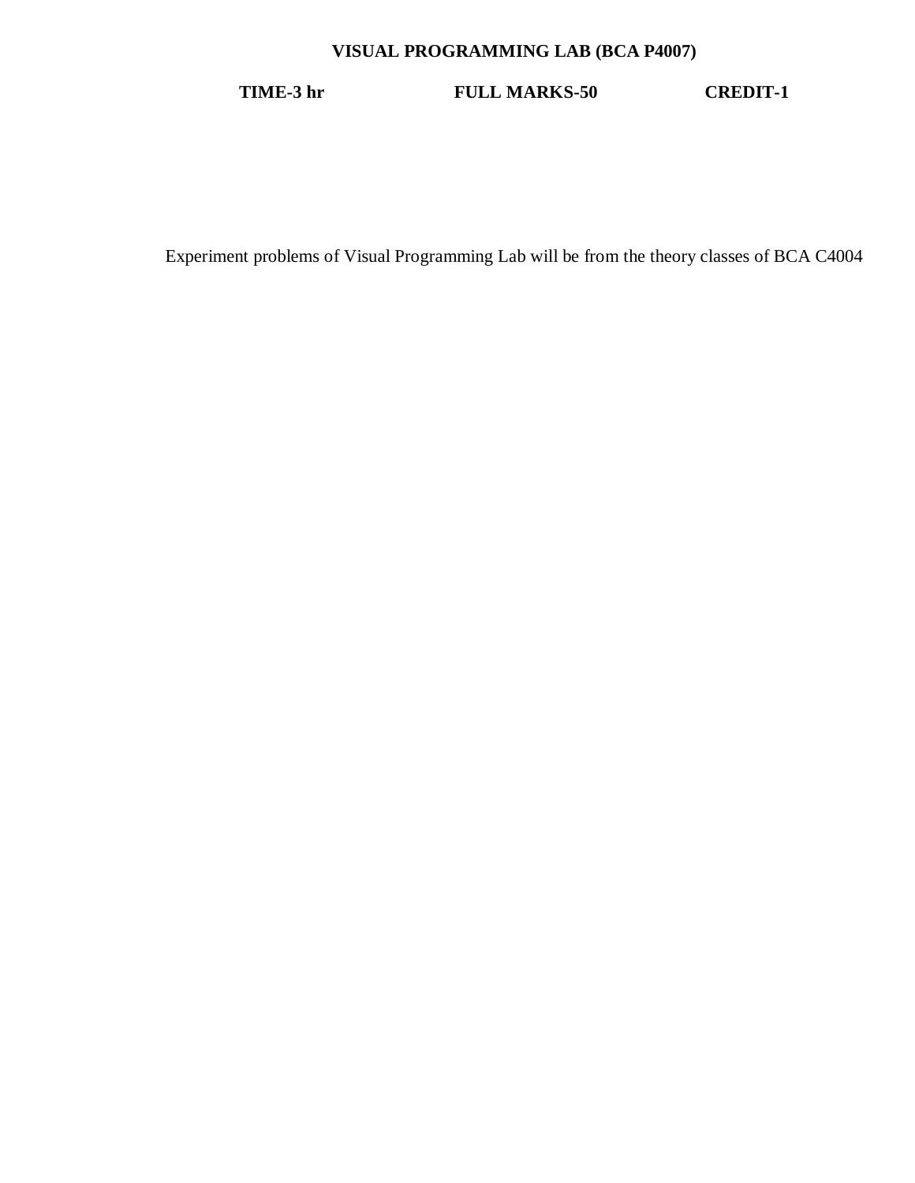## VISUAL PROGRAMMING LAB (BCA P4007)

**TIME-3 hr** **FULL MARKS-50** **CREDIT-1**

Experiment problems of Visual Programming Lab will be from the theory classes of BCA C4004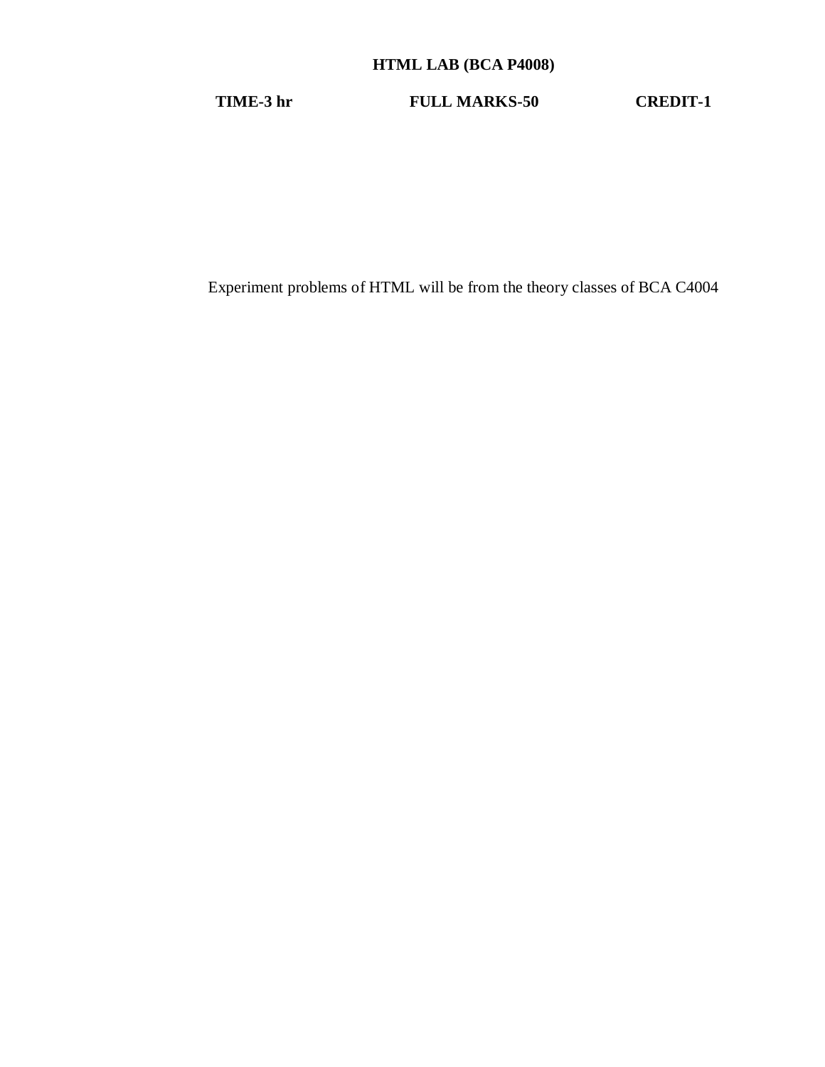# HTML LAB (BCA P4008)

**TIME-3 hr** **FULL MARKS-50** **CREDIT-1**

Experiment problems of HTML will be from the theory classes of BCA C4004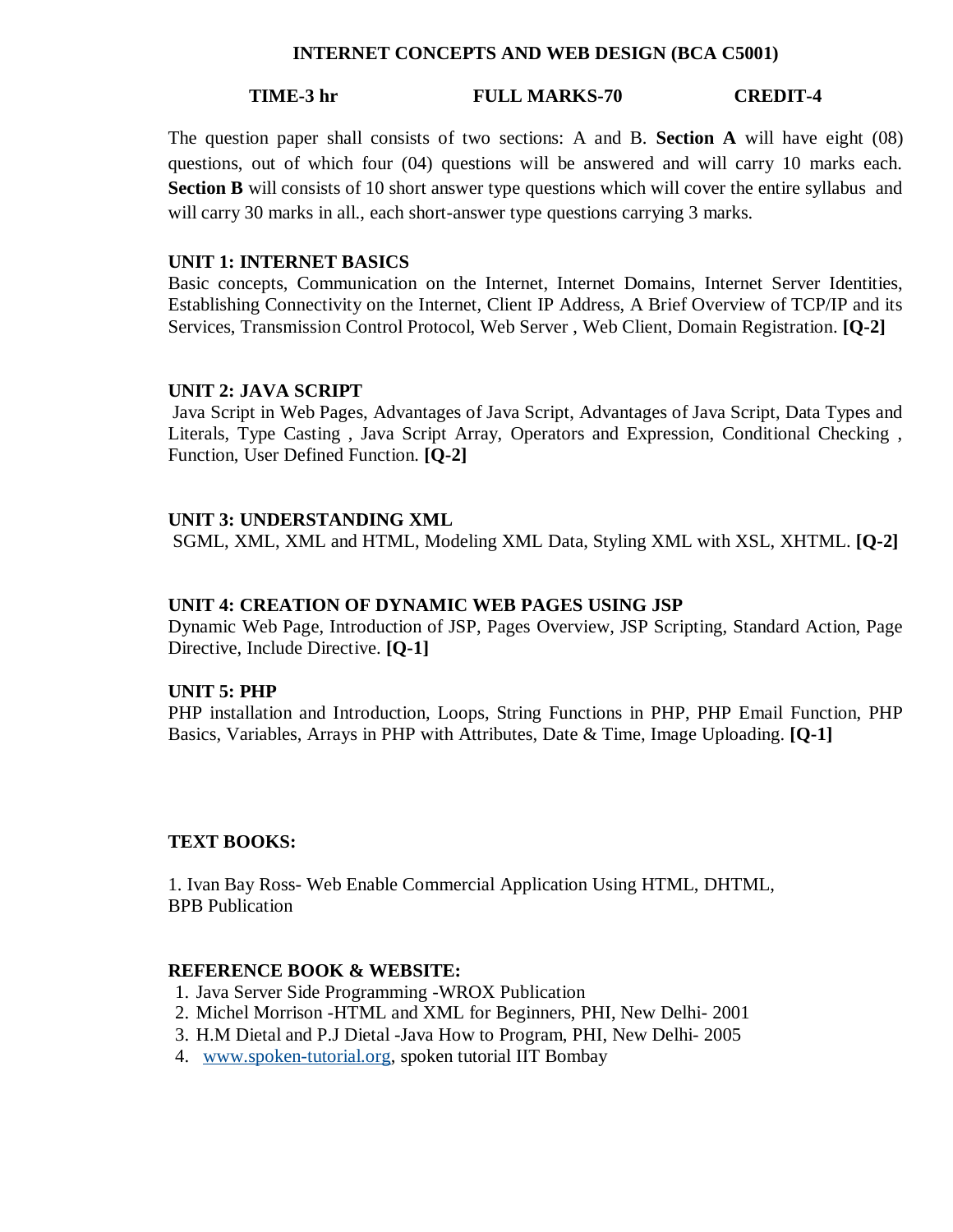## INTERNET CONCEPTS AND WEB DESIGN (BCA C5001)

**TIME-3 hr** **FULL MARKS-70** **CREDIT-4**

The question paper shall consists of two sections: A and B. **Section A** will have eight (08) questions, out of which four (04) questions will be answered and will carry 10 marks each. **Section B** will consists of 10 short answer type questions which will cover the entire syllabus and will carry 30 marks in all., each short-answer type questions carrying 3 marks.

### UNIT 1: INTERNET BASICS

Basic concepts, Communication on the Internet, Internet Domains, Internet Server Identities, Establishing Connectivity on the Internet, Client IP Address, A Brief Overview of TCP/IP and its Services, Transmission Control Protocol, Web Server , Web Client, Domain Registration. **[Q-2]**

### UNIT 2: JAVA SCRIPT

Java Script in Web Pages, Advantages of Java Script, Advantages of Java Script, Data Types and Literals, Type Casting , Java Script Array, Operators and Expression, Conditional Checking , Function, User Defined Function. **[Q-2]**

### UNIT 3: UNDERSTANDING XML

SGML, XML, XML and HTML, Modeling XML Data, Styling XML with XSL, XHTML. **[Q-2]**

### UNIT 4: CREATION OF DYNAMIC WEB PAGES USING JSP

Dynamic Web Page, Introduction of JSP, Pages Overview, JSP Scripting, Standard Action, Page Directive, Include Directive. **[Q-1]**

### UNIT 5: PHP

PHP installation and Introduction, Loops, String Functions in PHP, PHP Email Function, PHP Basics, Variables, Arrays in PHP with Attributes, Date & Time, Image Uploading. **[Q-1]**

### TEXT BOOKS:

1. Ivan Bay Ross- Web Enable Commercial Application Using HTML, DHTML, BPB Publication

### REFERENCE BOOK & WEBSITE:

1. Java Server Side Programming -WROX Publication
2. Michel Morrison -HTML and XML for Beginners, PHI, New Delhi- 2001
3. H.M Dietal and P.J Dietal -Java How to Program, PHI, New Delhi- 2005
4. www.spoken-tutorial.org, spoken tutorial IIT Bombay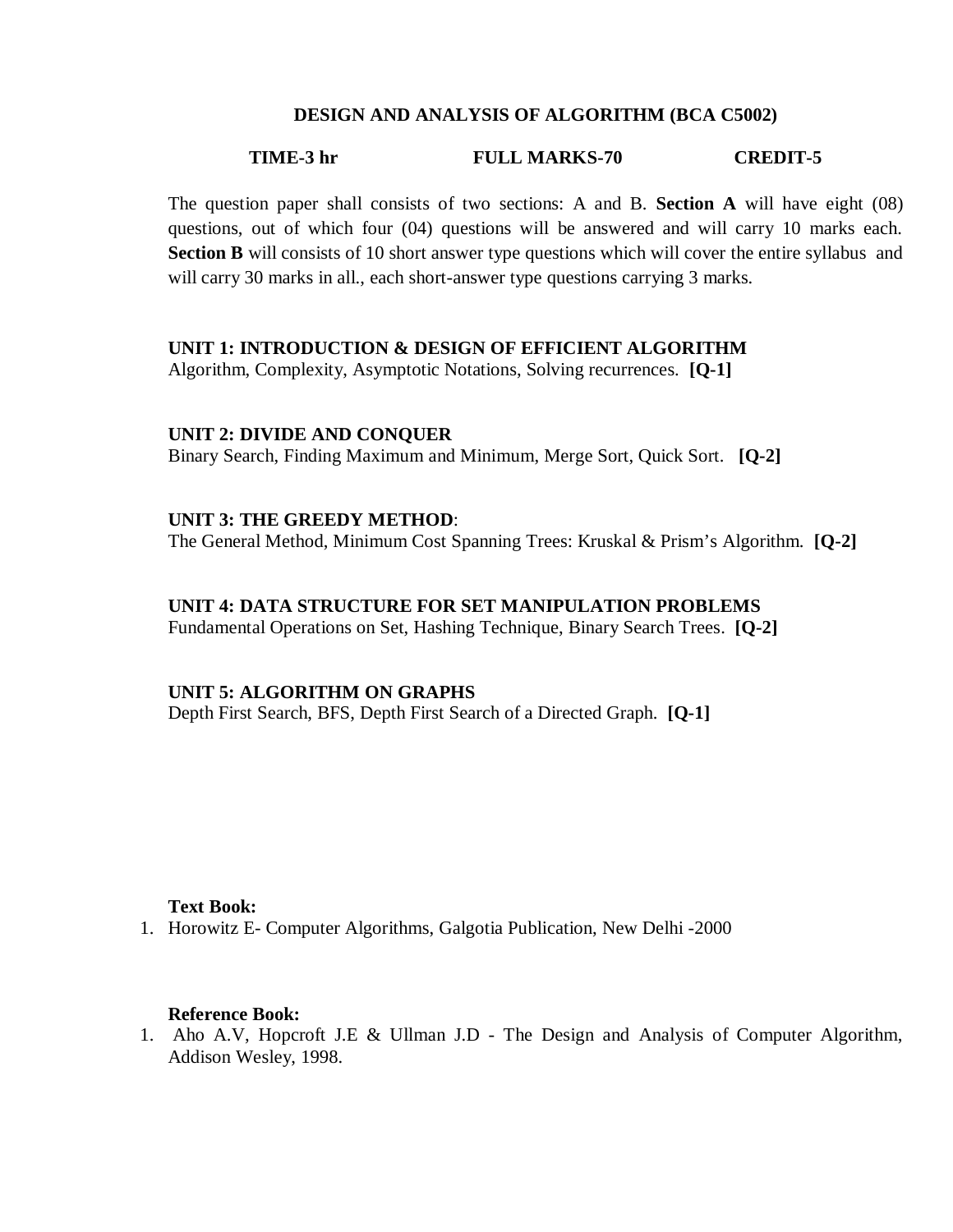## DESIGN AND ANALYSIS OF ALGORITHM (BCA C5002)

**TIME-3 hr** **FULL MARKS-70** **CREDIT-5**

The question paper shall consists of two sections: A and B. **Section A** will have eight (08) questions, out of which four (04) questions will be answered and will carry 10 marks each. **Section B** will consists of 10 short answer type questions which will cover the entire syllabus and will carry 30 marks in all., each short-answer type questions carrying 3 marks.

### UNIT 1: INTRODUCTION & DESIGN OF EFFICIENT ALGORITHM

Algorithm, Complexity, Asymptotic Notations, Solving recurrences. **[Q-1]**

### UNIT 2: DIVIDE AND CONQUER

Binary Search, Finding Maximum and Minimum, Merge Sort, Quick Sort. **[Q-2]**

### UNIT 3: THE GREEDY METHOD:

The General Method, Minimum Cost Spanning Trees: Kruskal & Prism's Algorithm. **[Q-2]**

### UNIT 4: DATA STRUCTURE FOR SET MANIPULATION PROBLEMS

Fundamental Operations on Set, Hashing Technique, Binary Search Trees. **[Q-2]**

### UNIT 5: ALGORITHM ON GRAPHS

Depth First Search, BFS, Depth First Search of a Directed Graph. **[Q-1]**

**Text Book:**

1. Horowitz E- Computer Algorithms, Galgotia Publication, New Delhi -2000

**Reference Book:**

1. Aho A.V, Hopcroft J.E & Ullman J.D - The Design and Analysis of Computer Algorithm, Addison Wesley, 1998.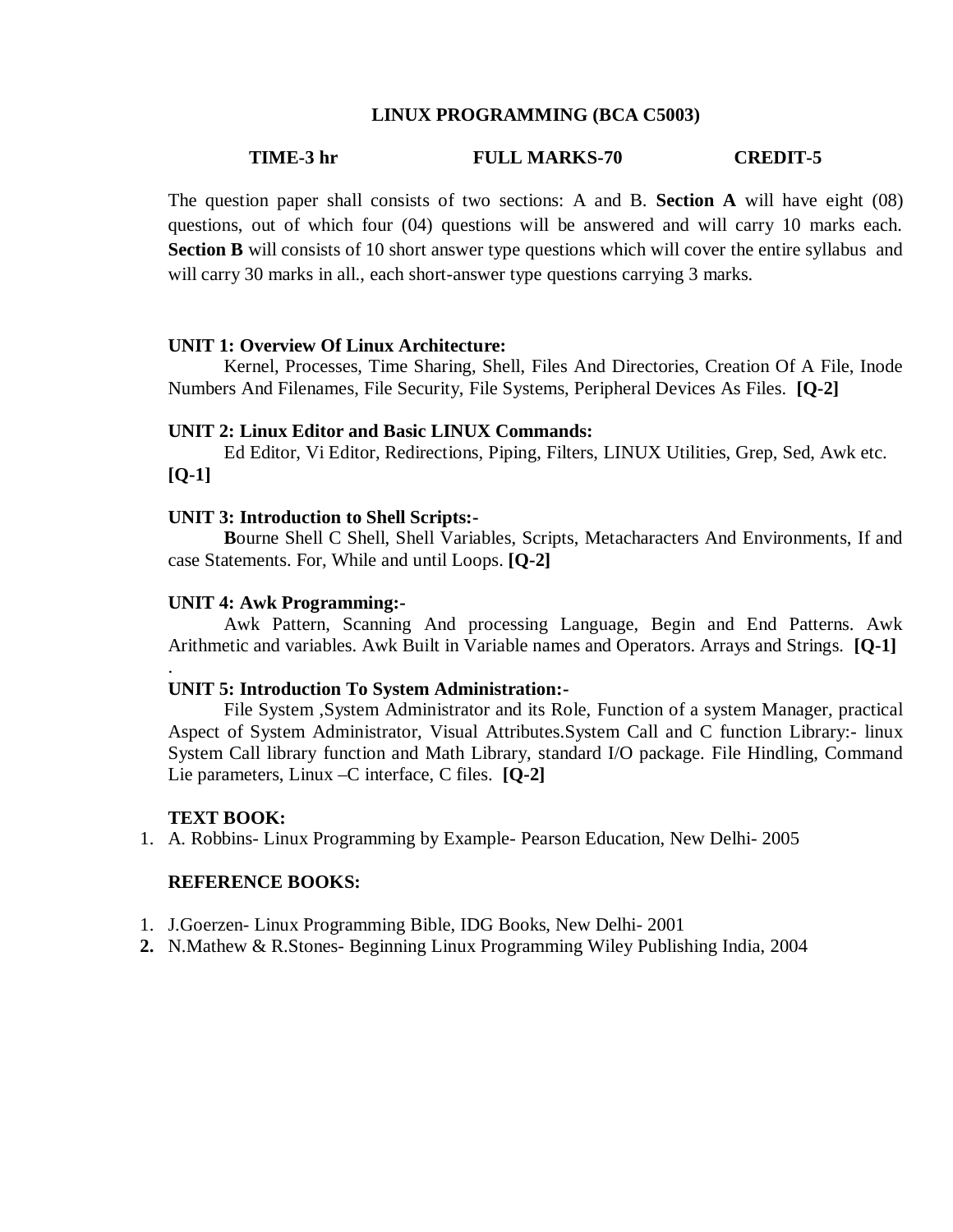## LINUX PROGRAMMING (BCA C5003)

**TIME-3 hr** **FULL MARKS-70** **CREDIT-5**

The question paper shall consists of two sections: A and B. **Section A** will have eight (08) questions, out of which four (04) questions will be answered and will carry 10 marks each. **Section B** will consists of 10 short answer type questions which will cover the entire syllabus and will carry 30 marks in all., each short-answer type questions carrying 3 marks.

**UNIT 1: Overview Of Linux Architecture:**

Kernel, Processes, Time Sharing, Shell, Files And Directories, Creation Of A File, Inode Numbers And Filenames, File Security, File Systems, Peripheral Devices As Files. **[Q-2]**

**UNIT 2: Linux Editor and Basic LINUX Commands:**

Ed Editor, Vi Editor, Redirections, Piping, Filters, LINUX Utilities, Grep, Sed, Awk etc. **[Q-1]**

**UNIT 3: Introduction to Shell Scripts:-**

**B**ourne Shell C Shell, Shell Variables, Scripts, Metacharacters And Environments, If and case Statements. For, While and until Loops. **[Q-2]**

**UNIT 4: Awk Programming:-**

Awk Pattern, Scanning And processing Language, Begin and End Patterns. Awk Arithmetic and variables. Awk Built in Variable names and Operators. Arrays and Strings. **[Q-1]**

.

**UNIT 5: Introduction To System Administration:-**

File System ,System Administrator and its Role, Function of a system Manager, practical Aspect of System Administrator, Visual Attributes.System Call and C function Library:- linux System Call library function and Math Library, standard I/O package. File Hindling, Command Lie parameters, Linux –C interface, C files. **[Q-2]**

**TEXT BOOK:**

1. A. Robbins- Linux Programming by Example- Pearson Education, New Delhi- 2005

**REFERENCE BOOKS:**

1. J.Goerzen- Linux Programming Bible, IDG Books, New Delhi- 2001
2. N.Mathew & R.Stones- Beginning Linux Programming Wiley Publishing India, 2004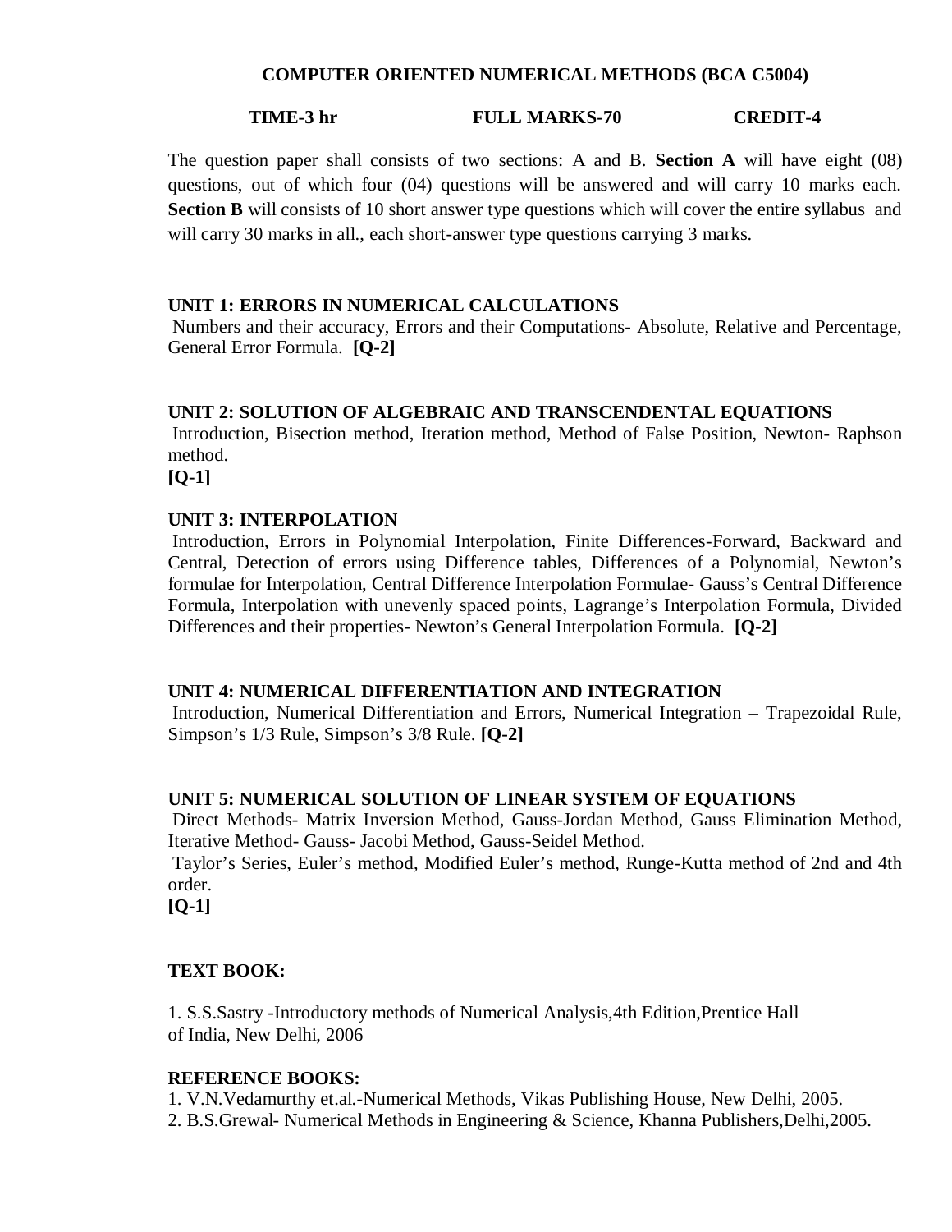## COMPUTER ORIENTED NUMERICAL METHODS (BCA C5004)

**TIME-3 hr** **FULL MARKS-70** **CREDIT-4**

The question paper shall consists of two sections: A and B. **Section A** will have eight (08) questions, out of which four (04) questions will be answered and will carry 10 marks each. **Section B** will consists of 10 short answer type questions which will cover the entire syllabus and will carry 30 marks in all., each short-answer type questions carrying 3 marks.

### UNIT 1: ERRORS IN NUMERICAL CALCULATIONS

Numbers and their accuracy, Errors and their Computations- Absolute, Relative and Percentage, General Error Formula. **[Q-2]**

### UNIT 2: SOLUTION OF ALGEBRAIC AND TRANSCENDENTAL EQUATIONS

Introduction, Bisection method, Iteration method, Method of False Position, Newton- Raphson method.

**[Q-1]**

### UNIT 3: INTERPOLATION

Introduction, Errors in Polynomial Interpolation, Finite Differences-Forward, Backward and Central, Detection of errors using Difference tables, Differences of a Polynomial, Newton's formulae for Interpolation, Central Difference Interpolation Formulae- Gauss's Central Difference Formula, Interpolation with unevenly spaced points, Lagrange's Interpolation Formula, Divided Differences and their properties- Newton's General Interpolation Formula. **[Q-2]**

### UNIT 4: NUMERICAL DIFFERENTIATION AND INTEGRATION

Introduction, Numerical Differentiation and Errors, Numerical Integration – Trapezoidal Rule, Simpson's 1/3 Rule, Simpson's 3/8 Rule. **[Q-2]**

### UNIT 5: NUMERICAL SOLUTION OF LINEAR SYSTEM OF EQUATIONS

Direct Methods- Matrix Inversion Method, Gauss-Jordan Method, Gauss Elimination Method, Iterative Method- Gauss- Jacobi Method, Gauss-Seidel Method.

Taylor's Series, Euler's method, Modified Euler's method, Runge-Kutta method of 2nd and 4th order.

**[Q-1]**

### TEXT BOOK:

1. S.S.Sastry -Introductory methods of Numerical Analysis,4th Edition,Prentice Hall of India, New Delhi, 2006

### REFERENCE BOOKS:

1. V.N.Vedamurthy et.al.-Numerical Methods, Vikas Publishing House, New Delhi, 2005.
2. B.S.Grewal- Numerical Methods in Engineering & Science, Khanna Publishers,Delhi,2005.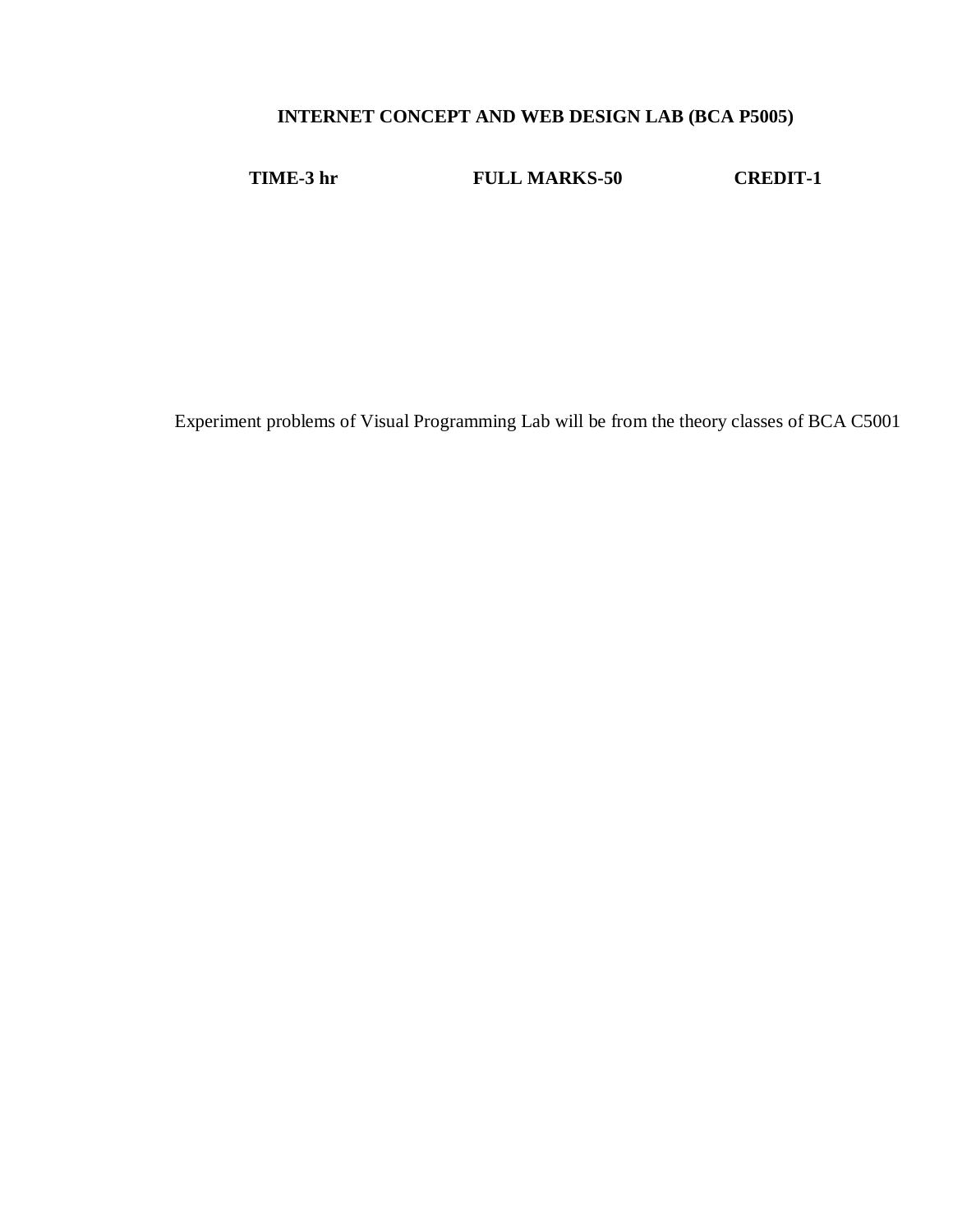## INTERNET CONCEPT AND WEB DESIGN LAB (BCA P5005)

**TIME-3 hr** **FULL MARKS-50** **CREDIT-1**

Experiment problems of Visual Programming Lab will be from the theory classes of BCA C5001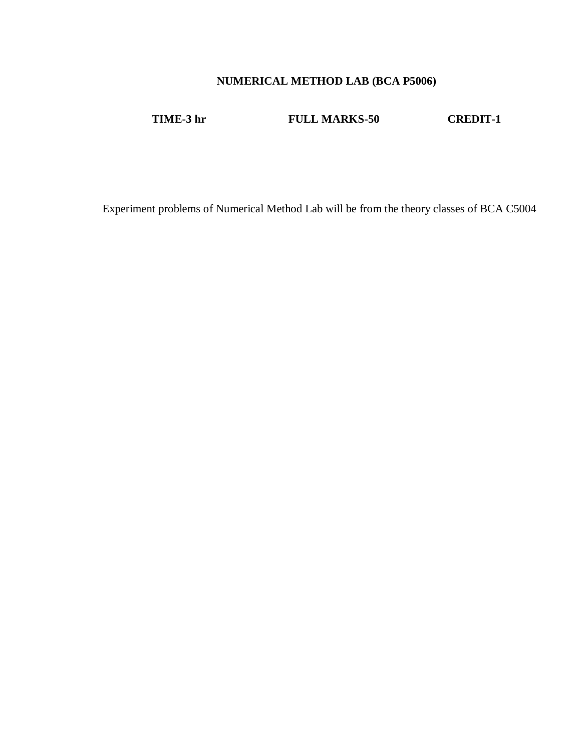## NUMERICAL METHOD LAB (BCA P5006)

**TIME-3 hr** **FULL MARKS-50** **CREDIT-1**

Experiment problems of Numerical Method Lab will be from the theory classes of BCA C5004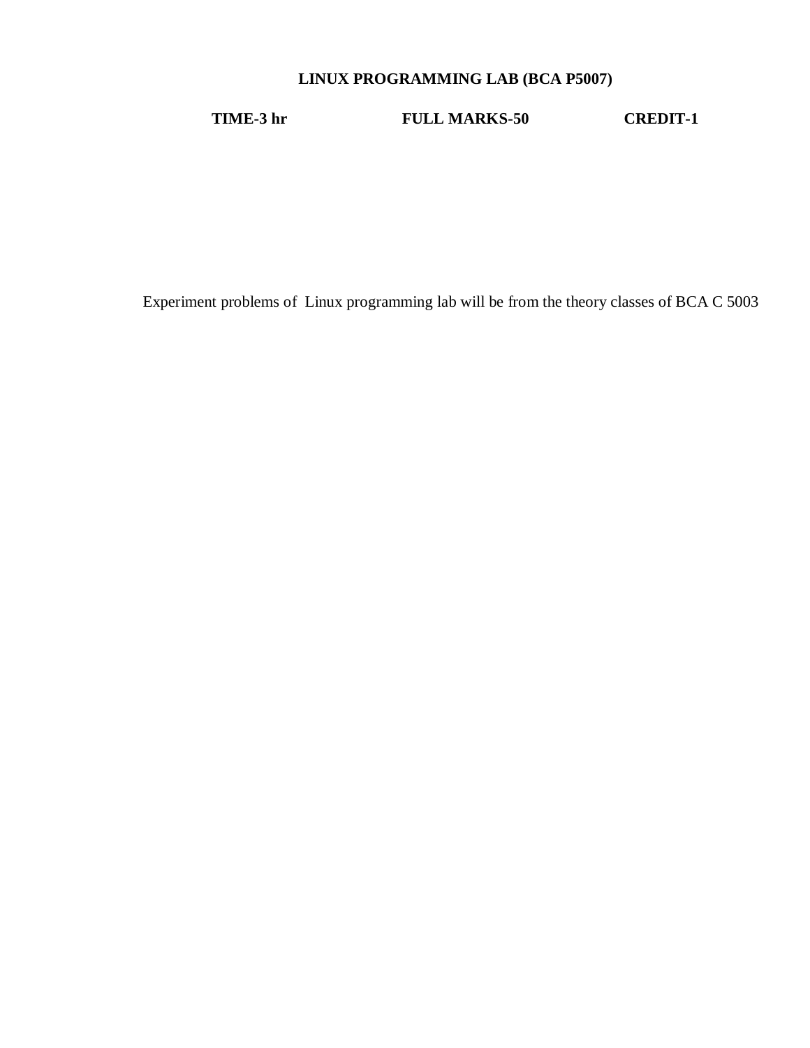## LINUX PROGRAMMING LAB (BCA P5007)

**TIME-3 hr** **FULL MARKS-50** **CREDIT-1**

Experiment problems of Linux programming lab will be from the theory classes of BCA C 5003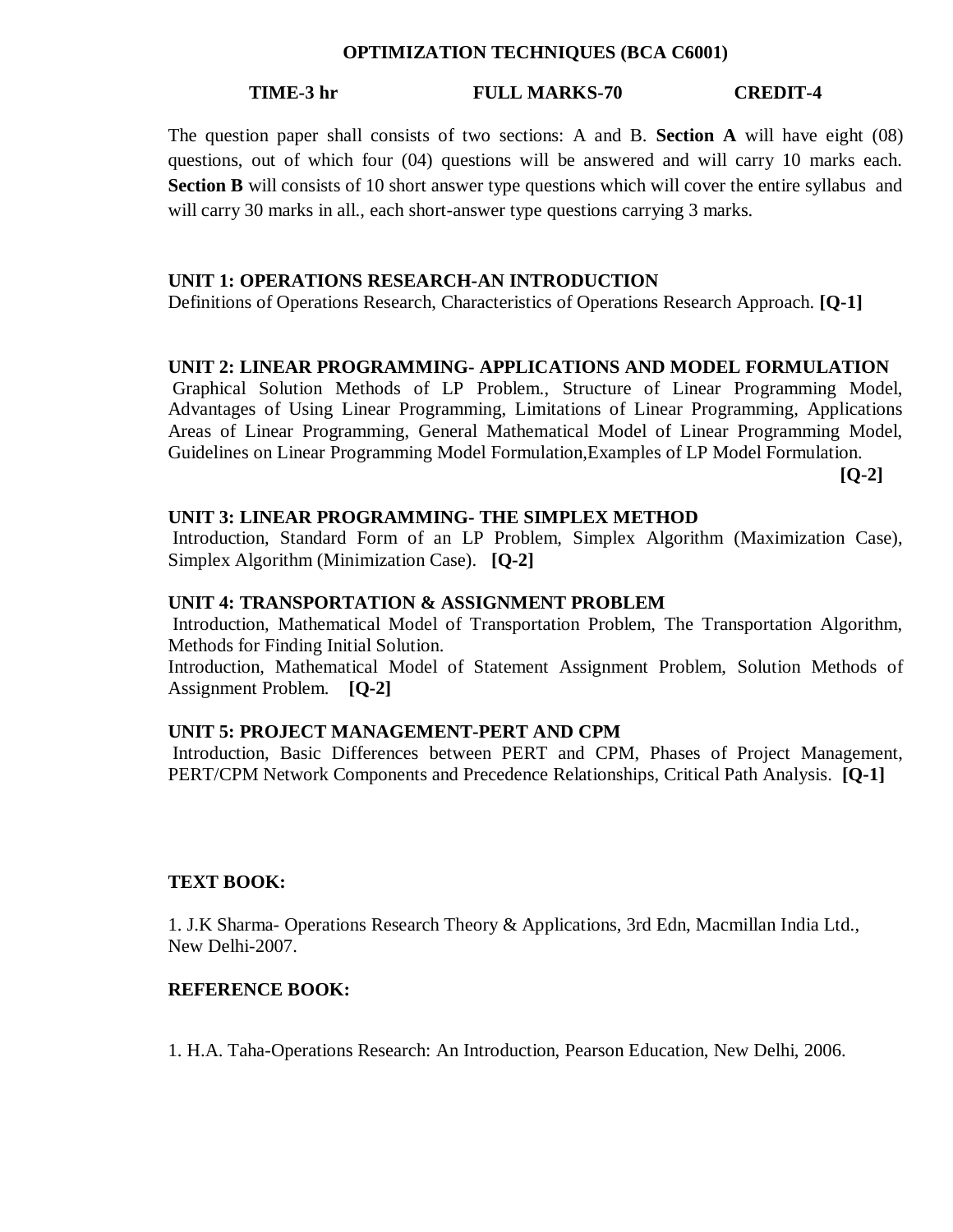# OPTIMIZATION TECHNIQUES (BCA C6001)

**TIME-3 hr FULL MARKS-70 CREDIT-4**

The question paper shall consists of two sections: A and B. **Section A** will have eight (08) questions, out of which four (04) questions will be answered and will carry 10 marks each. **Section B** will consists of 10 short answer type questions which will cover the entire syllabus and will carry 30 marks in all., each short-answer type questions carrying 3 marks.

## UNIT 1: OPERATIONS RESEARCH-AN INTRODUCTION

Definitions of Operations Research, Characteristics of Operations Research Approach. **[Q-1]**

## UNIT 2: LINEAR PROGRAMMING- APPLICATIONS AND MODEL FORMULATION

Graphical Solution Methods of LP Problem., Structure of Linear Programming Model, Advantages of Using Linear Programming, Limitations of Linear Programming, Applications Areas of Linear Programming, General Mathematical Model of Linear Programming Model, Guidelines on Linear Programming Model Formulation,Examples of LP Model Formulation. **[Q-2]**

## UNIT 3: LINEAR PROGRAMMING- THE SIMPLEX METHOD

Introduction, Standard Form of an LP Problem, Simplex Algorithm (Maximization Case), Simplex Algorithm (Minimization Case). **[Q-2]**

## UNIT 4: TRANSPORTATION & ASSIGNMENT PROBLEM

Introduction, Mathematical Model of Transportation Problem, The Transportation Algorithm, Methods for Finding Initial Solution.

Introduction, Mathematical Model of Statement Assignment Problem, Solution Methods of Assignment Problem. **[Q-2]**

## UNIT 5: PROJECT MANAGEMENT-PERT AND CPM

Introduction, Basic Differences between PERT and CPM, Phases of Project Management, PERT/CPM Network Components and Precedence Relationships, Critical Path Analysis. **[Q-1]**

## TEXT BOOK:

1. J.K Sharma- Operations Research Theory & Applications, 3rd Edn, Macmillan India Ltd., New Delhi-2007.

## REFERENCE BOOK:

1. H.A. Taha-Operations Research: An Introduction, Pearson Education, New Delhi, 2006.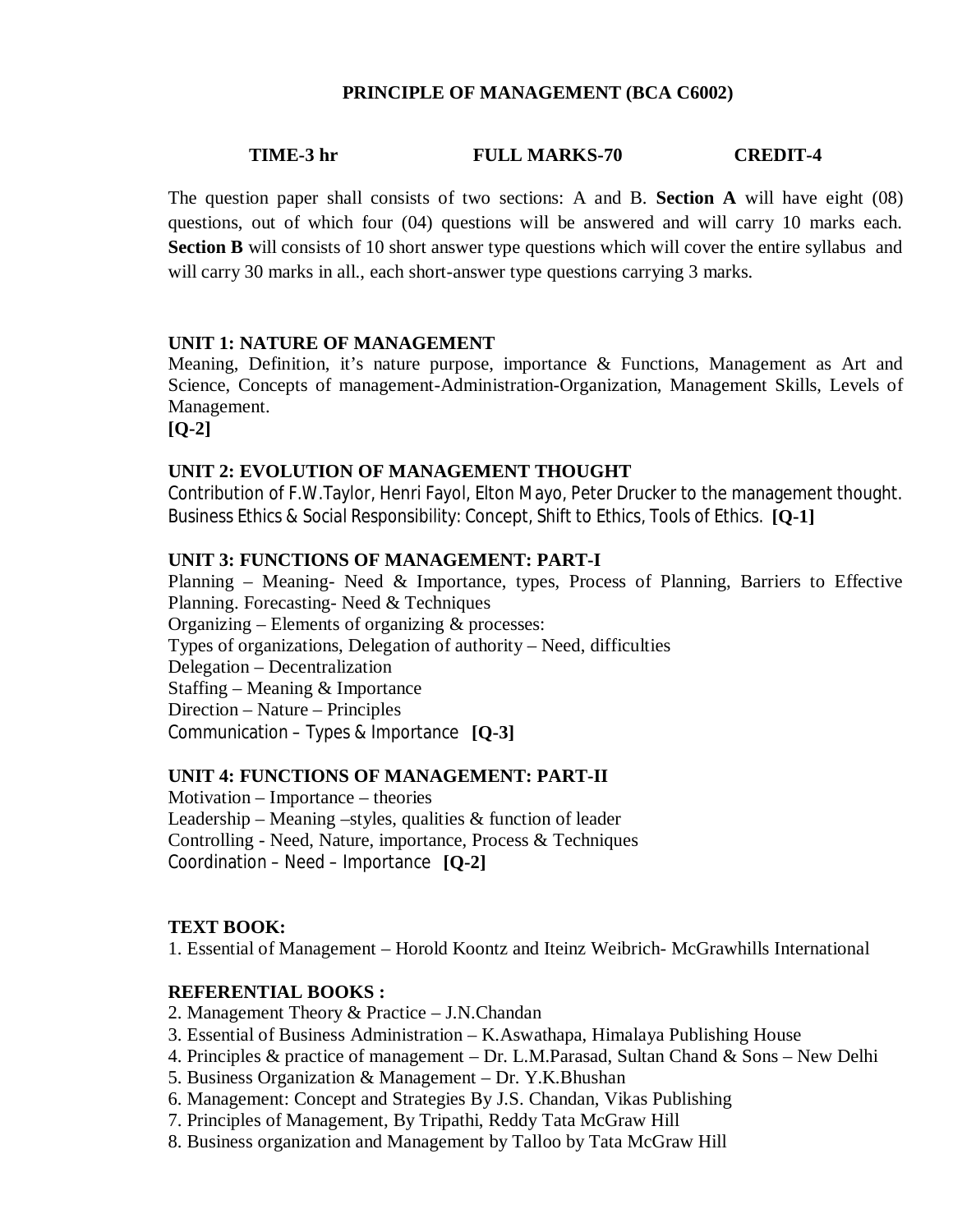# PRINCIPLE OF MANAGEMENT (BCA C6002)

**TIME-3 hr** **FULL MARKS-70** **CREDIT-4**

The question paper shall consists of two sections: A and B. **Section A** will have eight (08) questions, out of which four (04) questions will be answered and will carry 10 marks each. **Section B** will consists of 10 short answer type questions which will cover the entire syllabus and will carry 30 marks in all., each short-answer type questions carrying 3 marks.

### UNIT 1: NATURE OF MANAGEMENT

Meaning, Definition, it's nature purpose, importance & Functions, Management as Art and Science, Concepts of management-Administration-Organization, Management Skills, Levels of Management.
**[Q-2]**

### UNIT 2: EVOLUTION OF MANAGEMENT THOUGHT

Contribution of F.W.Taylor, Henri Fayol, Elton Mayo, Peter Drucker to the management thought. Business Ethics & Social Responsibility: Concept, Shift to Ethics, Tools of Ethics. **[Q-1]**

### UNIT 3: FUNCTIONS OF MANAGEMENT: PART-I

Planning – Meaning- Need & Importance, types, Process of Planning, Barriers to Effective Planning. Forecasting- Need & Techniques
Organizing – Elements of organizing & processes:
Types of organizations, Delegation of authority – Need, difficulties
Delegation – Decentralization
Staffing – Meaning & Importance
Direction – Nature – Principles
Communication – Types & Importance **[Q-3]**

### UNIT 4: FUNCTIONS OF MANAGEMENT: PART-II

Motivation – Importance – theories
Leadership – Meaning –styles, qualities & function of leader
Controlling - Need, Nature, importance, Process & Techniques
Coordination – Need – Importance **[Q-2]**

### TEXT BOOK:

1. Essential of Management – Horold Koontz and Iteinz Weibrich- McGrawhills International

### REFERENTIAL BOOKS :

2. Management Theory & Practice – J.N.Chandan
3. Essential of Business Administration – K.Aswathapa, Himalaya Publishing House
4. Principles & practice of management – Dr. L.M.Parasad, Sultan Chand & Sons – New Delhi
5. Business Organization & Management – Dr. Y.K.Bhushan
6. Management: Concept and Strategies By J.S. Chandan, Vikas Publishing
7. Principles of Management, By Tripathi, Reddy Tata McGraw Hill
8. Business organization and Management by Talloo by Tata McGraw Hill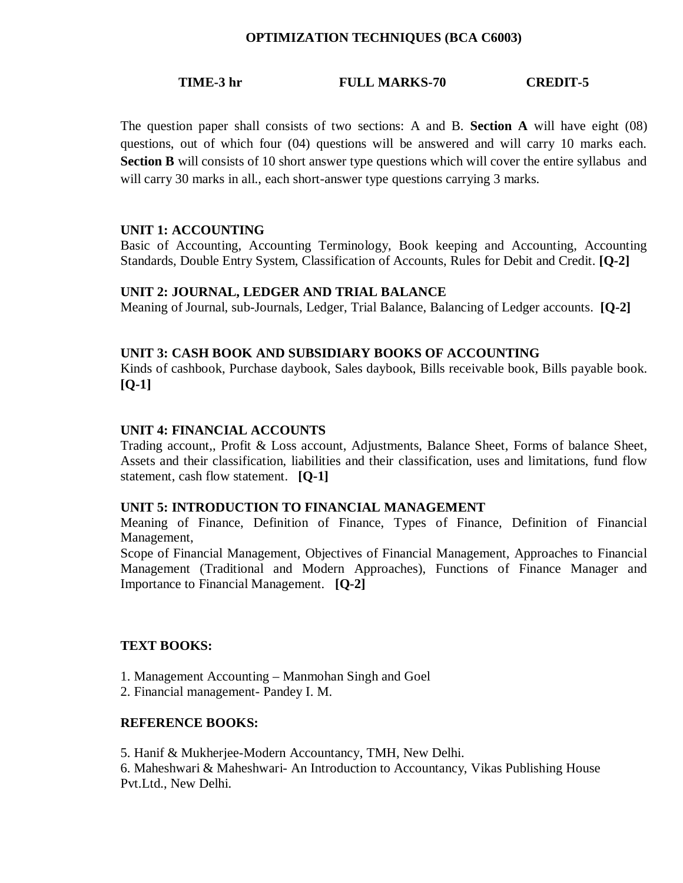# OPTIMIZATION TECHNIQUES (BCA C6003)

**TIME-3 hr** **FULL MARKS-70** **CREDIT-5**

The question paper shall consists of two sections: A and B. **Section A** will have eight (08) questions, out of which four (04) questions will be answered and will carry 10 marks each. **Section B** will consists of 10 short answer type questions which will cover the entire syllabus and will carry 30 marks in all., each short-answer type questions carrying 3 marks.

### UNIT 1: ACCOUNTING

Basic of Accounting, Accounting Terminology, Book keeping and Accounting, Accounting Standards, Double Entry System, Classification of Accounts, Rules for Debit and Credit. **[Q-2]**

### UNIT 2: JOURNAL, LEDGER AND TRIAL BALANCE

Meaning of Journal, sub-Journals, Ledger, Trial Balance, Balancing of Ledger accounts. **[Q-2]**

### UNIT 3: CASH BOOK AND SUBSIDIARY BOOKS OF ACCOUNTING

Kinds of cashbook, Purchase daybook, Sales daybook, Bills receivable book, Bills payable book. **[Q-1]**

### UNIT 4: FINANCIAL ACCOUNTS

Trading account,, Profit & Loss account, Adjustments, Balance Sheet, Forms of balance Sheet, Assets and their classification, liabilities and their classification, uses and limitations, fund flow statement, cash flow statement. **[Q-1]**

### UNIT 5: INTRODUCTION TO FINANCIAL MANAGEMENT

Meaning of Finance, Definition of Finance, Types of Finance, Definition of Financial Management,

Scope of Financial Management, Objectives of Financial Management, Approaches to Financial Management (Traditional and Modern Approaches), Functions of Finance Manager and Importance to Financial Management. **[Q-2]**

### TEXT BOOKS:

1. Management Accounting – Manmohan Singh and Goel
2. Financial management- Pandey I. M.

### REFERENCE BOOKS:

5. Hanif & Mukherjee-Modern Accountancy, TMH, New Delhi.
6. Maheshwari & Maheshwari- An Introduction to Accountancy, Vikas Publishing House Pvt.Ltd., New Delhi.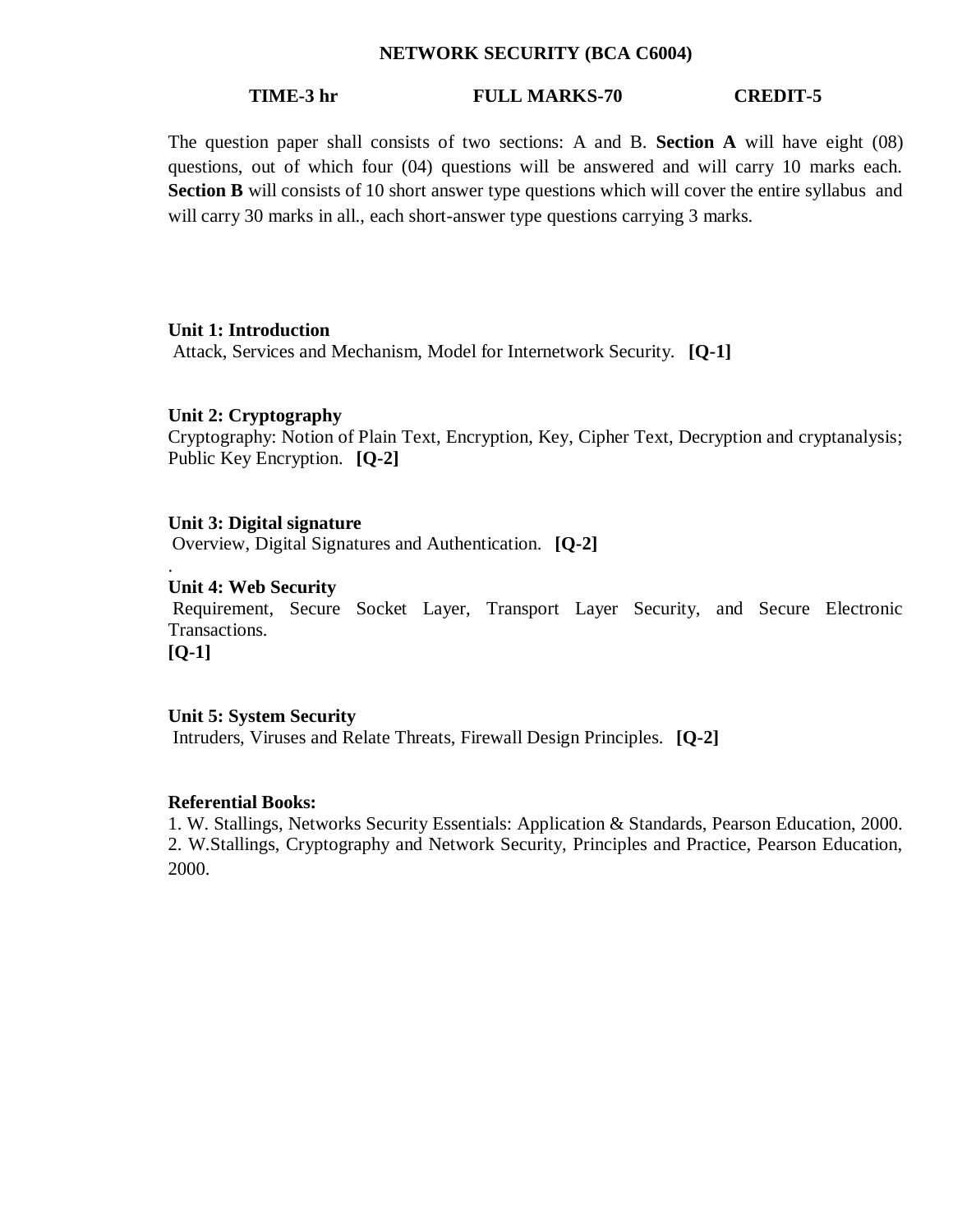# NETWORK SECURITY (BCA C6004)

**TIME-3 hr** **FULL MARKS-70** **CREDIT-5**

The question paper shall consists of two sections: A and B. **Section A** will have eight (08) questions, out of which four (04) questions will be answered and will carry 10 marks each. **Section B** will consists of 10 short answer type questions which will cover the entire syllabus and will carry 30 marks in all., each short-answer type questions carrying 3 marks.

**Unit 1: Introduction**

Attack, Services and Mechanism, Model for Internetwork Security. **[Q-1]**

**Unit 2: Cryptography**

Cryptography: Notion of Plain Text, Encryption, Key, Cipher Text, Decryption and cryptanalysis; Public Key Encryption. **[Q-2]**

**Unit 3: Digital signature**

Overview, Digital Signatures and Authentication. **[Q-2]**

.

**Unit 4: Web Security**

Requirement, Secure Socket Layer, Transport Layer Security, and Secure Electronic Transactions.

**[Q-1]**

**Unit 5: System Security**

Intruders, Viruses and Relate Threats, Firewall Design Principles. **[Q-2]**

**Referential Books:**

1. W. Stallings, Networks Security Essentials: Application & Standards, Pearson Education, 2000.
2. W.Stallings, Cryptography and Network Security, Principles and Practice, Pearson Education, 2000.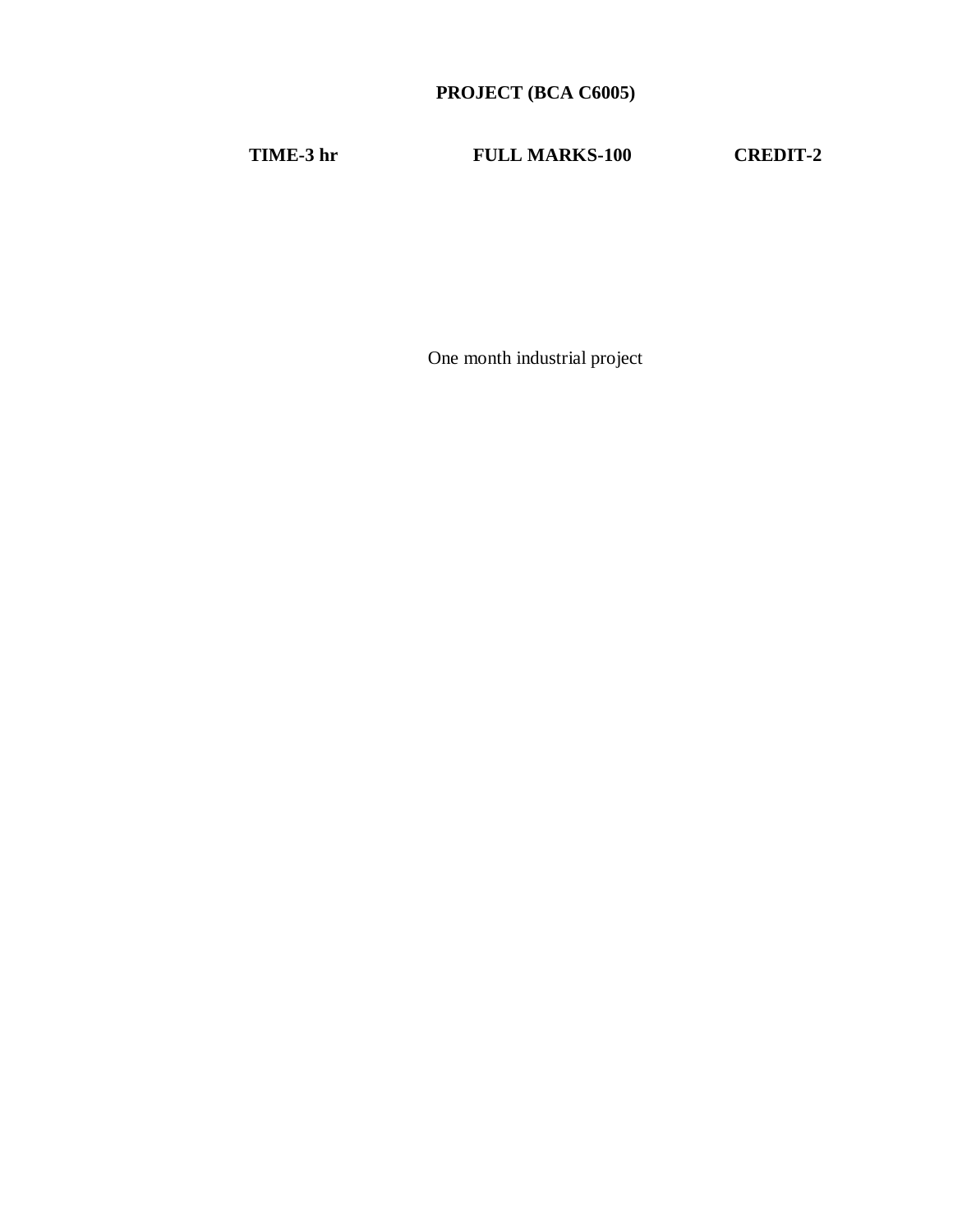**PROJECT (BCA C6005)**

**TIME-3 hr** **FULL MARKS-100** **CREDIT-2**

One month industrial project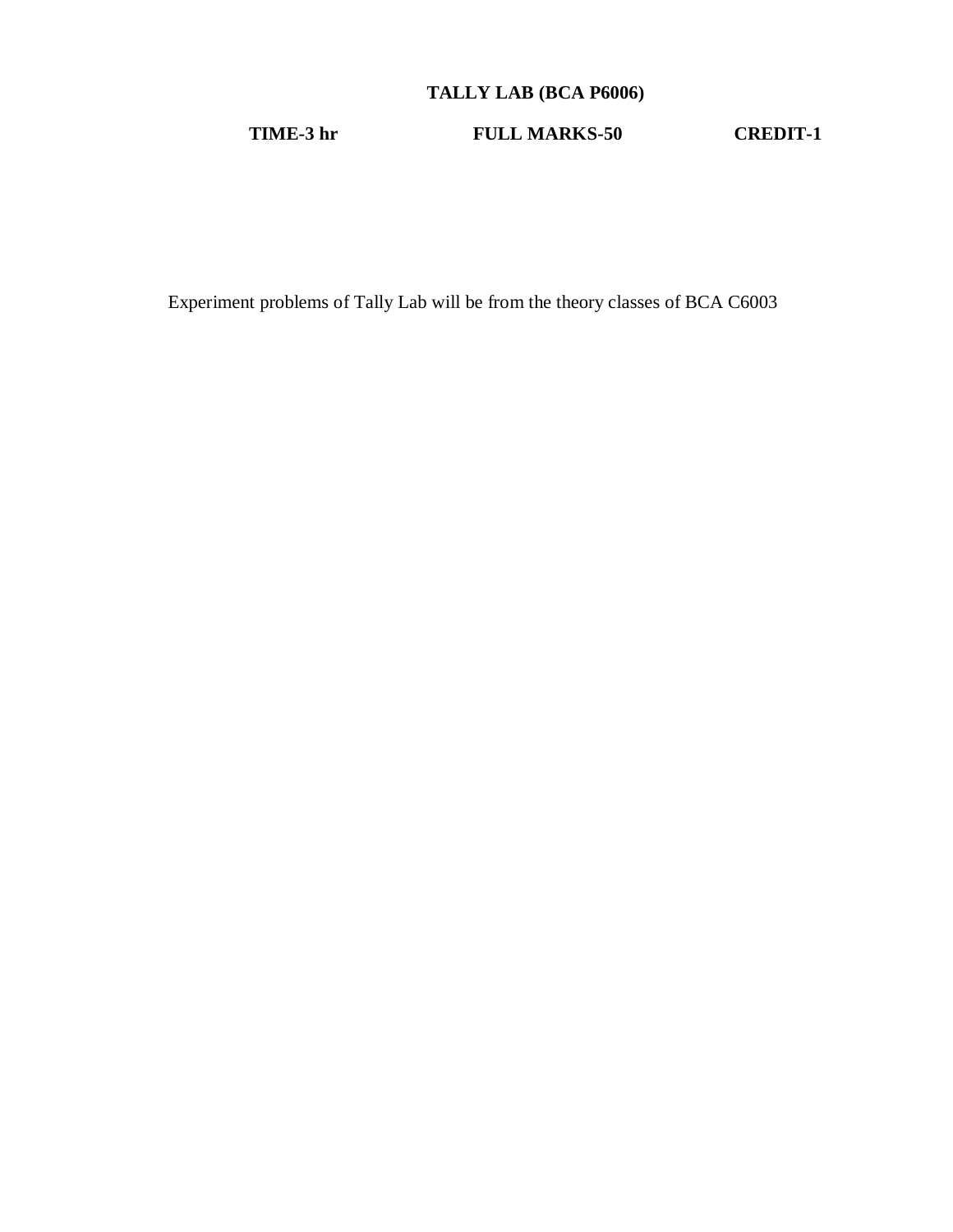# TALLY LAB (BCA P6006)

**TIME-3 hr** **FULL MARKS-50** **CREDIT-1**

Experiment problems of Tally Lab will be from the theory classes of BCA C6003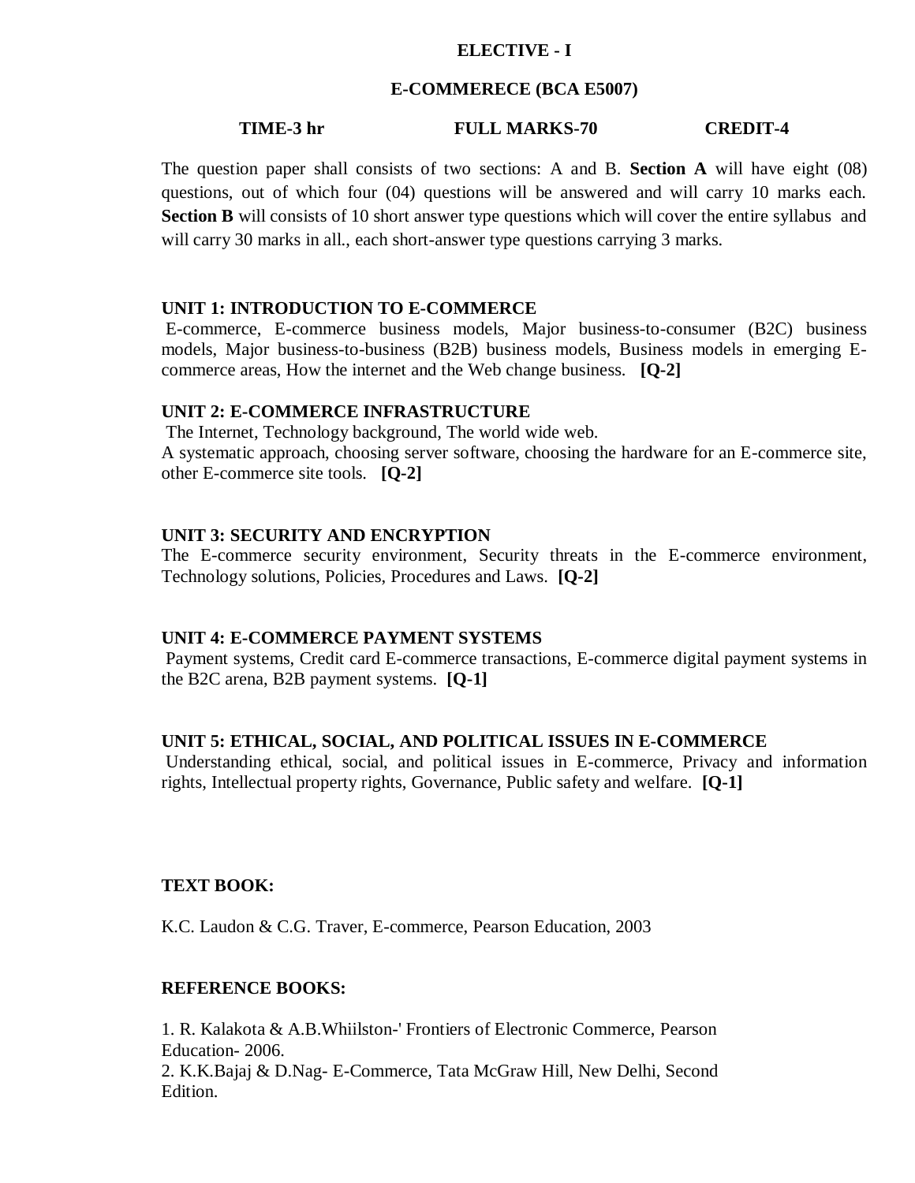## ELECTIVE - I

## E-COMMERECE (BCA E5007)

**TIME-3 hr** **FULL MARKS-70** **CREDIT-4**

The question paper shall consists of two sections: A and B. **Section A** will have eight (08) questions, out of which four (04) questions will be answered and will carry 10 marks each. **Section B** will consists of 10 short answer type questions which will cover the entire syllabus and will carry 30 marks in all., each short-answer type questions carrying 3 marks.

### UNIT 1: INTRODUCTION TO E-COMMERCE

E-commerce, E-commerce business models, Major business-to-consumer (B2C) business models, Major business-to-business (B2B) business models, Business models in emerging E-commerce areas, How the internet and the Web change business. **[Q-2]**

### UNIT 2: E-COMMERCE INFRASTRUCTURE

The Internet, Technology background, The world wide web.
A systematic approach, choosing server software, choosing the hardware for an E-commerce site, other E-commerce site tools. **[Q-2]**

### UNIT 3: SECURITY AND ENCRYPTION

The E-commerce security environment, Security threats in the E-commerce environment, Technology solutions, Policies, Procedures and Laws. **[Q-2]**

### UNIT 4: E-COMMERCE PAYMENT SYSTEMS

Payment systems, Credit card E-commerce transactions, E-commerce digital payment systems in the B2C arena, B2B payment systems. **[Q-1]**

### UNIT 5: ETHICAL, SOCIAL, AND POLITICAL ISSUES IN E-COMMERCE

Understanding ethical, social, and political issues in E-commerce, Privacy and information rights, Intellectual property rights, Governance, Public safety and welfare. **[Q-1]**

### TEXT BOOK:

K.C. Laudon & C.G. Traver, E-commerce, Pearson Education, 2003

### REFERENCE BOOKS:

1. R. Kalakota & A.B.Whiilston-' Frontiers of Electronic Commerce, Pearson Education- 2006.
2. K.K.Bajaj & D.Nag- E-Commerce, Tata McGraw Hill, New Delhi, Second Edition.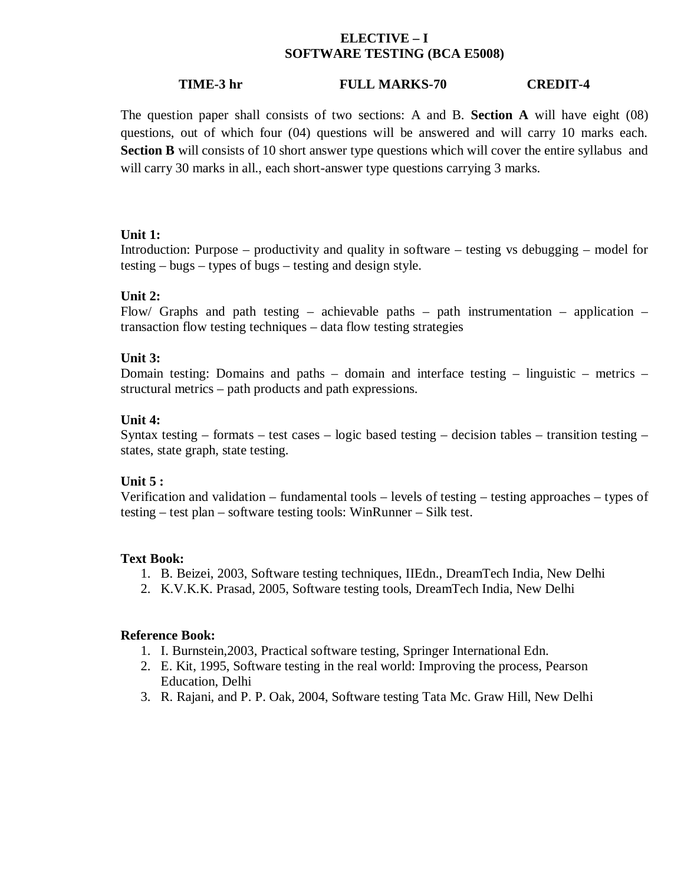## ELECTIVE – I
## SOFTWARE TESTING (BCA E5008)

**TIME-3 hr** **FULL MARKS-70** **CREDIT-4**

The question paper shall consists of two sections: A and B. **Section A** will have eight (08) questions, out of which four (04) questions will be answered and will carry 10 marks each. **Section B** will consists of 10 short answer type questions which will cover the entire syllabus and will carry 30 marks in all., each short-answer type questions carrying 3 marks.

**Unit 1:**
Introduction: Purpose – productivity and quality in software – testing vs debugging – model for testing – bugs – types of bugs – testing and design style.

**Unit 2:**
Flow/ Graphs and path testing – achievable paths – path instrumentation – application – transaction flow testing techniques – data flow testing strategies

**Unit 3:**
Domain testing: Domains and paths – domain and interface testing – linguistic – metrics – structural metrics – path products and path expressions.

**Unit 4:**
Syntax testing – formats – test cases – logic based testing – decision tables – transition testing – states, state graph, state testing.

**Unit 5 :**
Verification and validation – fundamental tools – levels of testing – testing approaches – types of testing – test plan – software testing tools: WinRunner – Silk test.

**Text Book:**

1. B. Beizei, 2003, Software testing techniques, IIEdn., DreamTech India, New Delhi
2. K.V.K.K. Prasad, 2005, Software testing tools, DreamTech India, New Delhi

**Reference Book:**

1. I. Burnstein,2003, Practical software testing, Springer International Edn.
2. E. Kit, 1995, Software testing in the real world: Improving the process, Pearson Education, Delhi
3. R. Rajani, and P. P. Oak, 2004, Software testing Tata Mc. Graw Hill, New Delhi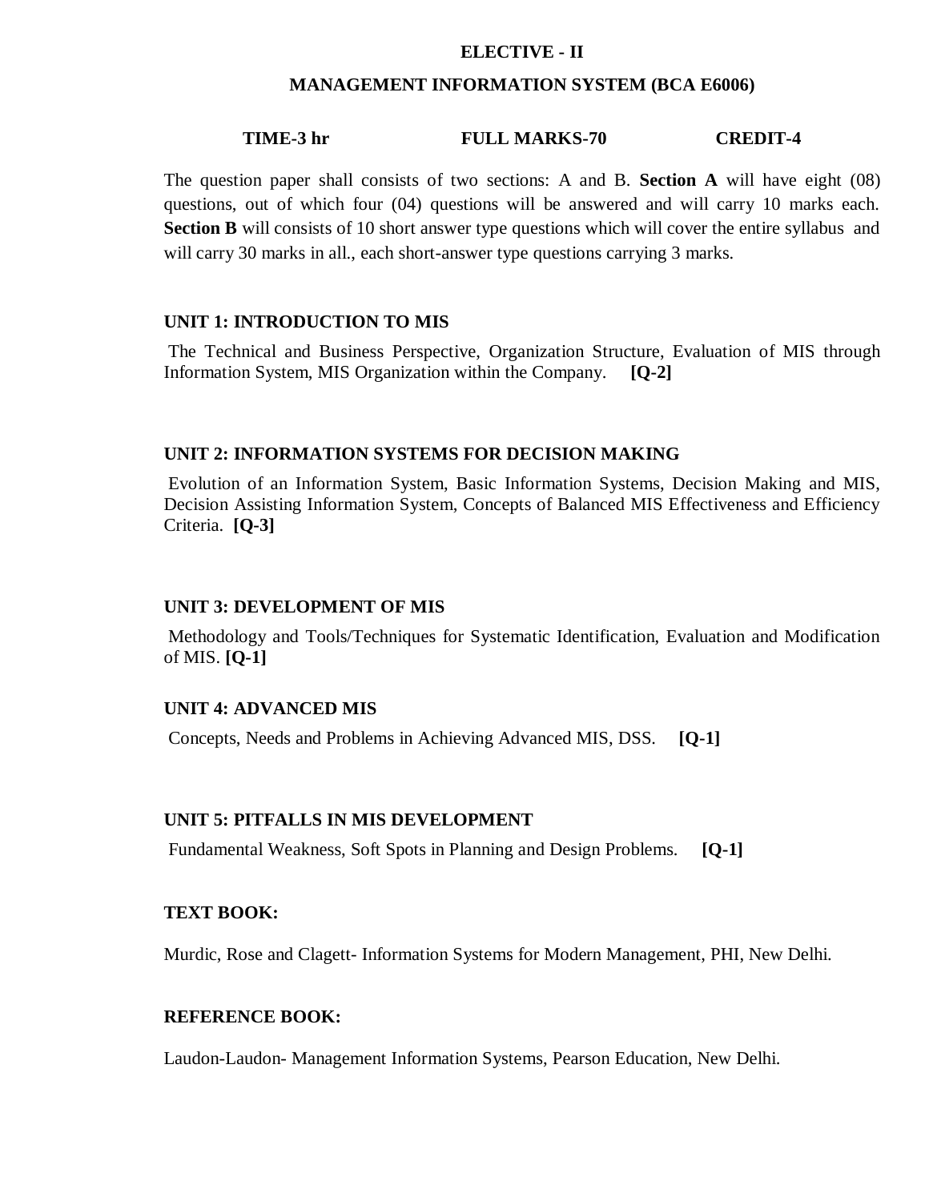# ELECTIVE - II

## MANAGEMENT INFORMATION SYSTEM (BCA E6006)

**TIME-3 hr** **FULL MARKS-70** **CREDIT-4**

The question paper shall consists of two sections: A and B. **Section A** will have eight (08) questions, out of which four (04) questions will be answered and will carry 10 marks each. **Section B** will consists of 10 short answer type questions which will cover the entire syllabus and will carry 30 marks in all., each short-answer type questions carrying 3 marks.

### UNIT 1: INTRODUCTION TO MIS

The Technical and Business Perspective, Organization Structure, Evaluation of MIS through Information System, MIS Organization within the Company. **[Q-2]**

### UNIT 2: INFORMATION SYSTEMS FOR DECISION MAKING

Evolution of an Information System, Basic Information Systems, Decision Making and MIS, Decision Assisting Information System, Concepts of Balanced MIS Effectiveness and Efficiency Criteria. **[Q-3]**

### UNIT 3: DEVELOPMENT OF MIS

Methodology and Tools/Techniques for Systematic Identification, Evaluation and Modification of MIS. **[Q-1]**

### UNIT 4: ADVANCED MIS

Concepts, Needs and Problems in Achieving Advanced MIS, DSS. **[Q-1]**

### UNIT 5: PITFALLS IN MIS DEVELOPMENT

Fundamental Weakness, Soft Spots in Planning and Design Problems. **[Q-1]**

### TEXT BOOK:

Murdic, Rose and Clagett- Information Systems for Modern Management, PHI, New Delhi.

### REFERENCE BOOK:

Laudon-Laudon- Management Information Systems, Pearson Education, New Delhi.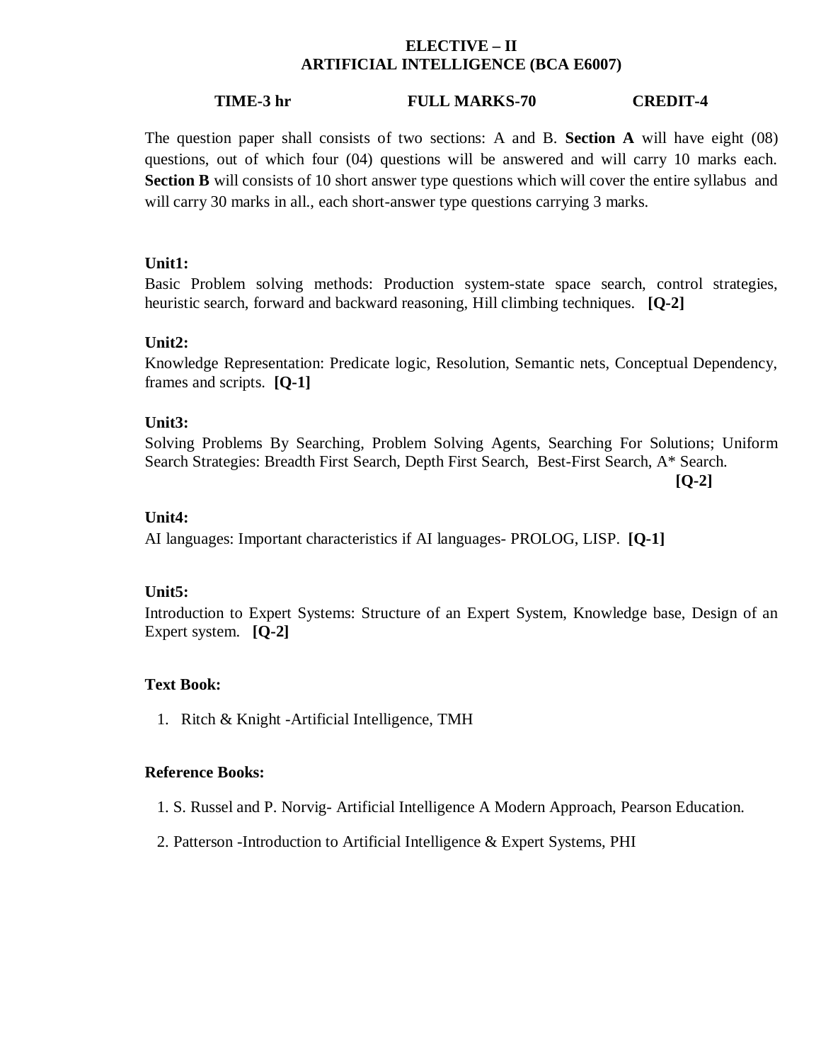# ELECTIVE – II
# ARTIFICIAL INTELLIGENCE (BCA E6007)

**TIME-3 hr** **FULL MARKS-70** **CREDIT-4**

The question paper shall consists of two sections: A and B. **Section A** will have eight (08) questions, out of which four (04) questions will be answered and will carry 10 marks each. **Section B** will consists of 10 short answer type questions which will cover the entire syllabus and will carry 30 marks in all., each short-answer type questions carrying 3 marks.

**Unit1:**
Basic Problem solving methods: Production system-state space search, control strategies, heuristic search, forward and backward reasoning, Hill climbing techniques. **[Q-2]**

**Unit2:**
Knowledge Representation: Predicate logic, Resolution, Semantic nets, Conceptual Dependency, frames and scripts. **[Q-1]**

**Unit3:**
Solving Problems By Searching, Problem Solving Agents, Searching For Solutions; Uniform Search Strategies: Breadth First Search, Depth First Search, Best-First Search, A* Search. **[Q-2]**

**Unit4:**
AI languages: Important characteristics if AI languages- PROLOG, LISP. **[Q-1]**

**Unit5:**
Introduction to Expert Systems: Structure of an Expert System, Knowledge base, Design of an Expert system. **[Q-2]**

**Text Book:**

1. Ritch & Knight -Artificial Intelligence, TMH

**Reference Books:**

1. S. Russel and P. Norvig- Artificial Intelligence A Modern Approach, Pearson Education.
2. Patterson -Introduction to Artificial Intelligence & Expert Systems, PHI